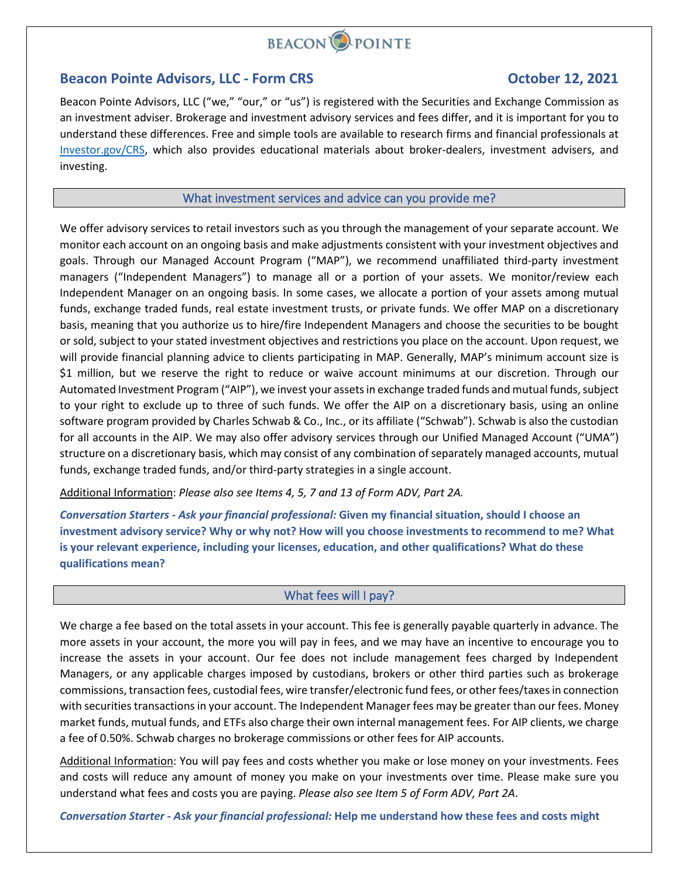BEACON POINTE

## Beacon Pointe Advisors, LLC - Form CRS October 12, 2021

Beacon Pointe Advisors, LLC ("we," "our," or "us") is registered with the Securities and Exchange Commission as an investment adviser. Brokerage and investment advisory services and fees differ, and it is important for you to understand these differences. Free and simple tools are available to research firms and financial professionals at Investor.gov/CRS, which also provides educational materials about broker-dealers, investment advisers, and investing.

### What investment services and advice can you provide me?

We offer advisory services to retail investors such as you through the management of your separate account. We monitor each account on an ongoing basis and make adjustments consistent with your investment objectives and goals. Through our Managed Account Program ("MAP"), we recommend unaffiliated third-party investment managers ("Independent Managers") to manage all or a portion of your assets. We monitor/review each Independent Manager on an ongoing basis. In some cases, we allocate a portion of your assets among mutual funds, exchange traded funds, real estate investment trusts, or private funds. We offer MAP on a discretionary basis, meaning that you authorize us to hire/fire Independent Managers and choose the securities to be bought or sold, subject to your stated investment objectives and restrictions you place on the account. Upon request, we will provide financial planning advice to clients participating in MAP. Generally, MAP's minimum account size is \$1 million, but we reserve the right to reduce or waive account minimums at our discretion. Through our Automated Investment Program ("AIP"), we invest your assets in exchange traded funds and mutual funds, subject to your right to exclude up to three of such funds. We offer the AIP on a discretionary basis, using an online software program provided by Charles Schwab & Co., Inc., or its affiliate ("Schwab"). Schwab is also the custodian for all accounts in the AIP. We may also offer advisory services through our Unified Managed Account ("UMA") structure on a discretionary basis, which may consist of any combination of separately managed accounts, mutual funds, exchange traded funds, and/or third-party strategies in a single account.

Additional Information: *Please also see Items 4, 5, 7 and 13 of Form ADV, Part 2A.*

***Conversation Starters - Ask your financial professional:*** **Given my financial situation, should I choose an investment advisory service? Why or why not? How will you choose investments to recommend to me? What is your relevant experience, including your licenses, education, and other qualifications? What do these qualifications mean?**

### What fees will I pay?

We charge a fee based on the total assets in your account. This fee is generally payable quarterly in advance. The more assets in your account, the more you will pay in fees, and we may have an incentive to encourage you to increase the assets in your account. Our fee does not include management fees charged by Independent Managers, or any applicable charges imposed by custodians, brokers or other third parties such as brokerage commissions, transaction fees, custodial fees, wire transfer/electronic fund fees, or other fees/taxes in connection with securities transactions in your account. The Independent Manager fees may be greater than our fees. Money market funds, mutual funds, and ETFs also charge their own internal management fees. For AIP clients, we charge a fee of 0.50%. Schwab charges no brokerage commissions or other fees for AIP accounts.

Additional Information: You will pay fees and costs whether you make or lose money on your investments. Fees and costs will reduce any amount of money you make on your investments over time. Please make sure you understand what fees and costs you are paying. *Please also see Item 5 of Form ADV, Part 2A.*

***Conversation Starter - Ask your financial professional:*** **Help me understand how these fees and costs might**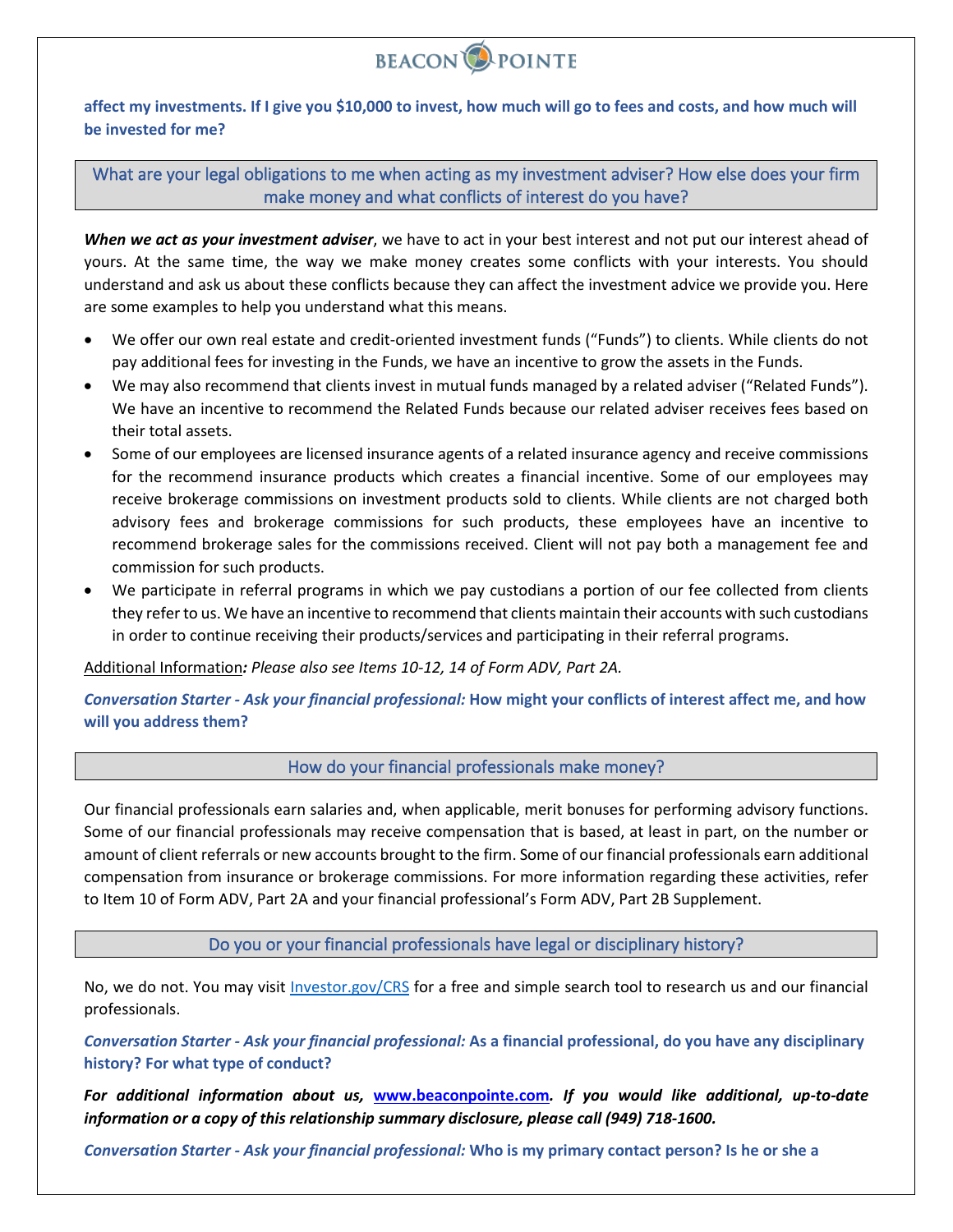**affect my investments. If I give you $10,000 to invest, how much will go to fees and costs, and how much will be invested for me?**

## What are your legal obligations to me when acting as my investment adviser? How else does your firm make money and what conflicts of interest do you have?

***When we act as your investment adviser***, we have to act in your best interest and not put our interest ahead of yours. At the same time, the way we make money creates some conflicts with your interests. You should understand and ask us about these conflicts because they can affect the investment advice we provide you. Here are some examples to help you understand what this means.

- We offer our own real estate and credit-oriented investment funds ("Funds") to clients. While clients do not pay additional fees for investing in the Funds, we have an incentive to grow the assets in the Funds.
- We may also recommend that clients invest in mutual funds managed by a related adviser ("Related Funds"). We have an incentive to recommend the Related Funds because our related adviser receives fees based on their total assets.
- Some of our employees are licensed insurance agents of a related insurance agency and receive commissions for the recommend insurance products which creates a financial incentive. Some of our employees may receive brokerage commissions on investment products sold to clients. While clients are not charged both advisory fees and brokerage commissions for such products, these employees have an incentive to recommend brokerage sales for the commissions received. Client will not pay both a management fee and commission for such products.
- We participate in referral programs in which we pay custodians a portion of our fee collected from clients they refer to us. We have an incentive to recommend that clients maintain their accounts with such custodians in order to continue receiving their products/services and participating in their referral programs.

Additional Information***:*** *Please also see Items 10-12, 14 of Form ADV, Part 2A.*

***Conversation Starter - Ask your financial professional:*** **How might your conflicts of interest affect me, and how will you address them?**

## How do your financial professionals make money?

Our financial professionals earn salaries and, when applicable, merit bonuses for performing advisory functions. Some of our financial professionals may receive compensation that is based, at least in part, on the number or amount of client referrals or new accounts brought to the firm. Some of our financial professionals earn additional compensation from insurance or brokerage commissions. For more information regarding these activities, refer to Item 10 of Form ADV, Part 2A and your financial professional's Form ADV, Part 2B Supplement.

## Do you or your financial professionals have legal or disciplinary history?

No, we do not. You may visit Investor.gov/CRS for a free and simple search tool to research us and our financial professionals.

***Conversation Starter - Ask your financial professional:*** **As a financial professional, do you have any disciplinary history? For what type of conduct?**

***For additional information about us, www.beaconpointe.com. If you would like additional, up-to-date information or a copy of this relationship summary disclosure, please call (949) 718-1600.***

***Conversation Starter - Ask your financial professional:*** **Who is my primary contact person? Is he or she a**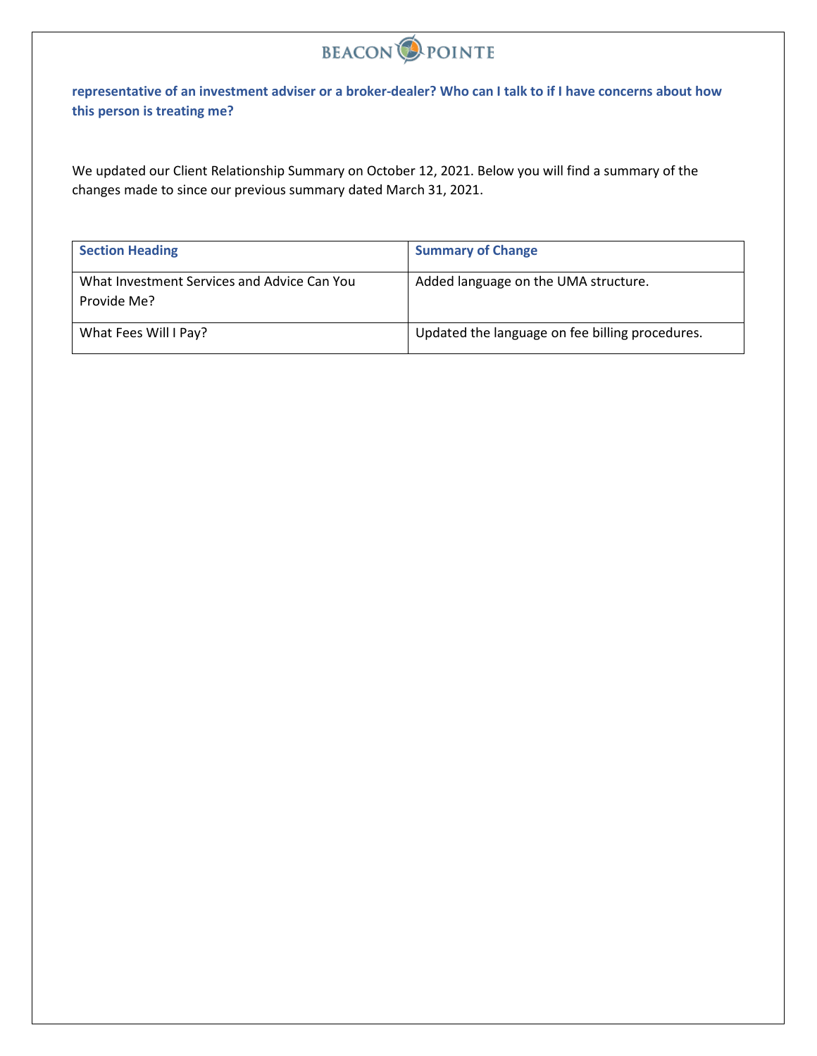**representative of an investment adviser or a broker-dealer? Who can I talk to if I have concerns about how this person is treating me?**

We updated our Client Relationship Summary on October 12, 2021. Below you will find a summary of the changes made to since our previous summary dated March 31, 2021.

| Section Heading | Summary of Change |
|---|---|
| What Investment Services and Advice Can You Provide Me? | Added language on the UMA structure. |
| What Fees Will I Pay? | Updated the language on fee billing procedures. |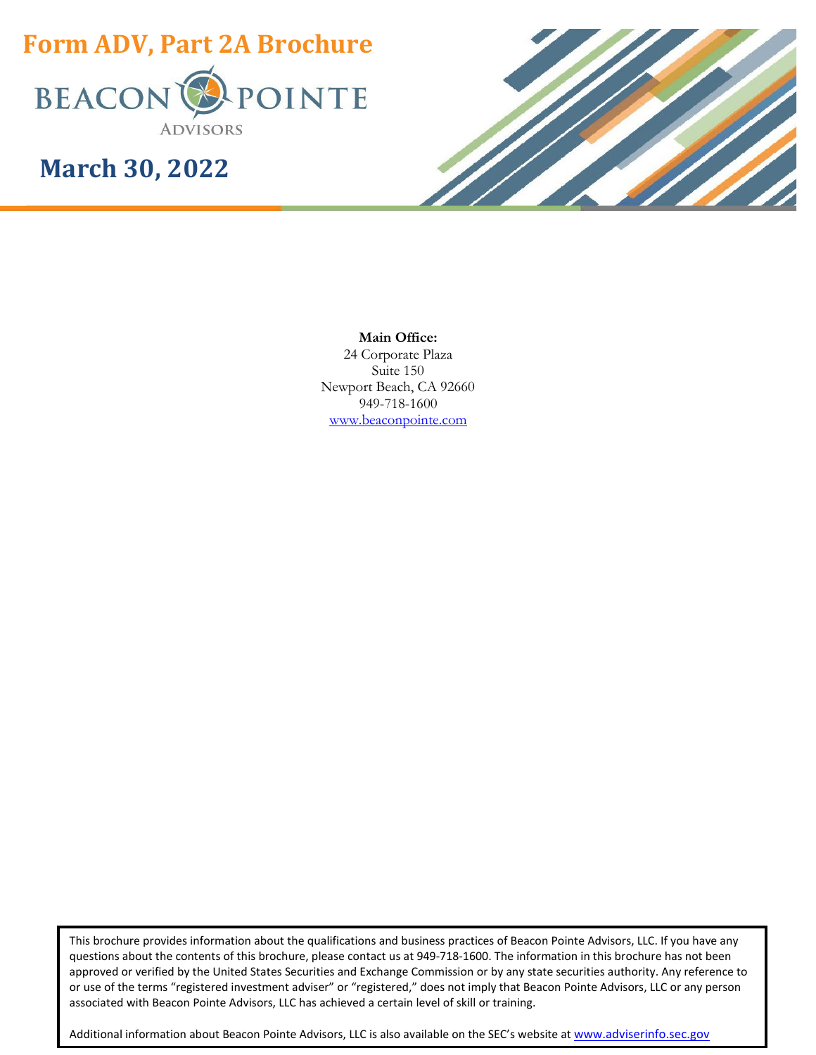# Form ADV, Part 2A Brochure

BEACON POINTE
ADVISORS

## March 30, 2022

**Main Office:**
24 Corporate Plaza
Suite 150
Newport Beach, CA 92660
949-718-1600
www.beaconpointe.com

This brochure provides information about the qualifications and business practices of Beacon Pointe Advisors, LLC. If you have any questions about the contents of this brochure, please contact us at 949-718-1600. The information in this brochure has not been approved or verified by the United States Securities and Exchange Commission or by any state securities authority. Any reference to or use of the terms "registered investment adviser" or "registered," does not imply that Beacon Pointe Advisors, LLC or any person associated with Beacon Pointe Advisors, LLC has achieved a certain level of skill or training.

Additional information about Beacon Pointe Advisors, LLC is also available on the SEC's website at www.adviserinfo.sec.gov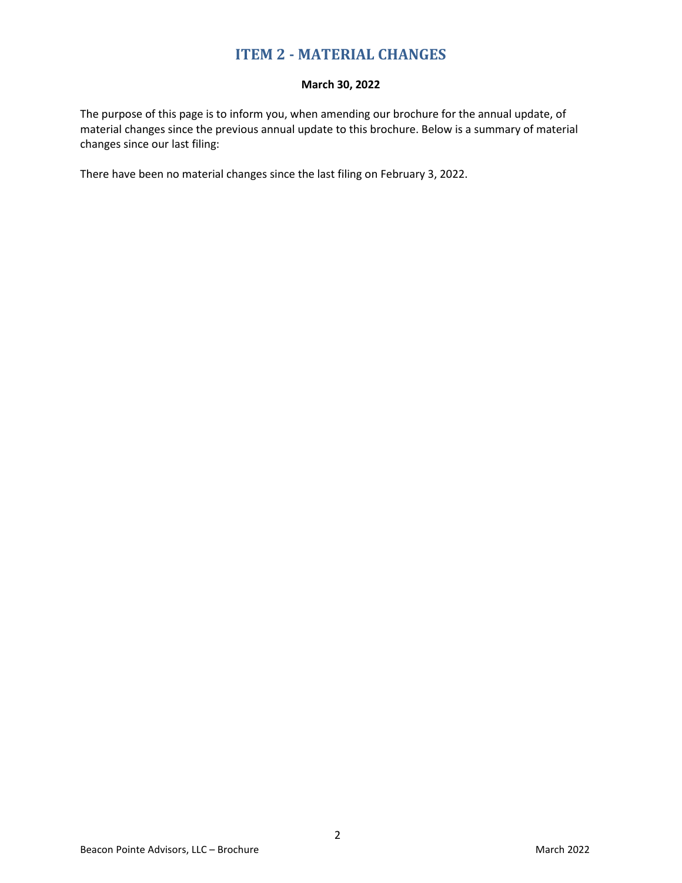# ITEM 2 - MATERIAL CHANGES

**March 30, 2022**

The purpose of this page is to inform you, when amending our brochure for the annual update, of material changes since the previous annual update to this brochure. Below is a summary of material changes since our last filing:

There have been no material changes since the last filing on February 3, 2022.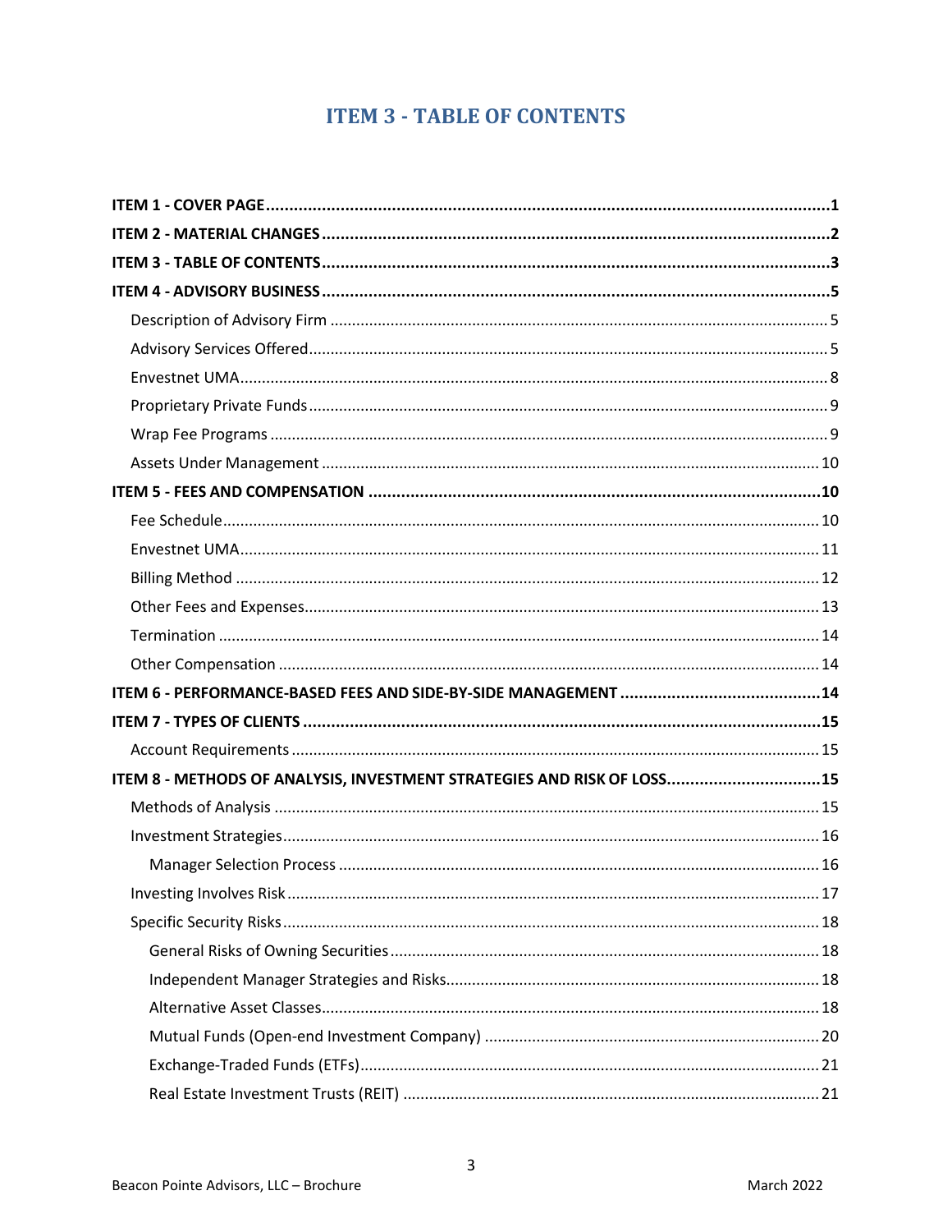# ITEM 3 - TABLE OF CONTENTS

**ITEM 1 - COVER PAGE** .......... **1**

**ITEM 2 - MATERIAL CHANGES** .......... **2**

**ITEM 3 - TABLE OF CONTENTS** .......... **3**

**ITEM 4 - ADVISORY BUSINESS** .......... **5**

- Description of Advisory Firm .......... 5
- Advisory Services Offered .......... 5
- Envestnet UMA .......... 8
- Proprietary Private Funds .......... 9
- Wrap Fee Programs .......... 9
- Assets Under Management .......... 10

**ITEM 5 - FEES AND COMPENSATION** .......... **10**

- Fee Schedule .......... 10
- Envestnet UMA .......... 11
- Billing Method .......... 12
- Other Fees and Expenses .......... 13
- Termination .......... 14
- Other Compensation .......... 14

**ITEM 6 - PERFORMANCE-BASED FEES AND SIDE-BY-SIDE MANAGEMENT** .......... **14**

**ITEM 7 - TYPES OF CLIENTS** .......... **15**

- Account Requirements .......... 15

**ITEM 8 - METHODS OF ANALYSIS, INVESTMENT STRATEGIES AND RISK OF LOSS** .......... **15**

- Methods of Analysis .......... 15
- Investment Strategies .......... 16
  - Manager Selection Process .......... 16
- Investing Involves Risk .......... 17
- Specific Security Risks .......... 18
  - General Risks of Owning Securities .......... 18
  - Independent Manager Strategies and Risks .......... 18
  - Alternative Asset Classes .......... 18
  - Mutual Funds (Open-end Investment Company) .......... 20
  - Exchange-Traded Funds (ETFs) .......... 21
  - Real Estate Investment Trusts (REIT) .......... 21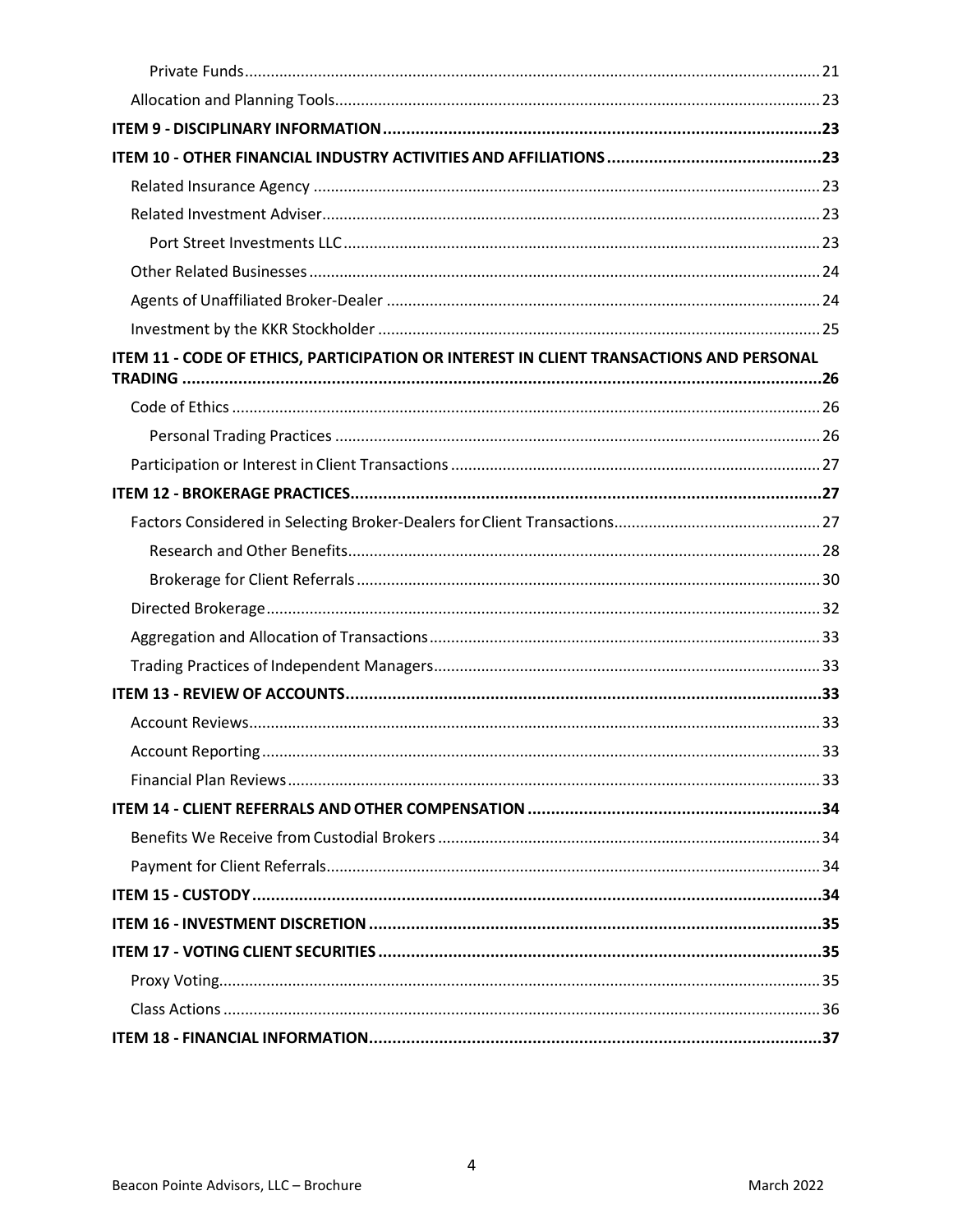Private Funds .......... 21

Allocation and Planning Tools .......... 23

**ITEM 9 - DISCIPLINARY INFORMATION .......... 23**

**ITEM 10 - OTHER FINANCIAL INDUSTRY ACTIVITIES AND AFFILIATIONS .......... 23**

Related Insurance Agency .......... 23

Related Investment Adviser .......... 23

Port Street Investments LLC .......... 23

Other Related Businesses .......... 24

Agents of Unaffiliated Broker-Dealer .......... 24

Investment by the KKR Stockholder .......... 25

**ITEM 11 - CODE OF ETHICS, PARTICIPATION OR INTEREST IN CLIENT TRANSACTIONS AND PERSONAL TRADING .......... 26**

Code of Ethics .......... 26

Personal Trading Practices .......... 26

Participation or Interest in Client Transactions .......... 27

**ITEM 12 - BROKERAGE PRACTICES .......... 27**

Factors Considered in Selecting Broker-Dealers for Client Transactions .......... 27

Research and Other Benefits .......... 28

Brokerage for Client Referrals .......... 30

Directed Brokerage .......... 32

Aggregation and Allocation of Transactions .......... 33

Trading Practices of Independent Managers .......... 33

**ITEM 13 - REVIEW OF ACCOUNTS .......... 33**

Account Reviews .......... 33

Account Reporting .......... 33

Financial Plan Reviews .......... 33

**ITEM 14 - CLIENT REFERRALS AND OTHER COMPENSATION .......... 34**

Benefits We Receive from Custodial Brokers .......... 34

Payment for Client Referrals .......... 34

**ITEM 15 - CUSTODY .......... 34**

**ITEM 16 - INVESTMENT DISCRETION .......... 35**

**ITEM 17 - VOTING CLIENT SECURITIES .......... 35**

Proxy Voting .......... 35

Class Actions .......... 36

**ITEM 18 - FINANCIAL INFORMATION .......... 37**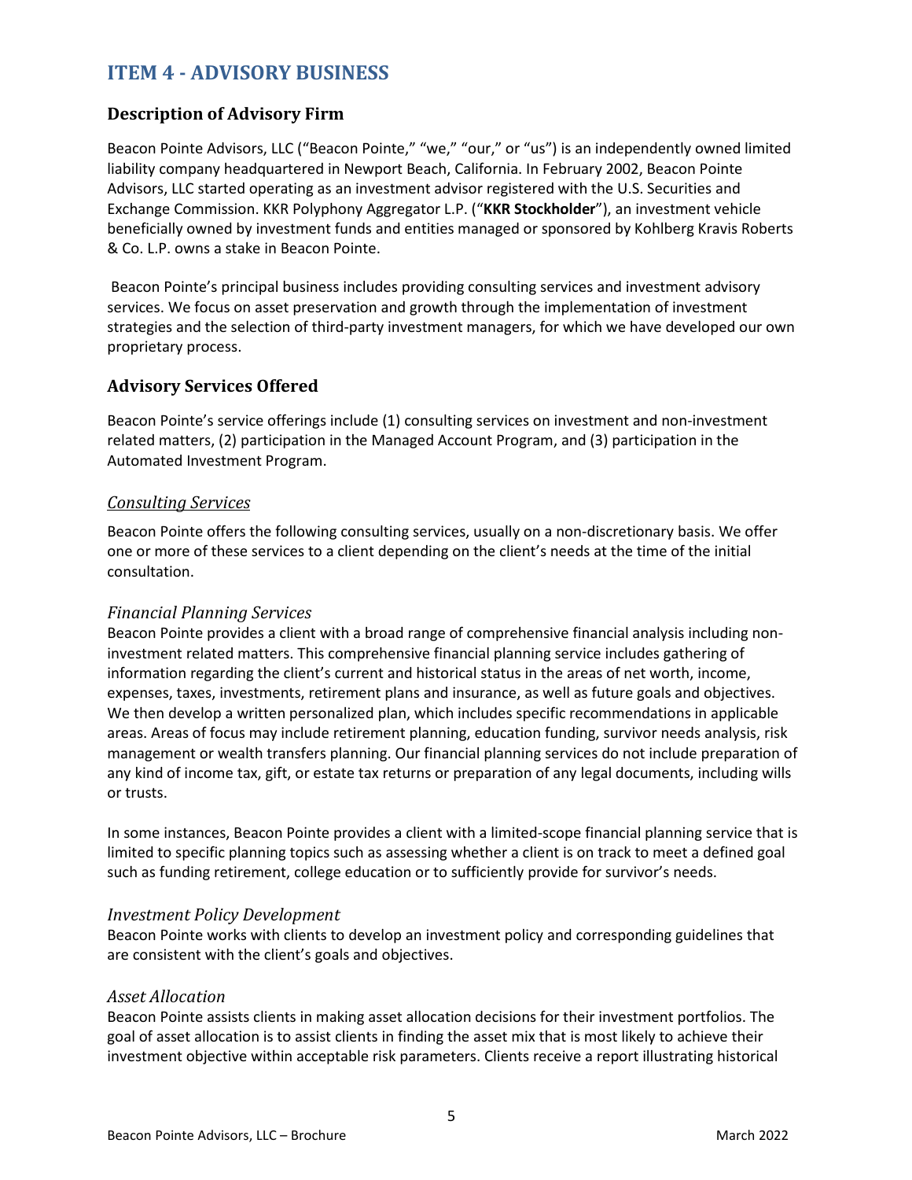# ITEM 4 - ADVISORY BUSINESS

## Description of Advisory Firm

Beacon Pointe Advisors, LLC ("Beacon Pointe," "we," "our," or "us") is an independently owned limited liability company headquartered in Newport Beach, California. In February 2002, Beacon Pointe Advisors, LLC started operating as an investment advisor registered with the U.S. Securities and Exchange Commission. KKR Polyphony Aggregator L.P. ("**KKR Stockholder**"), an investment vehicle beneficially owned by investment funds and entities managed or sponsored by Kohlberg Kravis Roberts & Co. L.P. owns a stake in Beacon Pointe.

Beacon Pointe's principal business includes providing consulting services and investment advisory services. We focus on asset preservation and growth through the implementation of investment strategies and the selection of third-party investment managers, for which we have developed our own proprietary process.

## Advisory Services Offered

Beacon Pointe's service offerings include (1) consulting services on investment and non-investment related matters, (2) participation in the Managed Account Program, and (3) participation in the Automated Investment Program.

### *Consulting Services*

Beacon Pointe offers the following consulting services, usually on a non-discretionary basis. We offer one or more of these services to a client depending on the client's needs at the time of the initial consultation.

#### *Financial Planning Services*

Beacon Pointe provides a client with a broad range of comprehensive financial analysis including non-investment related matters. This comprehensive financial planning service includes gathering of information regarding the client's current and historical status in the areas of net worth, income, expenses, taxes, investments, retirement plans and insurance, as well as future goals and objectives. We then develop a written personalized plan, which includes specific recommendations in applicable areas. Areas of focus may include retirement planning, education funding, survivor needs analysis, risk management or wealth transfers planning. Our financial planning services do not include preparation of any kind of income tax, gift, or estate tax returns or preparation of any legal documents, including wills or trusts.

In some instances, Beacon Pointe provides a client with a limited-scope financial planning service that is limited to specific planning topics such as assessing whether a client is on track to meet a defined goal such as funding retirement, college education or to sufficiently provide for survivor's needs.

#### *Investment Policy Development*

Beacon Pointe works with clients to develop an investment policy and corresponding guidelines that are consistent with the client's goals and objectives.

#### *Asset Allocation*

Beacon Pointe assists clients in making asset allocation decisions for their investment portfolios. The goal of asset allocation is to assist clients in finding the asset mix that is most likely to achieve their investment objective within acceptable risk parameters. Clients receive a report illustrating historical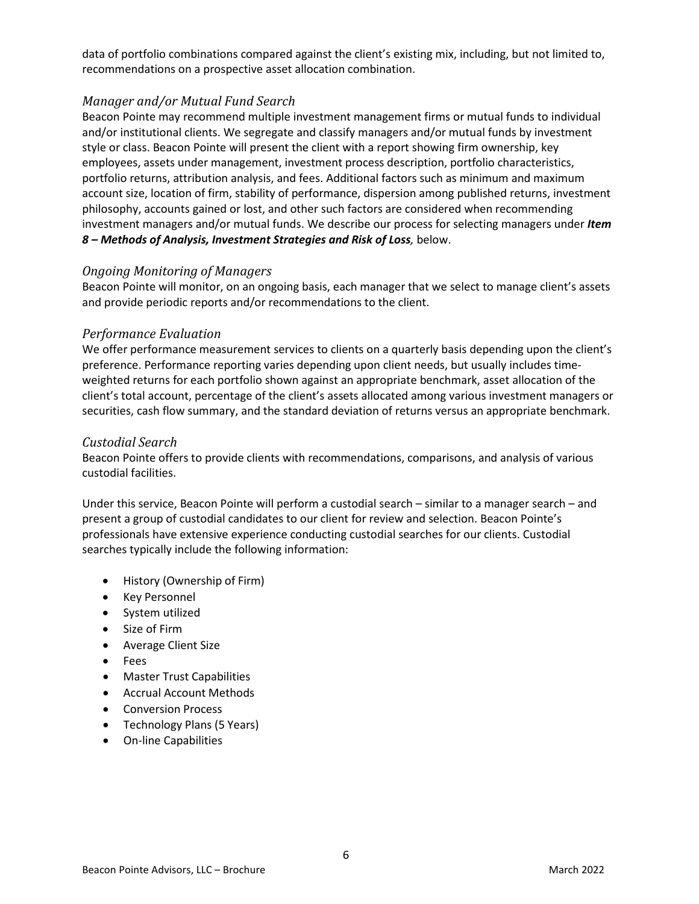data of portfolio combinations compared against the client's existing mix, including, but not limited to, recommendations on a prospective asset allocation combination.

### *Manager and/or Mutual Fund Search*

Beacon Pointe may recommend multiple investment management firms or mutual funds to individual and/or institutional clients. We segregate and classify managers and/or mutual funds by investment style or class. Beacon Pointe will present the client with a report showing firm ownership, key employees, assets under management, investment process description, portfolio characteristics, portfolio returns, attribution analysis, and fees. Additional factors such as minimum and maximum account size, location of firm, stability of performance, dispersion among published returns, investment philosophy, accounts gained or lost, and other such factors are considered when recommending investment managers and/or mutual funds. We describe our process for selecting managers under ***Item 8 – Methods of Analysis, Investment Strategies and Risk of Loss****,* below.

### *Ongoing Monitoring of Managers*

Beacon Pointe will monitor, on an ongoing basis, each manager that we select to manage client's assets and provide periodic reports and/or recommendations to the client.

### *Performance Evaluation*

We offer performance measurement services to clients on a quarterly basis depending upon the client's preference. Performance reporting varies depending upon client needs, but usually includes time-weighted returns for each portfolio shown against an appropriate benchmark, asset allocation of the client's total account, percentage of the client's assets allocated among various investment managers or securities, cash flow summary, and the standard deviation of returns versus an appropriate benchmark.

### *Custodial Search*

Beacon Pointe offers to provide clients with recommendations, comparisons, and analysis of various custodial facilities.

Under this service, Beacon Pointe will perform a custodial search – similar to a manager search – and present a group of custodial candidates to our client for review and selection. Beacon Pointe's professionals have extensive experience conducting custodial searches for our clients. Custodial searches typically include the following information:

- History (Ownership of Firm)
- Key Personnel
- System utilized
- Size of Firm
- Average Client Size
- Fees
- Master Trust Capabilities
- Accrual Account Methods
- Conversion Process
- Technology Plans (5 Years)
- On-line Capabilities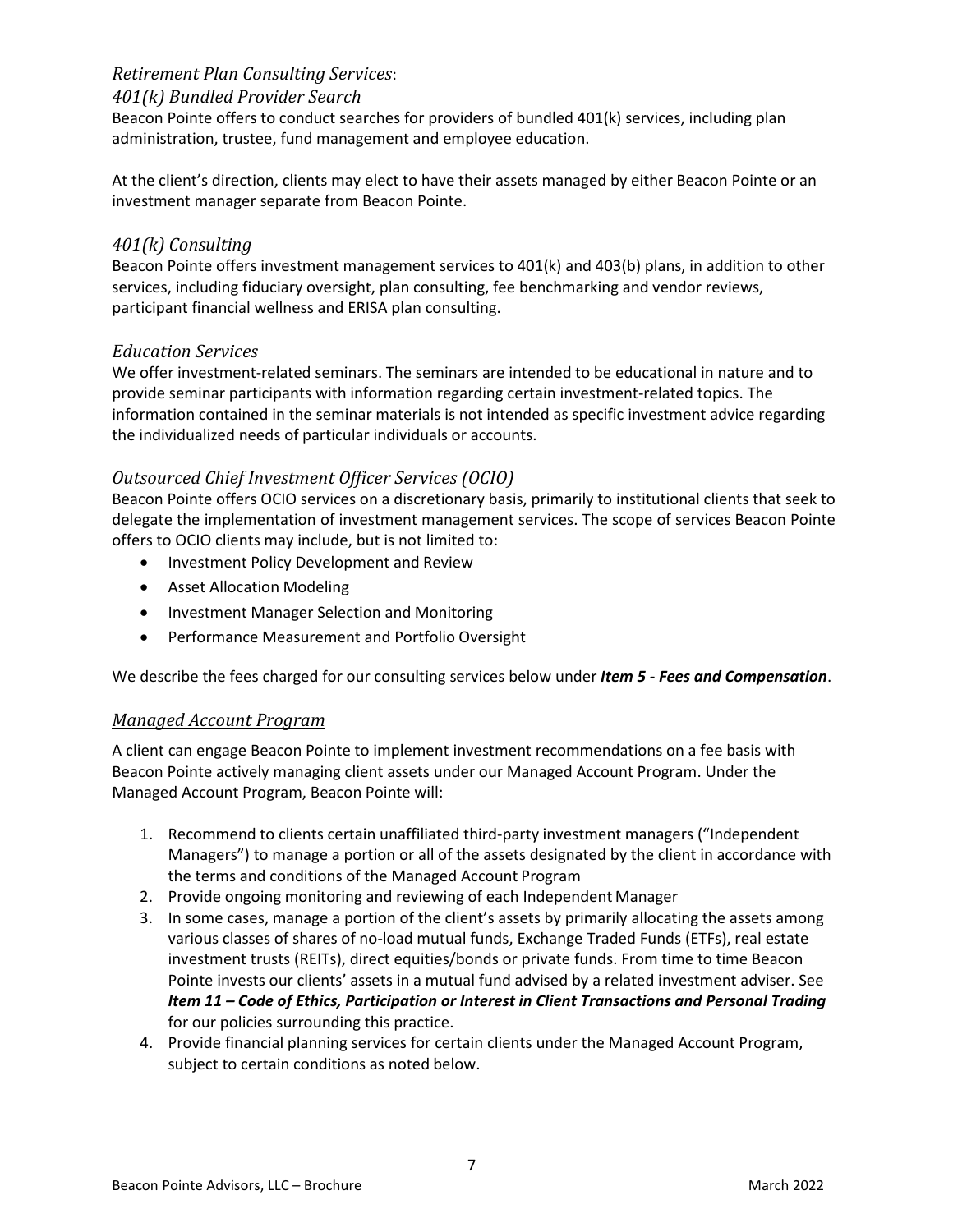### *Retirement Plan Consulting Services*:

### *401(k) Bundled Provider Search*

Beacon Pointe offers to conduct searches for providers of bundled 401(k) services, including plan administration, trustee, fund management and employee education.

At the client's direction, clients may elect to have their assets managed by either Beacon Pointe or an investment manager separate from Beacon Pointe.

### *401(k) Consulting*

Beacon Pointe offers investment management services to 401(k) and 403(b) plans, in addition to other services, including fiduciary oversight, plan consulting, fee benchmarking and vendor reviews, participant financial wellness and ERISA plan consulting.

### *Education Services*

We offer investment-related seminars. The seminars are intended to be educational in nature and to provide seminar participants with information regarding certain investment-related topics. The information contained in the seminar materials is not intended as specific investment advice regarding the individualized needs of particular individuals or accounts.

### *Outsourced Chief Investment Officer Services (OCIO)*

Beacon Pointe offers OCIO services on a discretionary basis, primarily to institutional clients that seek to delegate the implementation of investment management services. The scope of services Beacon Pointe offers to OCIO clients may include, but is not limited to:

- Investment Policy Development and Review
- Asset Allocation Modeling
- Investment Manager Selection and Monitoring
- Performance Measurement and Portfolio Oversight

We describe the fees charged for our consulting services below under ***Item 5 - Fees and Compensation***.

## *Managed Account Program*

A client can engage Beacon Pointe to implement investment recommendations on a fee basis with Beacon Pointe actively managing client assets under our Managed Account Program. Under the Managed Account Program, Beacon Pointe will:

1. Recommend to clients certain unaffiliated third-party investment managers ("Independent Managers") to manage a portion or all of the assets designated by the client in accordance with the terms and conditions of the Managed Account Program
2. Provide ongoing monitoring and reviewing of each Independent Manager
3. In some cases, manage a portion of the client's assets by primarily allocating the assets among various classes of shares of no-load mutual funds, Exchange Traded Funds (ETFs), real estate investment trusts (REITs), direct equities/bonds or private funds. From time to time Beacon Pointe invests our clients' assets in a mutual fund advised by a related investment adviser. See ***Item 11 – Code of Ethics, Participation or Interest in Client Transactions and Personal Trading*** for our policies surrounding this practice.
4. Provide financial planning services for certain clients under the Managed Account Program, subject to certain conditions as noted below.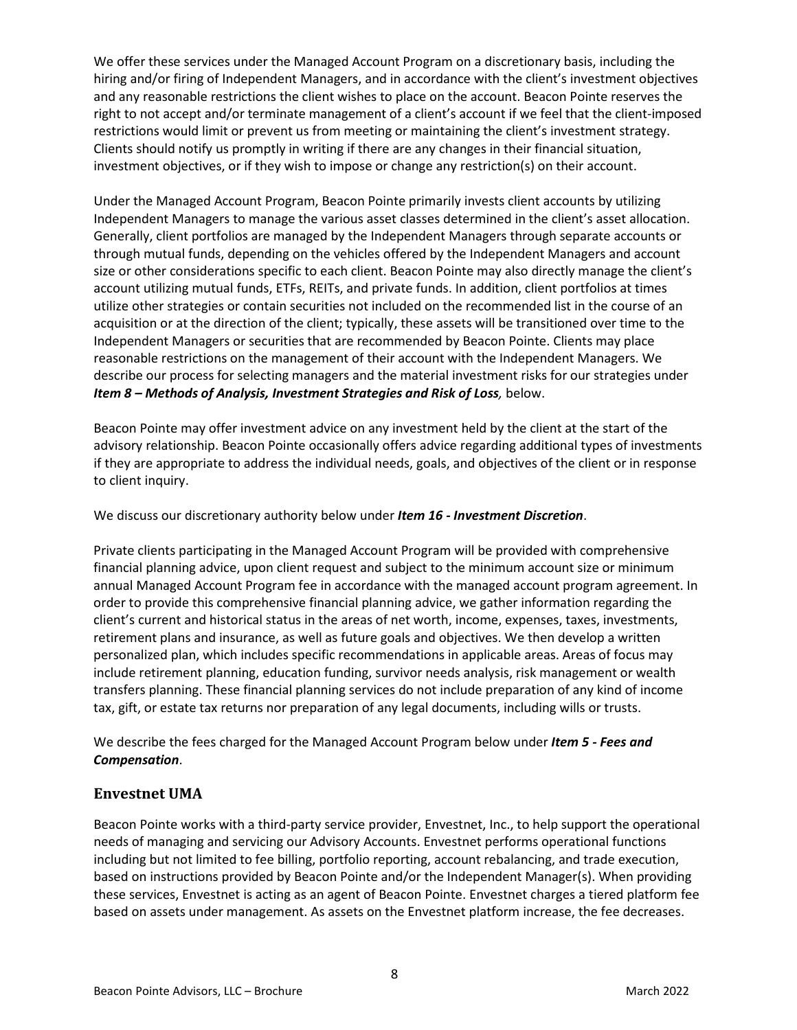We offer these services under the Managed Account Program on a discretionary basis, including the hiring and/or firing of Independent Managers, and in accordance with the client's investment objectives and any reasonable restrictions the client wishes to place on the account. Beacon Pointe reserves the right to not accept and/or terminate management of a client's account if we feel that the client-imposed restrictions would limit or prevent us from meeting or maintaining the client's investment strategy. Clients should notify us promptly in writing if there are any changes in their financial situation, investment objectives, or if they wish to impose or change any restriction(s) on their account.

Under the Managed Account Program, Beacon Pointe primarily invests client accounts by utilizing Independent Managers to manage the various asset classes determined in the client's asset allocation. Generally, client portfolios are managed by the Independent Managers through separate accounts or through mutual funds, depending on the vehicles offered by the Independent Managers and account size or other considerations specific to each client. Beacon Pointe may also directly manage the client's account utilizing mutual funds, ETFs, REITs, and private funds. In addition, client portfolios at times utilize other strategies or contain securities not included on the recommended list in the course of an acquisition or at the direction of the client; typically, these assets will be transitioned over time to the Independent Managers or securities that are recommended by Beacon Pointe. Clients may place reasonable restrictions on the management of their account with the Independent Managers. We describe our process for selecting managers and the material investment risks for our strategies under ***Item 8 – Methods of Analysis, Investment Strategies and Risk of Loss,*** below.

Beacon Pointe may offer investment advice on any investment held by the client at the start of the advisory relationship. Beacon Pointe occasionally offers advice regarding additional types of investments if they are appropriate to address the individual needs, goals, and objectives of the client or in response to client inquiry.

We discuss our discretionary authority below under ***Item 16 - Investment Discretion***.

Private clients participating in the Managed Account Program will be provided with comprehensive financial planning advice, upon client request and subject to the minimum account size or minimum annual Managed Account Program fee in accordance with the managed account program agreement. In order to provide this comprehensive financial planning advice, we gather information regarding the client's current and historical status in the areas of net worth, income, expenses, taxes, investments, retirement plans and insurance, as well as future goals and objectives. We then develop a written personalized plan, which includes specific recommendations in applicable areas. Areas of focus may include retirement planning, education funding, survivor needs analysis, risk management or wealth transfers planning. These financial planning services do not include preparation of any kind of income tax, gift, or estate tax returns nor preparation of any legal documents, including wills or trusts.

We describe the fees charged for the Managed Account Program below under ***Item 5 - Fees and Compensation***.

## Envestnet UMA

Beacon Pointe works with a third-party service provider, Envestnet, Inc., to help support the operational needs of managing and servicing our Advisory Accounts. Envestnet performs operational functions including but not limited to fee billing, portfolio reporting, account rebalancing, and trade execution, based on instructions provided by Beacon Pointe and/or the Independent Manager(s). When providing these services, Envestnet is acting as an agent of Beacon Pointe. Envestnet charges a tiered platform fee based on assets under management. As assets on the Envestnet platform increase, the fee decreases.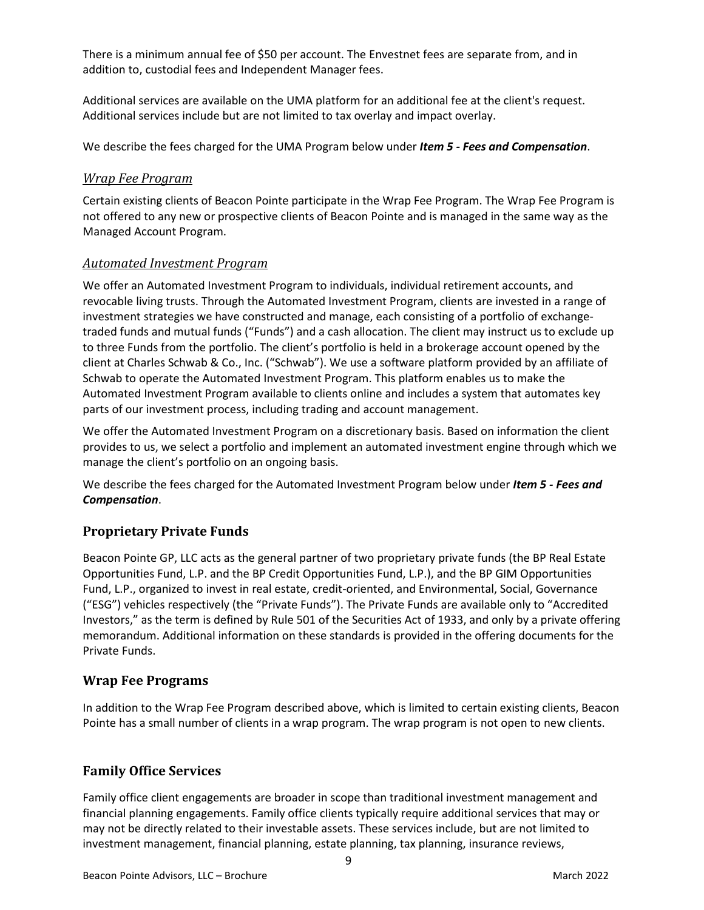There is a minimum annual fee of $50 per account. The Envestnet fees are separate from, and in addition to, custodial fees and Independent Manager fees.

Additional services are available on the UMA platform for an additional fee at the client's request. Additional services include but are not limited to tax overlay and impact overlay.

We describe the fees charged for the UMA Program below under ***Item 5 - Fees and Compensation***.

### *Wrap Fee Program*

Certain existing clients of Beacon Pointe participate in the Wrap Fee Program. The Wrap Fee Program is not offered to any new or prospective clients of Beacon Pointe and is managed in the same way as the Managed Account Program.

### *Automated Investment Program*

We offer an Automated Investment Program to individuals, individual retirement accounts, and revocable living trusts. Through the Automated Investment Program, clients are invested in a range of investment strategies we have constructed and manage, each consisting of a portfolio of exchange-traded funds and mutual funds ("Funds") and a cash allocation. The client may instruct us to exclude up to three Funds from the portfolio. The client's portfolio is held in a brokerage account opened by the client at Charles Schwab & Co., Inc. ("Schwab"). We use a software platform provided by an affiliate of Schwab to operate the Automated Investment Program. This platform enables us to make the Automated Investment Program available to clients online and includes a system that automates key parts of our investment process, including trading and account management.

We offer the Automated Investment Program on a discretionary basis. Based on information the client provides to us, we select a portfolio and implement an automated investment engine through which we manage the client's portfolio on an ongoing basis.

We describe the fees charged for the Automated Investment Program below under ***Item 5 - Fees and Compensation***.

## Proprietary Private Funds

Beacon Pointe GP, LLC acts as the general partner of two proprietary private funds (the BP Real Estate Opportunities Fund, L.P. and the BP Credit Opportunities Fund, L.P.), and the BP GIM Opportunities Fund, L.P., organized to invest in real estate, credit-oriented, and Environmental, Social, Governance ("ESG") vehicles respectively (the "Private Funds"). The Private Funds are available only to "Accredited Investors," as the term is defined by Rule 501 of the Securities Act of 1933, and only by a private offering memorandum. Additional information on these standards is provided in the offering documents for the Private Funds.

## Wrap Fee Programs

In addition to the Wrap Fee Program described above, which is limited to certain existing clients, Beacon Pointe has a small number of clients in a wrap program. The wrap program is not open to new clients.

## Family Office Services

Family office client engagements are broader in scope than traditional investment management and financial planning engagements. Family office clients typically require additional services that may or may not be directly related to their investable assets. These services include, but are not limited to investment management, financial planning, estate planning, tax planning, insurance reviews,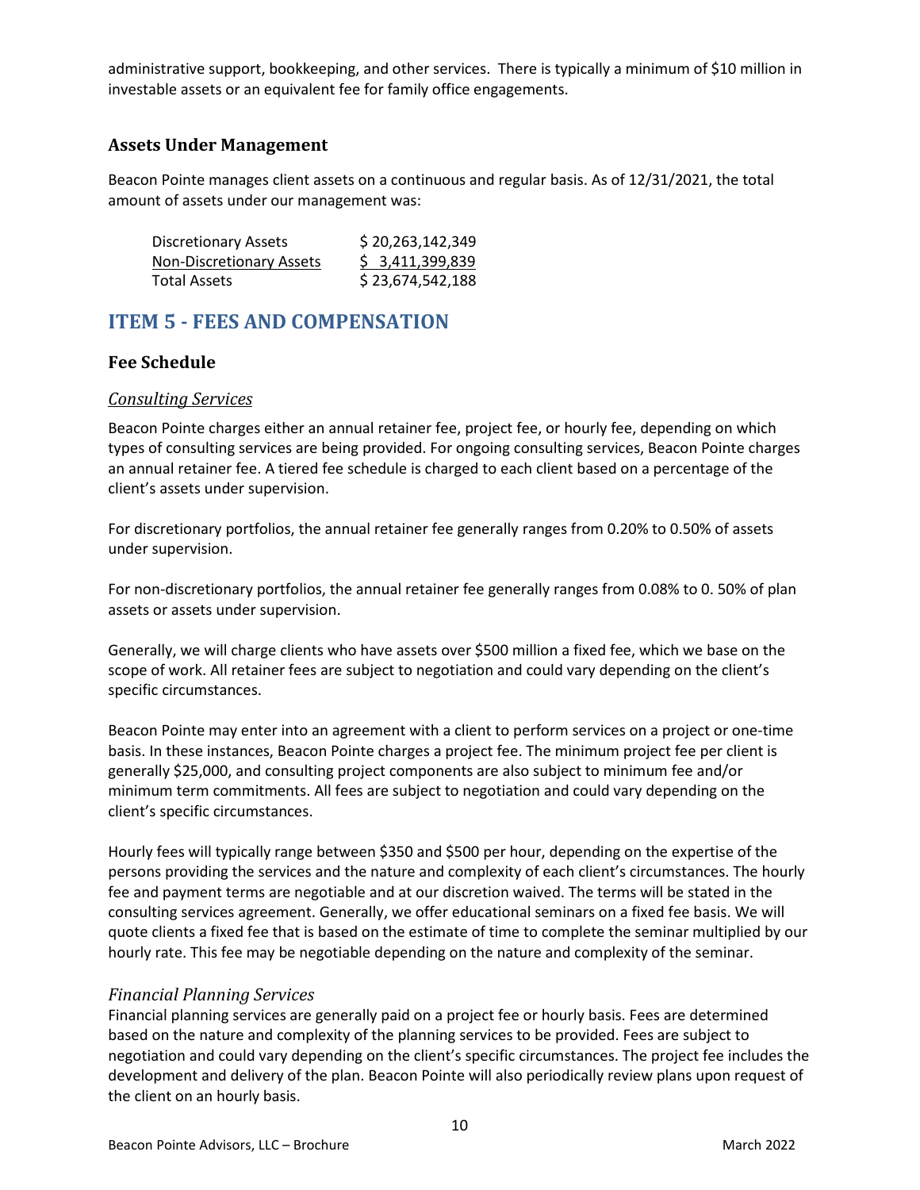administrative support, bookkeeping, and other services. There is typically a minimum of $10 million in investable assets or an equivalent fee for family office engagements.

### Assets Under Management

Beacon Pointe manages client assets on a continuous and regular basis. As of 12/31/2021, the total amount of assets under our management was:

| | |
|---|---|
| Discretionary Assets | $ 20,263,142,349 |
| Non-Discretionary Assets | $ 3,411,399,839 |
| Total Assets | $ 23,674,542,188 |

## ITEM 5 - FEES AND COMPENSATION

### Fee Schedule

#### *Consulting Services*

Beacon Pointe charges either an annual retainer fee, project fee, or hourly fee, depending on which types of consulting services are being provided. For ongoing consulting services, Beacon Pointe charges an annual retainer fee. A tiered fee schedule is charged to each client based on a percentage of the client's assets under supervision.

For discretionary portfolios, the annual retainer fee generally ranges from 0.20% to 0.50% of assets under supervision.

For non-discretionary portfolios, the annual retainer fee generally ranges from 0.08% to 0. 50% of plan assets or assets under supervision.

Generally, we will charge clients who have assets over $500 million a fixed fee, which we base on the scope of work. All retainer fees are subject to negotiation and could vary depending on the client's specific circumstances.

Beacon Pointe may enter into an agreement with a client to perform services on a project or one-time basis. In these instances, Beacon Pointe charges a project fee. The minimum project fee per client is generally $25,000, and consulting project components are also subject to minimum fee and/or minimum term commitments. All fees are subject to negotiation and could vary depending on the client's specific circumstances.

Hourly fees will typically range between $350 and $500 per hour, depending on the expertise of the persons providing the services and the nature and complexity of each client's circumstances. The hourly fee and payment terms are negotiable and at our discretion waived. The terms will be stated in the consulting services agreement. Generally, we offer educational seminars on a fixed fee basis. We will quote clients a fixed fee that is based on the estimate of time to complete the seminar multiplied by our hourly rate. This fee may be negotiable depending on the nature and complexity of the seminar.

#### *Financial Planning Services*

Financial planning services are generally paid on a project fee or hourly basis. Fees are determined based on the nature and complexity of the planning services to be provided. Fees are subject to negotiation and could vary depending on the client's specific circumstances. The project fee includes the development and delivery of the plan. Beacon Pointe will also periodically review plans upon request of the client on an hourly basis.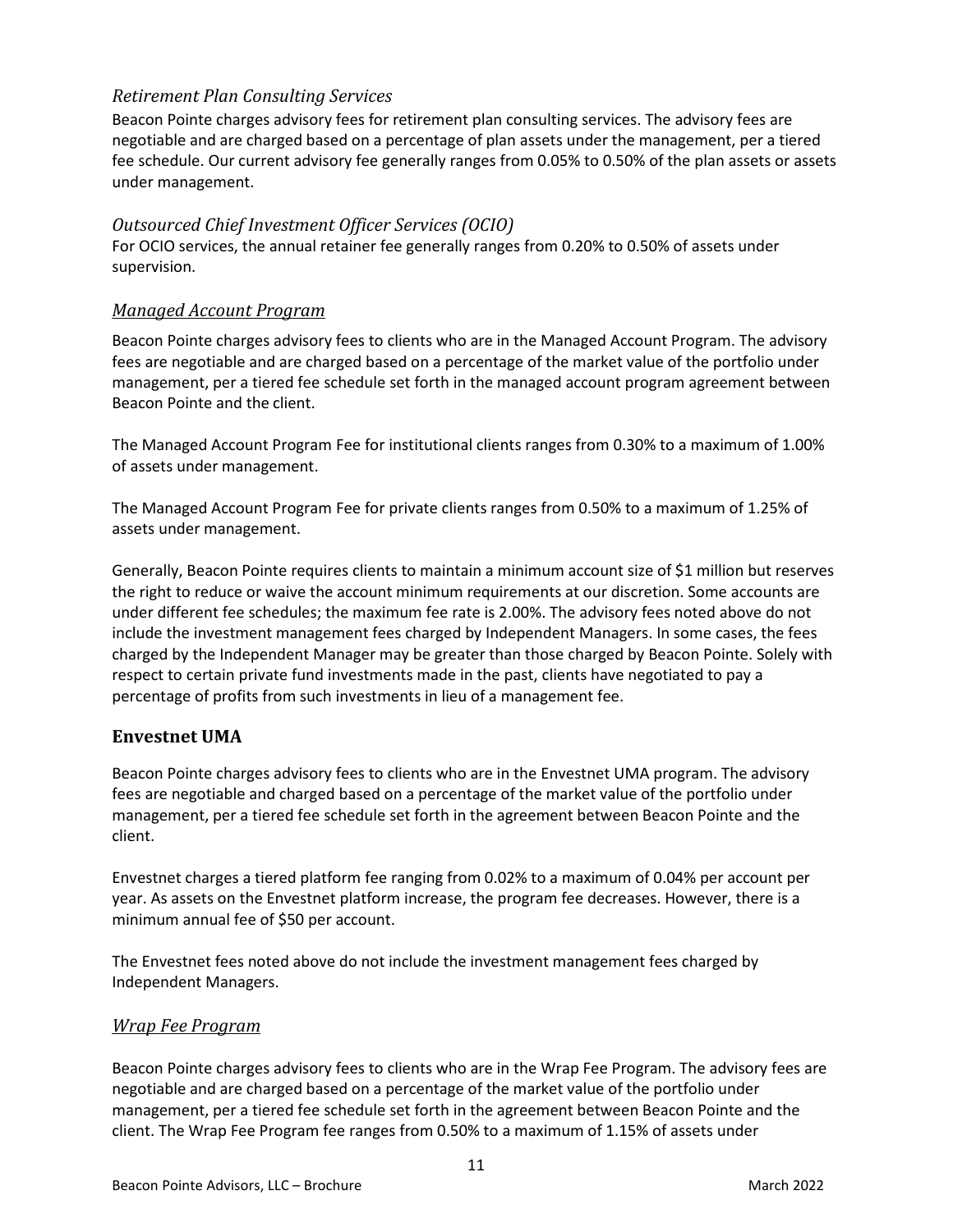### *Retirement Plan Consulting Services*

Beacon Pointe charges advisory fees for retirement plan consulting services. The advisory fees are negotiable and are charged based on a percentage of plan assets under the management, per a tiered fee schedule. Our current advisory fee generally ranges from 0.05% to 0.50% of the plan assets or assets under management.

### *Outsourced Chief Investment Officer Services (OCIO)*

For OCIO services, the annual retainer fee generally ranges from 0.20% to 0.50% of assets under supervision.

### *Managed Account Program*

Beacon Pointe charges advisory fees to clients who are in the Managed Account Program. The advisory fees are negotiable and are charged based on a percentage of the market value of the portfolio under management, per a tiered fee schedule set forth in the managed account program agreement between Beacon Pointe and the client.

The Managed Account Program Fee for institutional clients ranges from 0.30% to a maximum of 1.00% of assets under management.

The Managed Account Program Fee for private clients ranges from 0.50% to a maximum of 1.25% of assets under management.

Generally, Beacon Pointe requires clients to maintain a minimum account size of $1 million but reserves the right to reduce or waive the account minimum requirements at our discretion. Some accounts are under different fee schedules; the maximum fee rate is 2.00%. The advisory fees noted above do not include the investment management fees charged by Independent Managers. In some cases, the fees charged by the Independent Manager may be greater than those charged by Beacon Pointe. Solely with respect to certain private fund investments made in the past, clients have negotiated to pay a percentage of profits from such investments in lieu of a management fee.

## **Envestnet UMA**

Beacon Pointe charges advisory fees to clients who are in the Envestnet UMA program. The advisory fees are negotiable and charged based on a percentage of the market value of the portfolio under management, per a tiered fee schedule set forth in the agreement between Beacon Pointe and the client.

Envestnet charges a tiered platform fee ranging from 0.02% to a maximum of 0.04% per account per year. As assets on the Envestnet platform increase, the program fee decreases. However, there is a minimum annual fee of $50 per account.

The Envestnet fees noted above do not include the investment management fees charged by Independent Managers.

### *Wrap Fee Program*

Beacon Pointe charges advisory fees to clients who are in the Wrap Fee Program. The advisory fees are negotiable and are charged based on a percentage of the market value of the portfolio under management, per a tiered fee schedule set forth in the agreement between Beacon Pointe and the client. The Wrap Fee Program fee ranges from 0.50% to a maximum of 1.15% of assets under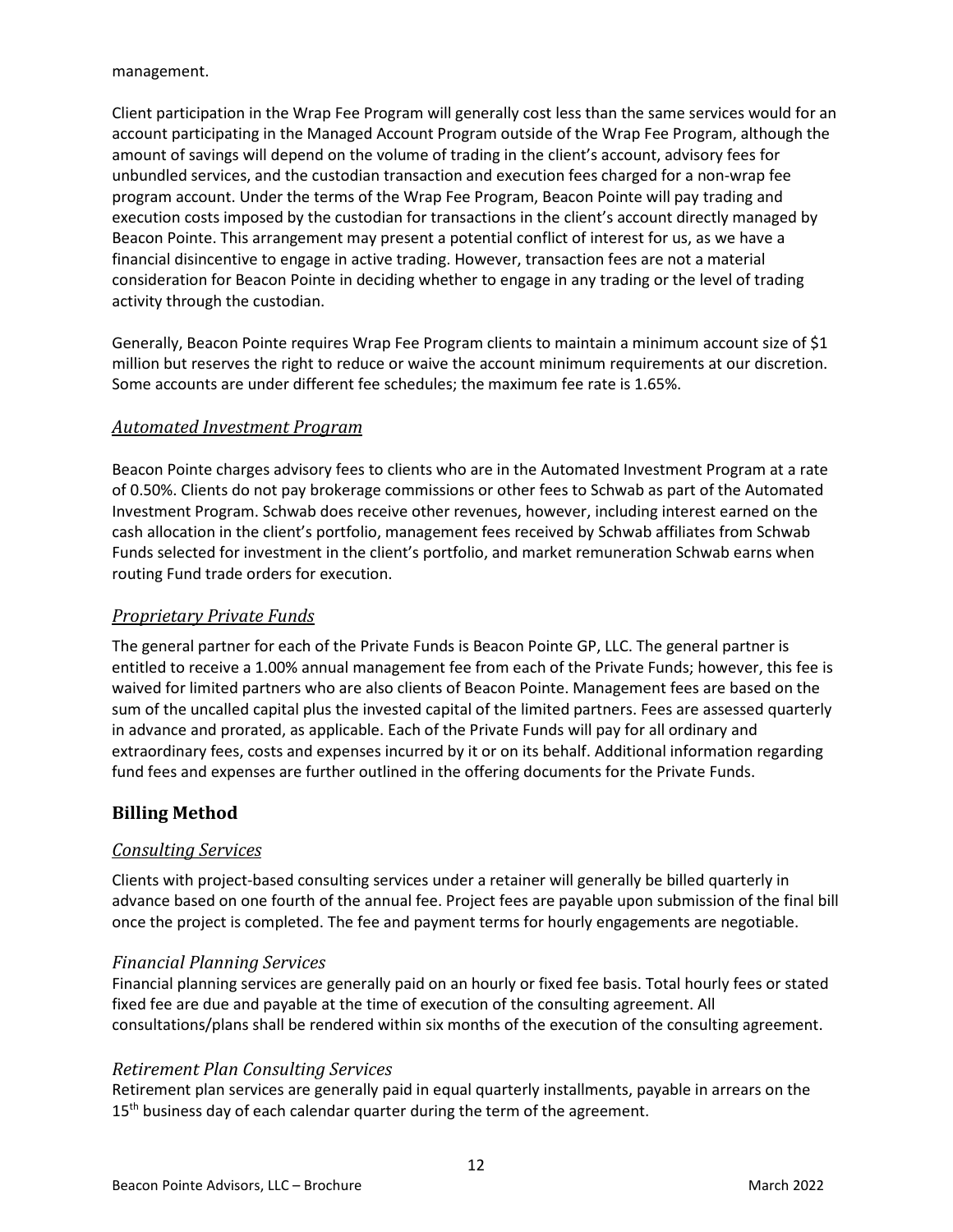management.

Client participation in the Wrap Fee Program will generally cost less than the same services would for an account participating in the Managed Account Program outside of the Wrap Fee Program, although the amount of savings will depend on the volume of trading in the client's account, advisory fees for unbundled services, and the custodian transaction and execution fees charged for a non-wrap fee program account. Under the terms of the Wrap Fee Program, Beacon Pointe will pay trading and execution costs imposed by the custodian for transactions in the client's account directly managed by Beacon Pointe. This arrangement may present a potential conflict of interest for us, as we have a financial disincentive to engage in active trading. However, transaction fees are not a material consideration for Beacon Pointe in deciding whether to engage in any trading or the level of trading activity through the custodian.

Generally, Beacon Pointe requires Wrap Fee Program clients to maintain a minimum account size of $1 million but reserves the right to reduce or waive the account minimum requirements at our discretion. Some accounts are under different fee schedules; the maximum fee rate is 1.65%.

### *Automated Investment Program*

Beacon Pointe charges advisory fees to clients who are in the Automated Investment Program at a rate of 0.50%. Clients do not pay brokerage commissions or other fees to Schwab as part of the Automated Investment Program. Schwab does receive other revenues, however, including interest earned on the cash allocation in the client's portfolio, management fees received by Schwab affiliates from Schwab Funds selected for investment in the client's portfolio, and market remuneration Schwab earns when routing Fund trade orders for execution.

### *Proprietary Private Funds*

The general partner for each of the Private Funds is Beacon Pointe GP, LLC. The general partner is entitled to receive a 1.00% annual management fee from each of the Private Funds; however, this fee is waived for limited partners who are also clients of Beacon Pointe. Management fees are based on the sum of the uncalled capital plus the invested capital of the limited partners. Fees are assessed quarterly in advance and prorated, as applicable. Each of the Private Funds will pay for all ordinary and extraordinary fees, costs and expenses incurred by it or on its behalf. Additional information regarding fund fees and expenses are further outlined in the offering documents for the Private Funds.

## Billing Method

### *Consulting Services*

Clients with project-based consulting services under a retainer will generally be billed quarterly in advance based on one fourth of the annual fee. Project fees are payable upon submission of the final bill once the project is completed. The fee and payment terms for hourly engagements are negotiable.

### *Financial Planning Services*

Financial planning services are generally paid on an hourly or fixed fee basis. Total hourly fees or stated fixed fee are due and payable at the time of execution of the consulting agreement. All consultations/plans shall be rendered within six months of the execution of the consulting agreement.

### *Retirement Plan Consulting Services*

Retirement plan services are generally paid in equal quarterly installments, payable in arrears on the 15th business day of each calendar quarter during the term of the agreement.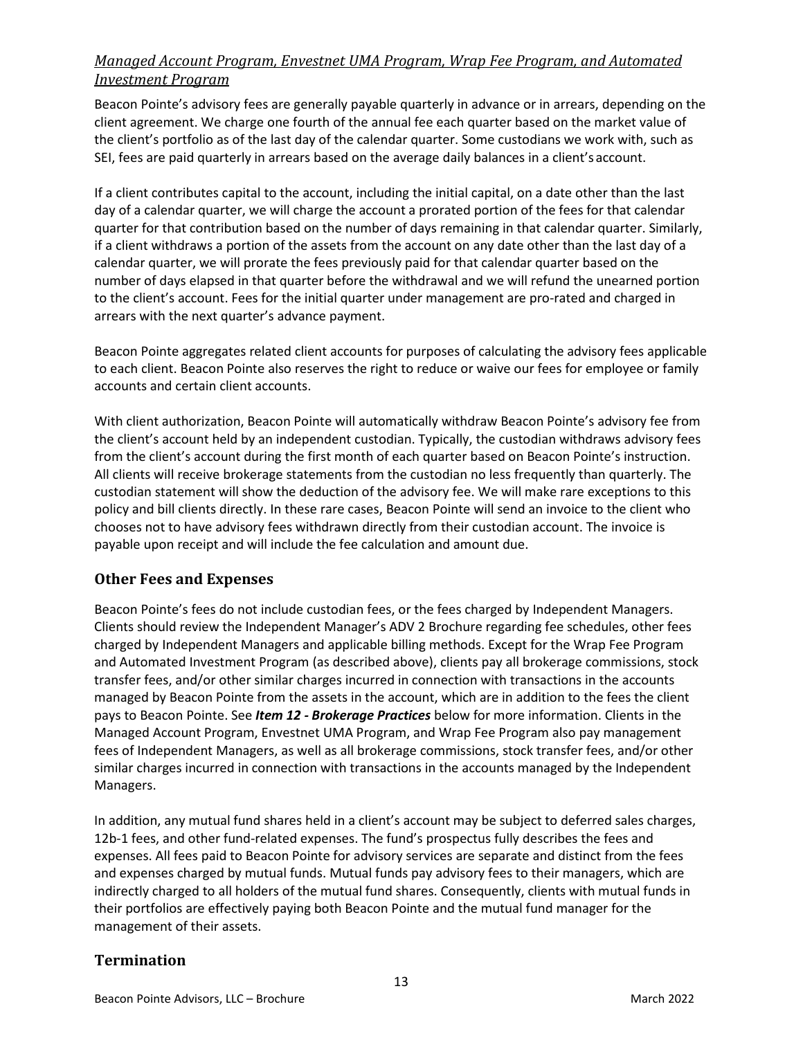*Managed Account Program, Envestnet UMA Program, Wrap Fee Program, and Automated Investment Program*

Beacon Pointe's advisory fees are generally payable quarterly in advance or in arrears, depending on the client agreement. We charge one fourth of the annual fee each quarter based on the market value of the client's portfolio as of the last day of the calendar quarter. Some custodians we work with, such as SEI, fees are paid quarterly in arrears based on the average daily balances in a client's account.

If a client contributes capital to the account, including the initial capital, on a date other than the last day of a calendar quarter, we will charge the account a prorated portion of the fees for that calendar quarter for that contribution based on the number of days remaining in that calendar quarter. Similarly, if a client withdraws a portion of the assets from the account on any date other than the last day of a calendar quarter, we will prorate the fees previously paid for that calendar quarter based on the number of days elapsed in that quarter before the withdrawal and we will refund the unearned portion to the client's account. Fees for the initial quarter under management are pro-rated and charged in arrears with the next quarter's advance payment.

Beacon Pointe aggregates related client accounts for purposes of calculating the advisory fees applicable to each client. Beacon Pointe also reserves the right to reduce or waive our fees for employee or family accounts and certain client accounts.

With client authorization, Beacon Pointe will automatically withdraw Beacon Pointe's advisory fee from the client's account held by an independent custodian. Typically, the custodian withdraws advisory fees from the client's account during the first month of each quarter based on Beacon Pointe's instruction. All clients will receive brokerage statements from the custodian no less frequently than quarterly. The custodian statement will show the deduction of the advisory fee. We will make rare exceptions to this policy and bill clients directly. In these rare cases, Beacon Pointe will send an invoice to the client who chooses not to have advisory fees withdrawn directly from their custodian account. The invoice is payable upon receipt and will include the fee calculation and amount due.

## Other Fees and Expenses

Beacon Pointe's fees do not include custodian fees, or the fees charged by Independent Managers. Clients should review the Independent Manager's ADV 2 Brochure regarding fee schedules, other fees charged by Independent Managers and applicable billing methods. Except for the Wrap Fee Program and Automated Investment Program (as described above), clients pay all brokerage commissions, stock transfer fees, and/or other similar charges incurred in connection with transactions in the accounts managed by Beacon Pointe from the assets in the account, which are in addition to the fees the client pays to Beacon Pointe. See ***Item 12 - Brokerage Practices*** below for more information. Clients in the Managed Account Program, Envestnet UMA Program, and Wrap Fee Program also pay management fees of Independent Managers, as well as all brokerage commissions, stock transfer fees, and/or other similar charges incurred in connection with transactions in the accounts managed by the Independent Managers.

In addition, any mutual fund shares held in a client's account may be subject to deferred sales charges, 12b-1 fees, and other fund-related expenses. The fund's prospectus fully describes the fees and expenses. All fees paid to Beacon Pointe for advisory services are separate and distinct from the fees and expenses charged by mutual funds. Mutual funds pay advisory fees to their managers, which are indirectly charged to all holders of the mutual fund shares. Consequently, clients with mutual funds in their portfolios are effectively paying both Beacon Pointe and the mutual fund manager for the management of their assets.

## Termination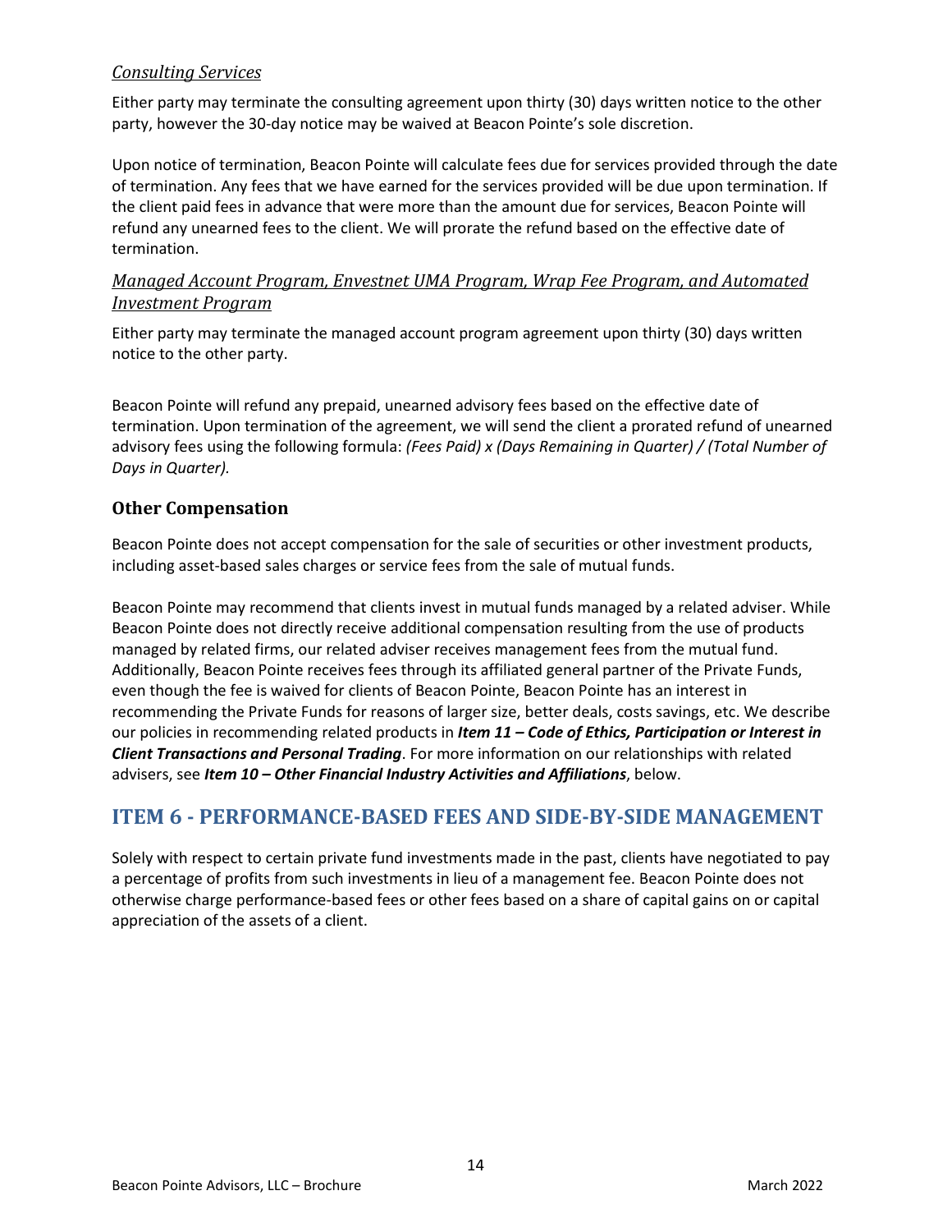*Consulting Services*

Either party may terminate the consulting agreement upon thirty (30) days written notice to the other party, however the 30-day notice may be waived at Beacon Pointe's sole discretion.

Upon notice of termination, Beacon Pointe will calculate fees due for services provided through the date of termination. Any fees that we have earned for the services provided will be due upon termination. If the client paid fees in advance that were more than the amount due for services, Beacon Pointe will refund any unearned fees to the client. We will prorate the refund based on the effective date of termination.

*Managed Account Program, Envestnet UMA Program, Wrap Fee Program, and Automated Investment Program*

Either party may terminate the managed account program agreement upon thirty (30) days written notice to the other party.

Beacon Pointe will refund any prepaid, unearned advisory fees based on the effective date of termination. Upon termination of the agreement, we will send the client a prorated refund of unearned advisory fees using the following formula: *(Fees Paid) x (Days Remaining in Quarter) / (Total Number of Days in Quarter).*

### Other Compensation

Beacon Pointe does not accept compensation for the sale of securities or other investment products, including asset-based sales charges or service fees from the sale of mutual funds.

Beacon Pointe may recommend that clients invest in mutual funds managed by a related adviser. While Beacon Pointe does not directly receive additional compensation resulting from the use of products managed by related firms, our related adviser receives management fees from the mutual fund. Additionally, Beacon Pointe receives fees through its affiliated general partner of the Private Funds, even though the fee is waived for clients of Beacon Pointe, Beacon Pointe has an interest in recommending the Private Funds for reasons of larger size, better deals, costs savings, etc. We describe our policies in recommending related products in ***Item 11 – Code of Ethics, Participation or Interest in Client Transactions and Personal Trading***. For more information on our relationships with related advisers, see ***Item 10 – Other Financial Industry Activities and Affiliations***, below.

## ITEM 6 - PERFORMANCE-BASED FEES AND SIDE-BY-SIDE MANAGEMENT

Solely with respect to certain private fund investments made in the past, clients have negotiated to pay a percentage of profits from such investments in lieu of a management fee. Beacon Pointe does not otherwise charge performance-based fees or other fees based on a share of capital gains on or capital appreciation of the assets of a client.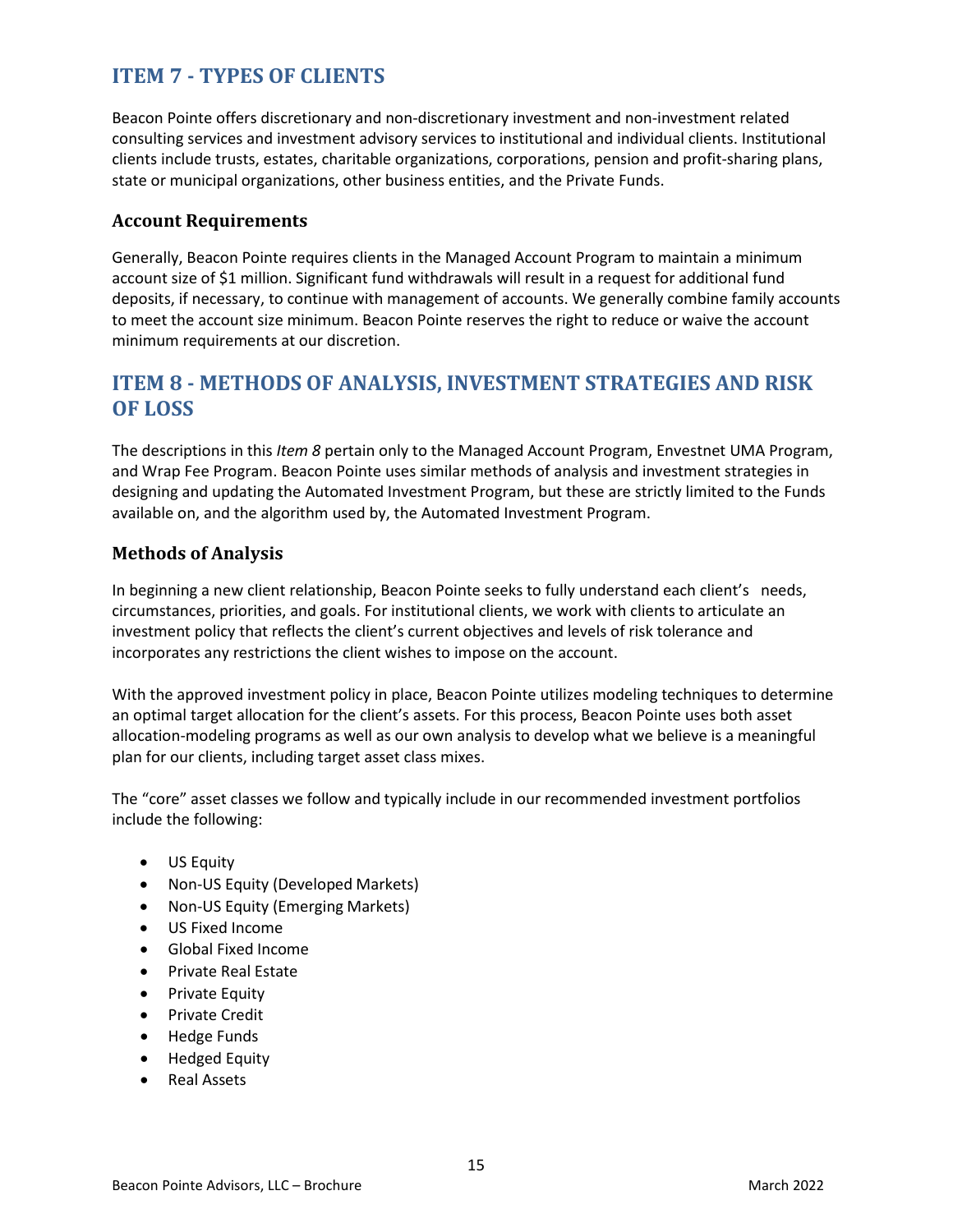## ITEM 7 - TYPES OF CLIENTS

Beacon Pointe offers discretionary and non-discretionary investment and non-investment related consulting services and investment advisory services to institutional and individual clients. Institutional clients include trusts, estates, charitable organizations, corporations, pension and profit-sharing plans, state or municipal organizations, other business entities, and the Private Funds.

### Account Requirements

Generally, Beacon Pointe requires clients in the Managed Account Program to maintain a minimum account size of $1 million. Significant fund withdrawals will result in a request for additional fund deposits, if necessary, to continue with management of accounts. We generally combine family accounts to meet the account size minimum. Beacon Pointe reserves the right to reduce or waive the account minimum requirements at our discretion.

## ITEM 8 - METHODS OF ANALYSIS, INVESTMENT STRATEGIES AND RISK OF LOSS

The descriptions in this *Item 8* pertain only to the Managed Account Program, Envestnet UMA Program, and Wrap Fee Program. Beacon Pointe uses similar methods of analysis and investment strategies in designing and updating the Automated Investment Program, but these are strictly limited to the Funds available on, and the algorithm used by, the Automated Investment Program.

### Methods of Analysis

In beginning a new client relationship, Beacon Pointe seeks to fully understand each client's needs, circumstances, priorities, and goals. For institutional clients, we work with clients to articulate an investment policy that reflects the client's current objectives and levels of risk tolerance and incorporates any restrictions the client wishes to impose on the account.

With the approved investment policy in place, Beacon Pointe utilizes modeling techniques to determine an optimal target allocation for the client's assets. For this process, Beacon Pointe uses both asset allocation-modeling programs as well as our own analysis to develop what we believe is a meaningful plan for our clients, including target asset class mixes.

The "core" asset classes we follow and typically include in our recommended investment portfolios include the following:

- US Equity
- Non-US Equity (Developed Markets)
- Non-US Equity (Emerging Markets)
- US Fixed Income
- Global Fixed Income
- Private Real Estate
- Private Equity
- Private Credit
- Hedge Funds
- Hedged Equity
- Real Assets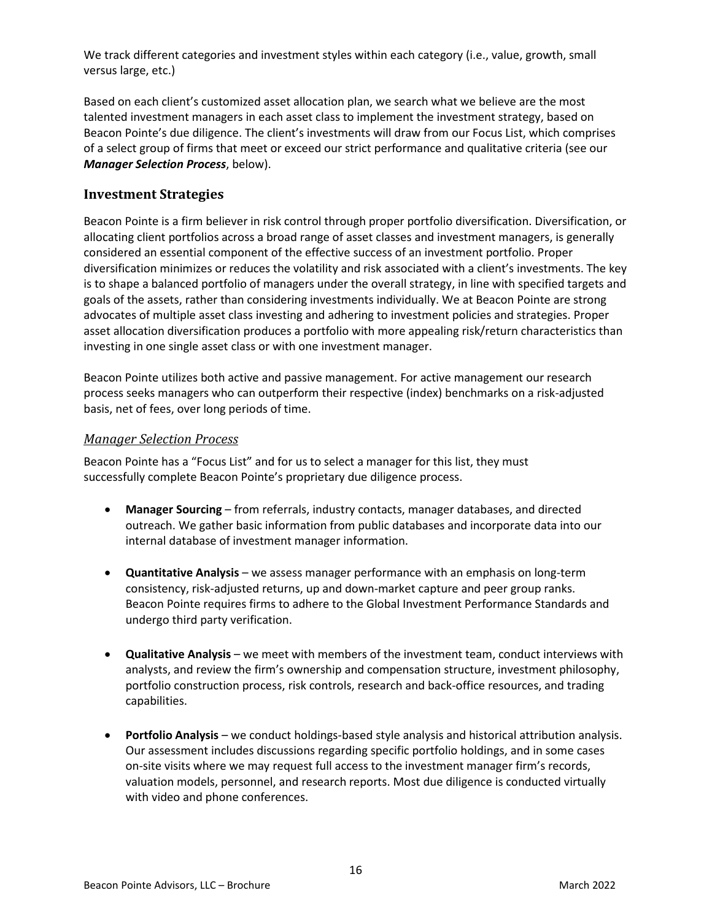We track different categories and investment styles within each category (i.e., value, growth, small versus large, etc.)

Based on each client's customized asset allocation plan, we search what we believe are the most talented investment managers in each asset class to implement the investment strategy, based on Beacon Pointe's due diligence. The client's investments will draw from our Focus List, which comprises of a select group of firms that meet or exceed our strict performance and qualitative criteria (see our ***Manager Selection Process***, below).

## Investment Strategies

Beacon Pointe is a firm believer in risk control through proper portfolio diversification. Diversification, or allocating client portfolios across a broad range of asset classes and investment managers, is generally considered an essential component of the effective success of an investment portfolio. Proper diversification minimizes or reduces the volatility and risk associated with a client's investments. The key is to shape a balanced portfolio of managers under the overall strategy, in line with specified targets and goals of the assets, rather than considering investments individually. We at Beacon Pointe are strong advocates of multiple asset class investing and adhering to investment policies and strategies. Proper asset allocation diversification produces a portfolio with more appealing risk/return characteristics than investing in one single asset class or with one investment manager.

Beacon Pointe utilizes both active and passive management. For active management our research process seeks managers who can outperform their respective (index) benchmarks on a risk-adjusted basis, net of fees, over long periods of time.

### *Manager Selection Process*

Beacon Pointe has a "Focus List" and for us to select a manager for this list, they must successfully complete Beacon Pointe's proprietary due diligence process.

- **Manager Sourcing** – from referrals, industry contacts, manager databases, and directed outreach. We gather basic information from public databases and incorporate data into our internal database of investment manager information.

- **Quantitative Analysis** – we assess manager performance with an emphasis on long-term consistency, risk-adjusted returns, up and down-market capture and peer group ranks. Beacon Pointe requires firms to adhere to the Global Investment Performance Standards and undergo third party verification.

- **Qualitative Analysis** – we meet with members of the investment team, conduct interviews with analysts, and review the firm's ownership and compensation structure, investment philosophy, portfolio construction process, risk controls, research and back-office resources, and trading capabilities.

- **Portfolio Analysis** – we conduct holdings-based style analysis and historical attribution analysis. Our assessment includes discussions regarding specific portfolio holdings, and in some cases on-site visits where we may request full access to the investment manager firm's records, valuation models, personnel, and research reports. Most due diligence is conducted virtually with video and phone conferences.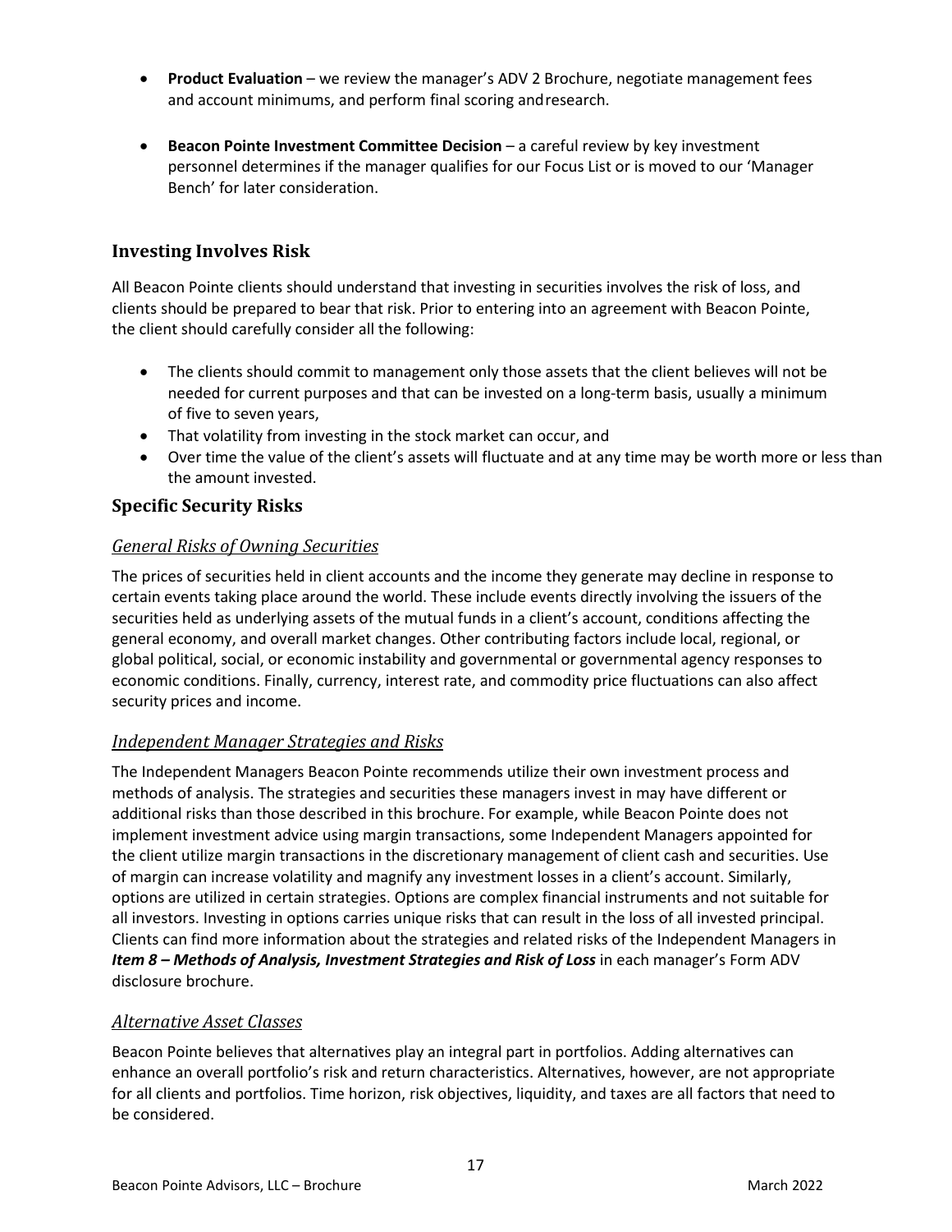- **Product Evaluation** – we review the manager's ADV 2 Brochure, negotiate management fees and account minimums, and perform final scoring andresearch.

- **Beacon Pointe Investment Committee Decision** – a careful review by key investment personnel determines if the manager qualifies for our Focus List or is moved to our 'Manager Bench' for later consideration.

## Investing Involves Risk

All Beacon Pointe clients should understand that investing in securities involves the risk of loss, and clients should be prepared to bear that risk. Prior to entering into an agreement with Beacon Pointe, the client should carefully consider all the following:

- The clients should commit to management only those assets that the client believes will not be needed for current purposes and that can be invested on a long-term basis, usually a minimum of five to seven years,
- That volatility from investing in the stock market can occur, and
- Over time the value of the client's assets will fluctuate and at any time may be worth more or less than the amount invested.

## Specific Security Risks

### *General Risks of Owning Securities*

The prices of securities held in client accounts and the income they generate may decline in response to certain events taking place around the world. These include events directly involving the issuers of the securities held as underlying assets of the mutual funds in a client's account, conditions affecting the general economy, and overall market changes. Other contributing factors include local, regional, or global political, social, or economic instability and governmental or governmental agency responses to economic conditions. Finally, currency, interest rate, and commodity price fluctuations can also affect security prices and income.

### *Independent Manager Strategies and Risks*

The Independent Managers Beacon Pointe recommends utilize their own investment process and methods of analysis. The strategies and securities these managers invest in may have different or additional risks than those described in this brochure. For example, while Beacon Pointe does not implement investment advice using margin transactions, some Independent Managers appointed for the client utilize margin transactions in the discretionary management of client cash and securities. Use of margin can increase volatility and magnify any investment losses in a client's account. Similarly, options are utilized in certain strategies. Options are complex financial instruments and not suitable for all investors. Investing in options carries unique risks that can result in the loss of all invested principal. Clients can find more information about the strategies and related risks of the Independent Managers in ***Item 8 – Methods of Analysis, Investment Strategies and Risk of Loss*** in each manager's Form ADV disclosure brochure.

### *Alternative Asset Classes*

Beacon Pointe believes that alternatives play an integral part in portfolios. Adding alternatives can enhance an overall portfolio's risk and return characteristics. Alternatives, however, are not appropriate for all clients and portfolios. Time horizon, risk objectives, liquidity, and taxes are all factors that need to be considered.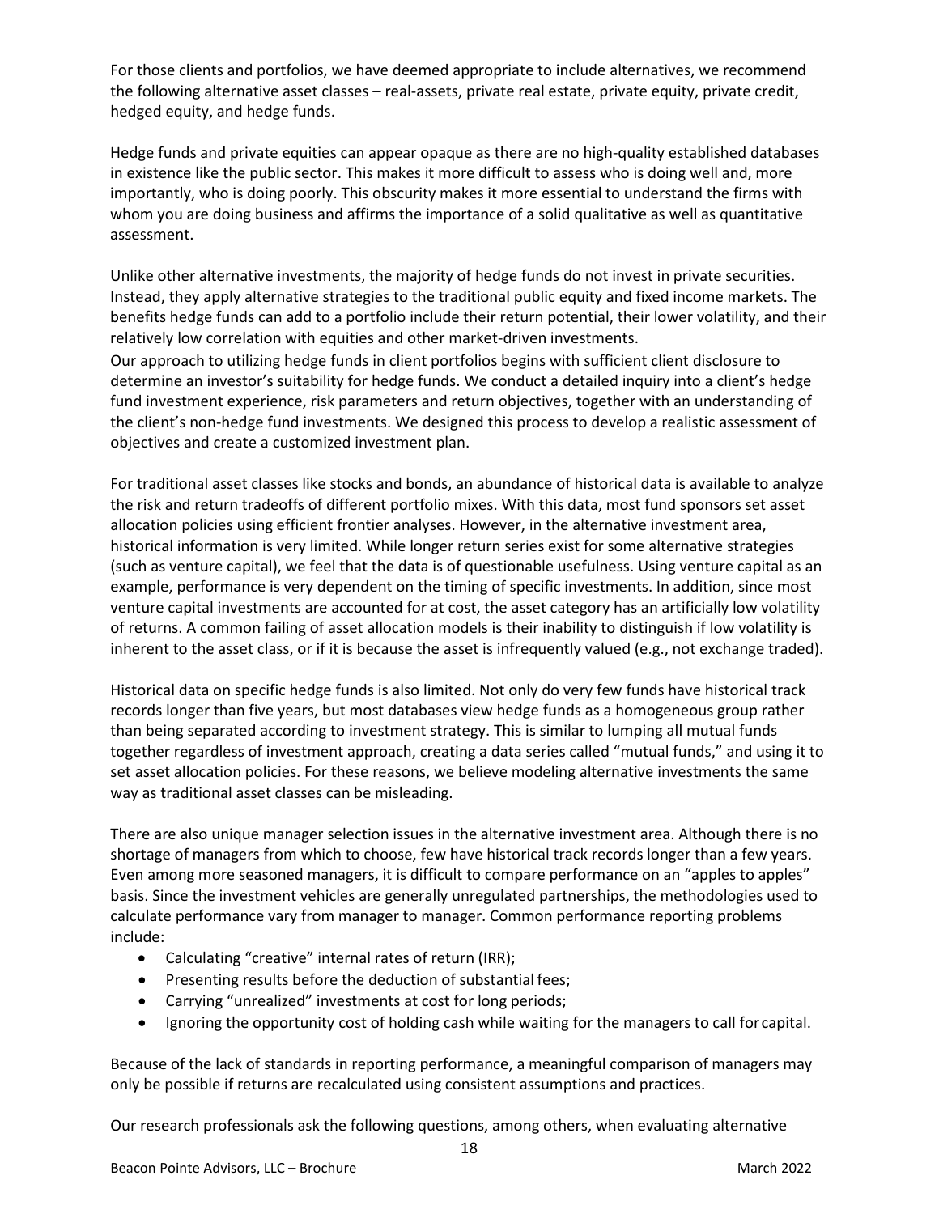For those clients and portfolios, we have deemed appropriate to include alternatives, we recommend the following alternative asset classes – real-assets, private real estate, private equity, private credit, hedged equity, and hedge funds.

Hedge funds and private equities can appear opaque as there are no high-quality established databases in existence like the public sector. This makes it more difficult to assess who is doing well and, more importantly, who is doing poorly. This obscurity makes it more essential to understand the firms with whom you are doing business and affirms the importance of a solid qualitative as well as quantitative assessment.

Unlike other alternative investments, the majority of hedge funds do not invest in private securities. Instead, they apply alternative strategies to the traditional public equity and fixed income markets. The benefits hedge funds can add to a portfolio include their return potential, their lower volatility, and their relatively low correlation with equities and other market-driven investments.

Our approach to utilizing hedge funds in client portfolios begins with sufficient client disclosure to determine an investor's suitability for hedge funds. We conduct a detailed inquiry into a client's hedge fund investment experience, risk parameters and return objectives, together with an understanding of the client's non-hedge fund investments. We designed this process to develop a realistic assessment of objectives and create a customized investment plan.

For traditional asset classes like stocks and bonds, an abundance of historical data is available to analyze the risk and return tradeoffs of different portfolio mixes. With this data, most fund sponsors set asset allocation policies using efficient frontier analyses. However, in the alternative investment area, historical information is very limited. While longer return series exist for some alternative strategies (such as venture capital), we feel that the data is of questionable usefulness. Using venture capital as an example, performance is very dependent on the timing of specific investments. In addition, since most venture capital investments are accounted for at cost, the asset category has an artificially low volatility of returns. A common failing of asset allocation models is their inability to distinguish if low volatility is inherent to the asset class, or if it is because the asset is infrequently valued (e.g., not exchange traded).

Historical data on specific hedge funds is also limited. Not only do very few funds have historical track records longer than five years, but most databases view hedge funds as a homogeneous group rather than being separated according to investment strategy. This is similar to lumping all mutual funds together regardless of investment approach, creating a data series called "mutual funds," and using it to set asset allocation policies. For these reasons, we believe modeling alternative investments the same way as traditional asset classes can be misleading.

There are also unique manager selection issues in the alternative investment area. Although there is no shortage of managers from which to choose, few have historical track records longer than a few years. Even among more seasoned managers, it is difficult to compare performance on an "apples to apples" basis. Since the investment vehicles are generally unregulated partnerships, the methodologies used to calculate performance vary from manager to manager. Common performance reporting problems include:

- Calculating "creative" internal rates of return (IRR);
- Presenting results before the deduction of substantial fees;
- Carrying "unrealized" investments at cost for long periods;
- Ignoring the opportunity cost of holding cash while waiting for the managers to call for capital.

Because of the lack of standards in reporting performance, a meaningful comparison of managers may only be possible if returns are recalculated using consistent assumptions and practices.

Our research professionals ask the following questions, among others, when evaluating alternative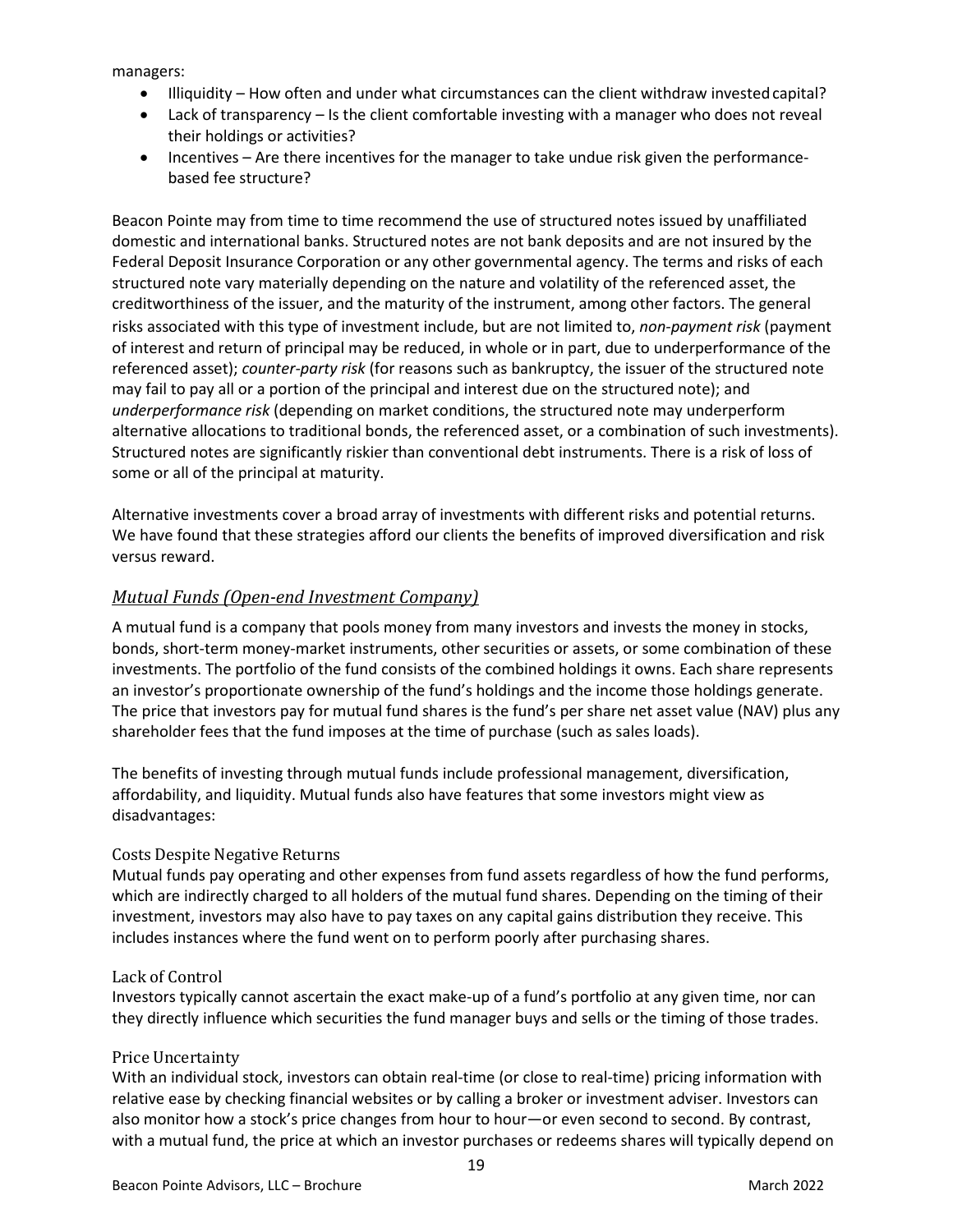managers:

- Illiquidity – How often and under what circumstances can the client withdraw invested capital?
- Lack of transparency – Is the client comfortable investing with a manager who does not reveal their holdings or activities?
- Incentives – Are there incentives for the manager to take undue risk given the performance-based fee structure?

Beacon Pointe may from time to time recommend the use of structured notes issued by unaffiliated domestic and international banks. Structured notes are not bank deposits and are not insured by the Federal Deposit Insurance Corporation or any other governmental agency. The terms and risks of each structured note vary materially depending on the nature and volatility of the referenced asset, the creditworthiness of the issuer, and the maturity of the instrument, among other factors. The general risks associated with this type of investment include, but are not limited to, *non-payment risk* (payment of interest and return of principal may be reduced, in whole or in part, due to underperformance of the referenced asset); *counter-party risk* (for reasons such as bankruptcy, the issuer of the structured note may fail to pay all or a portion of the principal and interest due on the structured note); and *underperformance risk* (depending on market conditions, the structured note may underperform alternative allocations to traditional bonds, the referenced asset, or a combination of such investments). Structured notes are significantly riskier than conventional debt instruments. There is a risk of loss of some or all of the principal at maturity.

Alternative investments cover a broad array of investments with different risks and potential returns. We have found that these strategies afford our clients the benefits of improved diversification and risk versus reward.

## *Mutual Funds (Open-end Investment Company)*

A mutual fund is a company that pools money from many investors and invests the money in stocks, bonds, short-term money-market instruments, other securities or assets, or some combination of these investments. The portfolio of the fund consists of the combined holdings it owns. Each share represents an investor's proportionate ownership of the fund's holdings and the income those holdings generate. The price that investors pay for mutual fund shares is the fund's per share net asset value (NAV) plus any shareholder fees that the fund imposes at the time of purchase (such as sales loads).

The benefits of investing through mutual funds include professional management, diversification, affordability, and liquidity. Mutual funds also have features that some investors might view as disadvantages:

### Costs Despite Negative Returns

Mutual funds pay operating and other expenses from fund assets regardless of how the fund performs, which are indirectly charged to all holders of the mutual fund shares. Depending on the timing of their investment, investors may also have to pay taxes on any capital gains distribution they receive. This includes instances where the fund went on to perform poorly after purchasing shares.

### Lack of Control

Investors typically cannot ascertain the exact make-up of a fund's portfolio at any given time, nor can they directly influence which securities the fund manager buys and sells or the timing of those trades.

### Price Uncertainty

With an individual stock, investors can obtain real-time (or close to real-time) pricing information with relative ease by checking financial websites or by calling a broker or investment adviser. Investors can also monitor how a stock's price changes from hour to hour—or even second to second. By contrast, with a mutual fund, the price at which an investor purchases or redeems shares will typically depend on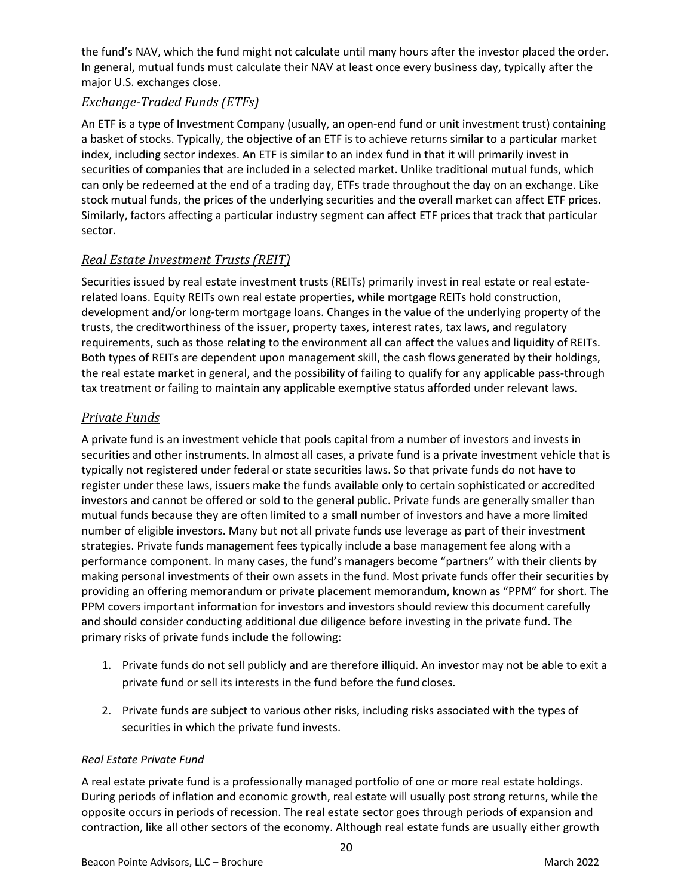the fund's NAV, which the fund might not calculate until many hours after the investor placed the order. In general, mutual funds must calculate their NAV at least once every business day, typically after the major U.S. exchanges close.

### *Exchange-Traded Funds (ETFs)*

An ETF is a type of Investment Company (usually, an open-end fund or unit investment trust) containing a basket of stocks. Typically, the objective of an ETF is to achieve returns similar to a particular market index, including sector indexes. An ETF is similar to an index fund in that it will primarily invest in securities of companies that are included in a selected market. Unlike traditional mutual funds, which can only be redeemed at the end of a trading day, ETFs trade throughout the day on an exchange. Like stock mutual funds, the prices of the underlying securities and the overall market can affect ETF prices. Similarly, factors affecting a particular industry segment can affect ETF prices that track that particular sector.

### *Real Estate Investment Trusts (REIT)*

Securities issued by real estate investment trusts (REITs) primarily invest in real estate or real estate-related loans. Equity REITs own real estate properties, while mortgage REITs hold construction, development and/or long-term mortgage loans. Changes in the value of the underlying property of the trusts, the creditworthiness of the issuer, property taxes, interest rates, tax laws, and regulatory requirements, such as those relating to the environment all can affect the values and liquidity of REITs. Both types of REITs are dependent upon management skill, the cash flows generated by their holdings, the real estate market in general, and the possibility of failing to qualify for any applicable pass-through tax treatment or failing to maintain any applicable exemptive status afforded under relevant laws.

### *Private Funds*

A private fund is an investment vehicle that pools capital from a number of investors and invests in securities and other instruments. In almost all cases, a private fund is a private investment vehicle that is typically not registered under federal or state securities laws. So that private funds do not have to register under these laws, issuers make the funds available only to certain sophisticated or accredited investors and cannot be offered or sold to the general public. Private funds are generally smaller than mutual funds because they are often limited to a small number of investors and have a more limited number of eligible investors. Many but not all private funds use leverage as part of their investment strategies. Private funds management fees typically include a base management fee along with a performance component. In many cases, the fund's managers become "partners" with their clients by making personal investments of their own assets in the fund. Most private funds offer their securities by providing an offering memorandum or private placement memorandum, known as "PPM" for short. The PPM covers important information for investors and investors should review this document carefully and should consider conducting additional due diligence before investing in the private fund. The primary risks of private funds include the following:

1. Private funds do not sell publicly and are therefore illiquid. An investor may not be able to exit a private fund or sell its interests in the fund before the fund closes.

2. Private funds are subject to various other risks, including risks associated with the types of securities in which the private fund invests.

*Real Estate Private Fund*

A real estate private fund is a professionally managed portfolio of one or more real estate holdings. During periods of inflation and economic growth, real estate will usually post strong returns, while the opposite occurs in periods of recession. The real estate sector goes through periods of expansion and contraction, like all other sectors of the economy. Although real estate funds are usually either growth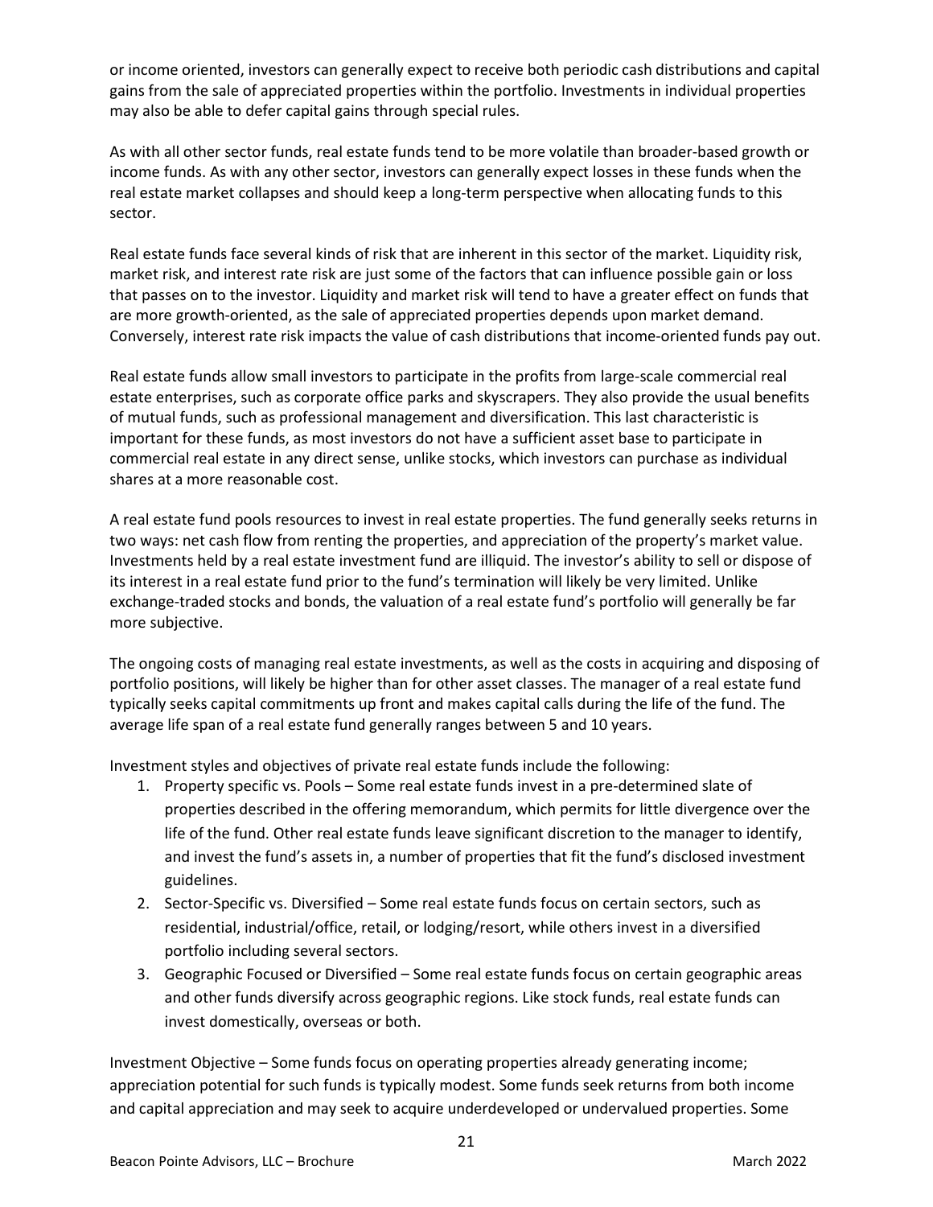or income oriented, investors can generally expect to receive both periodic cash distributions and capital gains from the sale of appreciated properties within the portfolio. Investments in individual properties may also be able to defer capital gains through special rules.

As with all other sector funds, real estate funds tend to be more volatile than broader-based growth or income funds. As with any other sector, investors can generally expect losses in these funds when the real estate market collapses and should keep a long-term perspective when allocating funds to this sector.

Real estate funds face several kinds of risk that are inherent in this sector of the market. Liquidity risk, market risk, and interest rate risk are just some of the factors that can influence possible gain or loss that passes on to the investor. Liquidity and market risk will tend to have a greater effect on funds that are more growth-oriented, as the sale of appreciated properties depends upon market demand. Conversely, interest rate risk impacts the value of cash distributions that income-oriented funds pay out.

Real estate funds allow small investors to participate in the profits from large-scale commercial real estate enterprises, such as corporate office parks and skyscrapers. They also provide the usual benefits of mutual funds, such as professional management and diversification. This last characteristic is important for these funds, as most investors do not have a sufficient asset base to participate in commercial real estate in any direct sense, unlike stocks, which investors can purchase as individual shares at a more reasonable cost.

A real estate fund pools resources to invest in real estate properties. The fund generally seeks returns in two ways: net cash flow from renting the properties, and appreciation of the property's market value. Investments held by a real estate investment fund are illiquid. The investor's ability to sell or dispose of its interest in a real estate fund prior to the fund's termination will likely be very limited. Unlike exchange-traded stocks and bonds, the valuation of a real estate fund's portfolio will generally be far more subjective.

The ongoing costs of managing real estate investments, as well as the costs in acquiring and disposing of portfolio positions, will likely be higher than for other asset classes. The manager of a real estate fund typically seeks capital commitments up front and makes capital calls during the life of the fund. The average life span of a real estate fund generally ranges between 5 and 10 years.

Investment styles and objectives of private real estate funds include the following:

1. Property specific vs. Pools – Some real estate funds invest in a pre-determined slate of properties described in the offering memorandum, which permits for little divergence over the life of the fund. Other real estate funds leave significant discretion to the manager to identify, and invest the fund's assets in, a number of properties that fit the fund's disclosed investment guidelines.
2. Sector-Specific vs. Diversified – Some real estate funds focus on certain sectors, such as residential, industrial/office, retail, or lodging/resort, while others invest in a diversified portfolio including several sectors.
3. Geographic Focused or Diversified – Some real estate funds focus on certain geographic areas and other funds diversify across geographic regions. Like stock funds, real estate funds can invest domestically, overseas or both.

Investment Objective – Some funds focus on operating properties already generating income; appreciation potential for such funds is typically modest. Some funds seek returns from both income and capital appreciation and may seek to acquire underdeveloped or undervalued properties. Some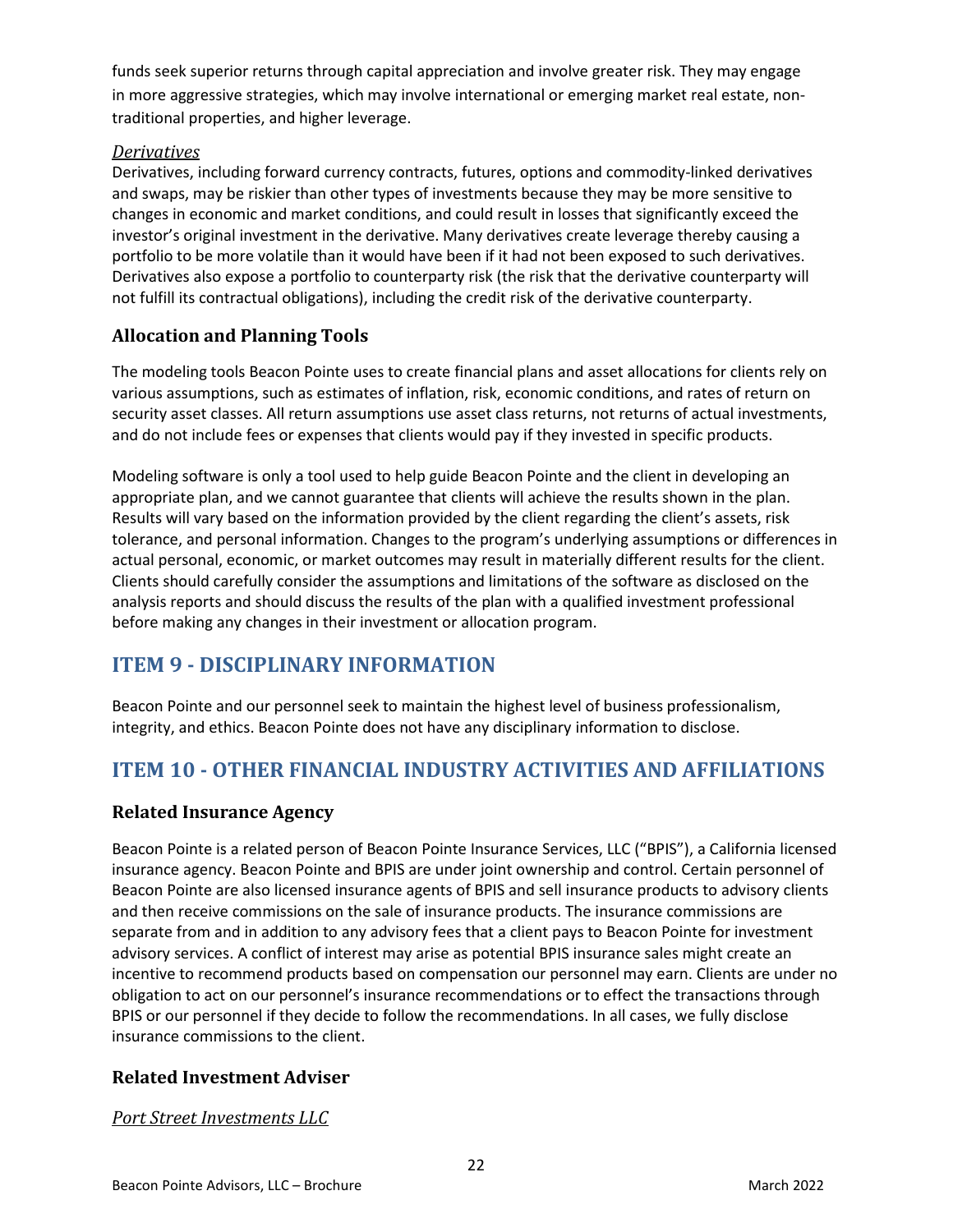funds seek superior returns through capital appreciation and involve greater risk. They may engage in more aggressive strategies, which may involve international or emerging market real estate, non-traditional properties, and higher leverage.

*Derivatives*

Derivatives, including forward currency contracts, futures, options and commodity-linked derivatives and swaps, may be riskier than other types of investments because they may be more sensitive to changes in economic and market conditions, and could result in losses that significantly exceed the investor's original investment in the derivative. Many derivatives create leverage thereby causing a portfolio to be more volatile than it would have been if it had not been exposed to such derivatives. Derivatives also expose a portfolio to counterparty risk (the risk that the derivative counterparty will not fulfill its contractual obligations), including the credit risk of the derivative counterparty.

### Allocation and Planning Tools

The modeling tools Beacon Pointe uses to create financial plans and asset allocations for clients rely on various assumptions, such as estimates of inflation, risk, economic conditions, and rates of return on security asset classes. All return assumptions use asset class returns, not returns of actual investments, and do not include fees or expenses that clients would pay if they invested in specific products.

Modeling software is only a tool used to help guide Beacon Pointe and the client in developing an appropriate plan, and we cannot guarantee that clients will achieve the results shown in the plan. Results will vary based on the information provided by the client regarding the client's assets, risk tolerance, and personal information. Changes to the program's underlying assumptions or differences in actual personal, economic, or market outcomes may result in materially different results for the client. Clients should carefully consider the assumptions and limitations of the software as disclosed on the analysis reports and should discuss the results of the plan with a qualified investment professional before making any changes in their investment or allocation program.

## ITEM 9 - DISCIPLINARY INFORMATION

Beacon Pointe and our personnel seek to maintain the highest level of business professionalism, integrity, and ethics. Beacon Pointe does not have any disciplinary information to disclose.

## ITEM 10 - OTHER FINANCIAL INDUSTRY ACTIVITIES AND AFFILIATIONS

### Related Insurance Agency

Beacon Pointe is a related person of Beacon Pointe Insurance Services, LLC ("BPIS"), a California licensed insurance agency. Beacon Pointe and BPIS are under joint ownership and control. Certain personnel of Beacon Pointe are also licensed insurance agents of BPIS and sell insurance products to advisory clients and then receive commissions on the sale of insurance products. The insurance commissions are separate from and in addition to any advisory fees that a client pays to Beacon Pointe for investment advisory services. A conflict of interest may arise as potential BPIS insurance sales might create an incentive to recommend products based on compensation our personnel may earn. Clients are under no obligation to act on our personnel's insurance recommendations or to effect the transactions through BPIS or our personnel if they decide to follow the recommendations. In all cases, we fully disclose insurance commissions to the client.

### Related Investment Adviser

*Port Street Investments LLC*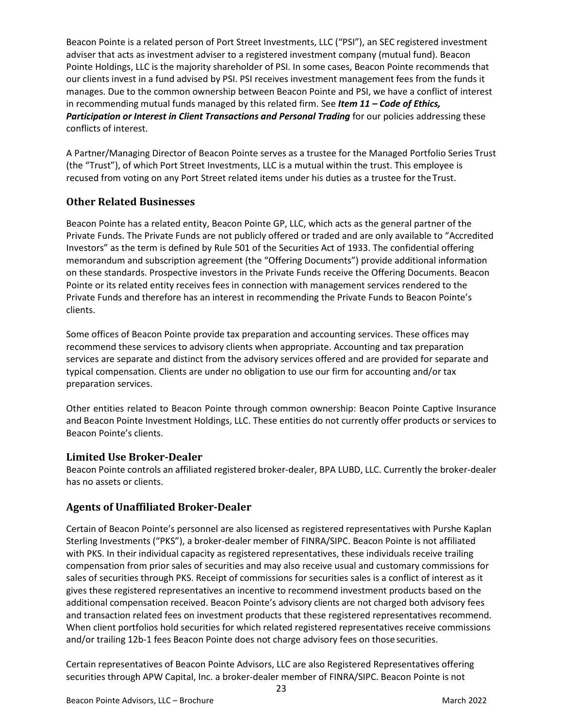Beacon Pointe is a related person of Port Street Investments, LLC ("PSI"), an SEC registered investment adviser that acts as investment adviser to a registered investment company (mutual fund). Beacon Pointe Holdings, LLC is the majority shareholder of PSI. In some cases, Beacon Pointe recommends that our clients invest in a fund advised by PSI. PSI receives investment management fees from the funds it manages. Due to the common ownership between Beacon Pointe and PSI, we have a conflict of interest in recommending mutual funds managed by this related firm. See ***Item 11 – Code of Ethics, Participation or Interest in Client Transactions and Personal Trading*** for our policies addressing these conflicts of interest.

A Partner/Managing Director of Beacon Pointe serves as a trustee for the Managed Portfolio Series Trust (the "Trust"), of which Port Street Investments, LLC is a mutual within the trust. This employee is recused from voting on any Port Street related items under his duties as a trustee for the Trust.

## Other Related Businesses

Beacon Pointe has a related entity, Beacon Pointe GP, LLC, which acts as the general partner of the Private Funds. The Private Funds are not publicly offered or traded and are only available to "Accredited Investors" as the term is defined by Rule 501 of the Securities Act of 1933. The confidential offering memorandum and subscription agreement (the "Offering Documents") provide additional information on these standards. Prospective investors in the Private Funds receive the Offering Documents. Beacon Pointe or its related entity receives fees in connection with management services rendered to the Private Funds and therefore has an interest in recommending the Private Funds to Beacon Pointe's clients.

Some offices of Beacon Pointe provide tax preparation and accounting services. These offices may recommend these services to advisory clients when appropriate. Accounting and tax preparation services are separate and distinct from the advisory services offered and are provided for separate and typical compensation. Clients are under no obligation to use our firm for accounting and/or tax preparation services.

Other entities related to Beacon Pointe through common ownership: Beacon Pointe Captive Insurance and Beacon Pointe Investment Holdings, LLC. These entities do not currently offer products or services to Beacon Pointe's clients.

## Limited Use Broker-Dealer

Beacon Pointe controls an affiliated registered broker-dealer, BPA LUBD, LLC. Currently the broker-dealer has no assets or clients.

## Agents of Unaffiliated Broker-Dealer

Certain of Beacon Pointe's personnel are also licensed as registered representatives with Purshe Kaplan Sterling Investments ("PKS"), a broker-dealer member of FINRA/SIPC. Beacon Pointe is not affiliated with PKS. In their individual capacity as registered representatives, these individuals receive trailing compensation from prior sales of securities and may also receive usual and customary commissions for sales of securities through PKS. Receipt of commissions for securities sales is a conflict of interest as it gives these registered representatives an incentive to recommend investment products based on the additional compensation received. Beacon Pointe's advisory clients are not charged both advisory fees and transaction related fees on investment products that these registered representatives recommend. When client portfolios hold securities for which related registered representatives receive commissions and/or trailing 12b-1 fees Beacon Pointe does not charge advisory fees on those securities.

Certain representatives of Beacon Pointe Advisors, LLC are also Registered Representatives offering securities through APW Capital, Inc. a broker-dealer member of FINRA/SIPC. Beacon Pointe is not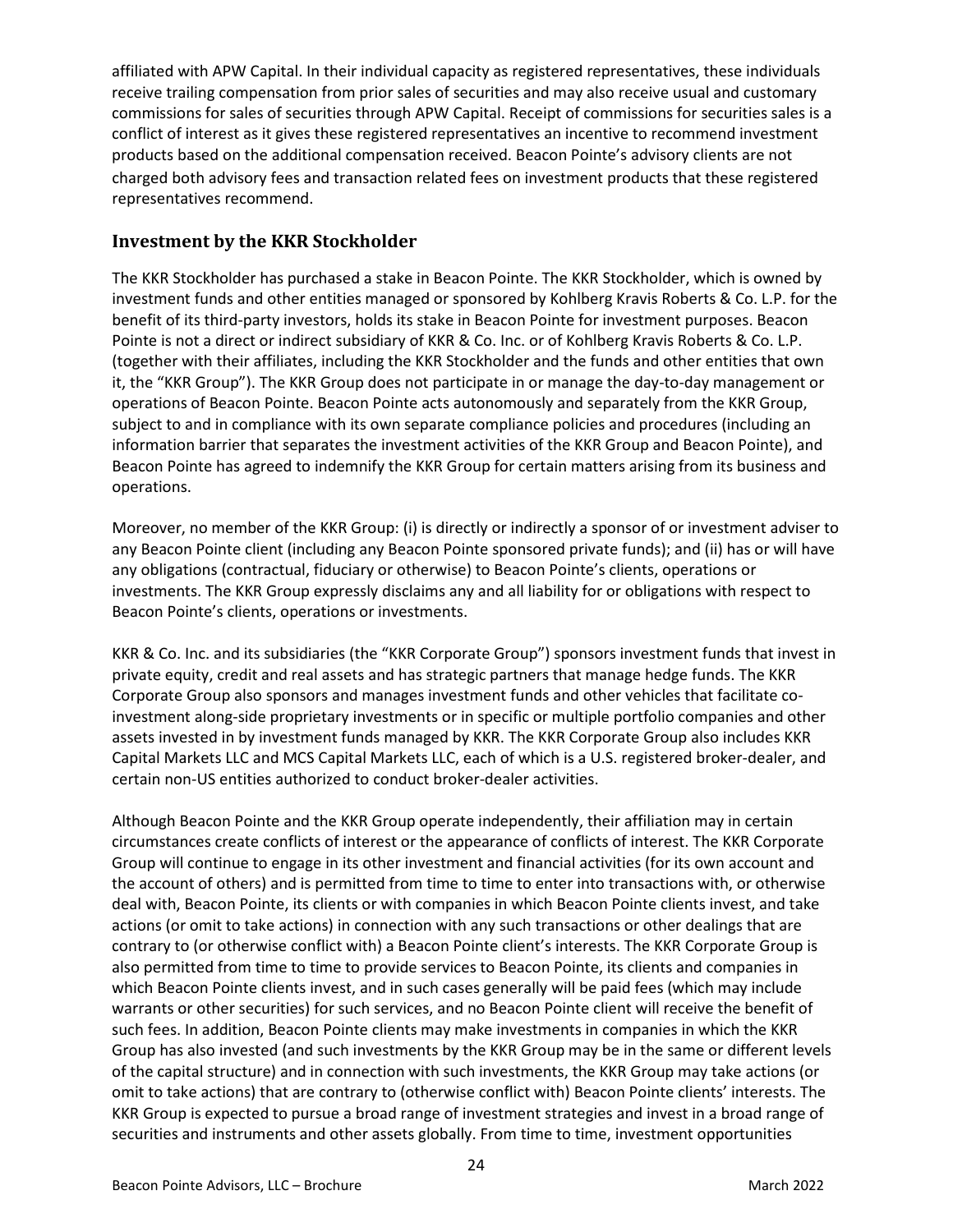affiliated with APW Capital. In their individual capacity as registered representatives, these individuals receive trailing compensation from prior sales of securities and may also receive usual and customary commissions for sales of securities through APW Capital. Receipt of commissions for securities sales is a conflict of interest as it gives these registered representatives an incentive to recommend investment products based on the additional compensation received. Beacon Pointe's advisory clients are not charged both advisory fees and transaction related fees on investment products that these registered representatives recommend.

## Investment by the KKR Stockholder

The KKR Stockholder has purchased a stake in Beacon Pointe. The KKR Stockholder, which is owned by investment funds and other entities managed or sponsored by Kohlberg Kravis Roberts & Co. L.P. for the benefit of its third-party investors, holds its stake in Beacon Pointe for investment purposes. Beacon Pointe is not a direct or indirect subsidiary of KKR & Co. Inc. or of Kohlberg Kravis Roberts & Co. L.P. (together with their affiliates, including the KKR Stockholder and the funds and other entities that own it, the "KKR Group"). The KKR Group does not participate in or manage the day-to-day management or operations of Beacon Pointe. Beacon Pointe acts autonomously and separately from the KKR Group, subject to and in compliance with its own separate compliance policies and procedures (including an information barrier that separates the investment activities of the KKR Group and Beacon Pointe), and Beacon Pointe has agreed to indemnify the KKR Group for certain matters arising from its business and operations.

Moreover, no member of the KKR Group: (i) is directly or indirectly a sponsor of or investment adviser to any Beacon Pointe client (including any Beacon Pointe sponsored private funds); and (ii) has or will have any obligations (contractual, fiduciary or otherwise) to Beacon Pointe's clients, operations or investments. The KKR Group expressly disclaims any and all liability for or obligations with respect to Beacon Pointe's clients, operations or investments.

KKR & Co. Inc. and its subsidiaries (the "KKR Corporate Group") sponsors investment funds that invest in private equity, credit and real assets and has strategic partners that manage hedge funds. The KKR Corporate Group also sponsors and manages investment funds and other vehicles that facilitate co-investment along-side proprietary investments or in specific or multiple portfolio companies and other assets invested in by investment funds managed by KKR. The KKR Corporate Group also includes KKR Capital Markets LLC and MCS Capital Markets LLC, each of which is a U.S. registered broker-dealer, and certain non-US entities authorized to conduct broker-dealer activities.

Although Beacon Pointe and the KKR Group operate independently, their affiliation may in certain circumstances create conflicts of interest or the appearance of conflicts of interest. The KKR Corporate Group will continue to engage in its other investment and financial activities (for its own account and the account of others) and is permitted from time to time to enter into transactions with, or otherwise deal with, Beacon Pointe, its clients or with companies in which Beacon Pointe clients invest, and take actions (or omit to take actions) in connection with any such transactions or other dealings that are contrary to (or otherwise conflict with) a Beacon Pointe client's interests. The KKR Corporate Group is also permitted from time to time to provide services to Beacon Pointe, its clients and companies in which Beacon Pointe clients invest, and in such cases generally will be paid fees (which may include warrants or other securities) for such services, and no Beacon Pointe client will receive the benefit of such fees. In addition, Beacon Pointe clients may make investments in companies in which the KKR Group has also invested (and such investments by the KKR Group may be in the same or different levels of the capital structure) and in connection with such investments, the KKR Group may take actions (or omit to take actions) that are contrary to (otherwise conflict with) Beacon Pointe clients' interests. The KKR Group is expected to pursue a broad range of investment strategies and invest in a broad range of securities and instruments and other assets globally. From time to time, investment opportunities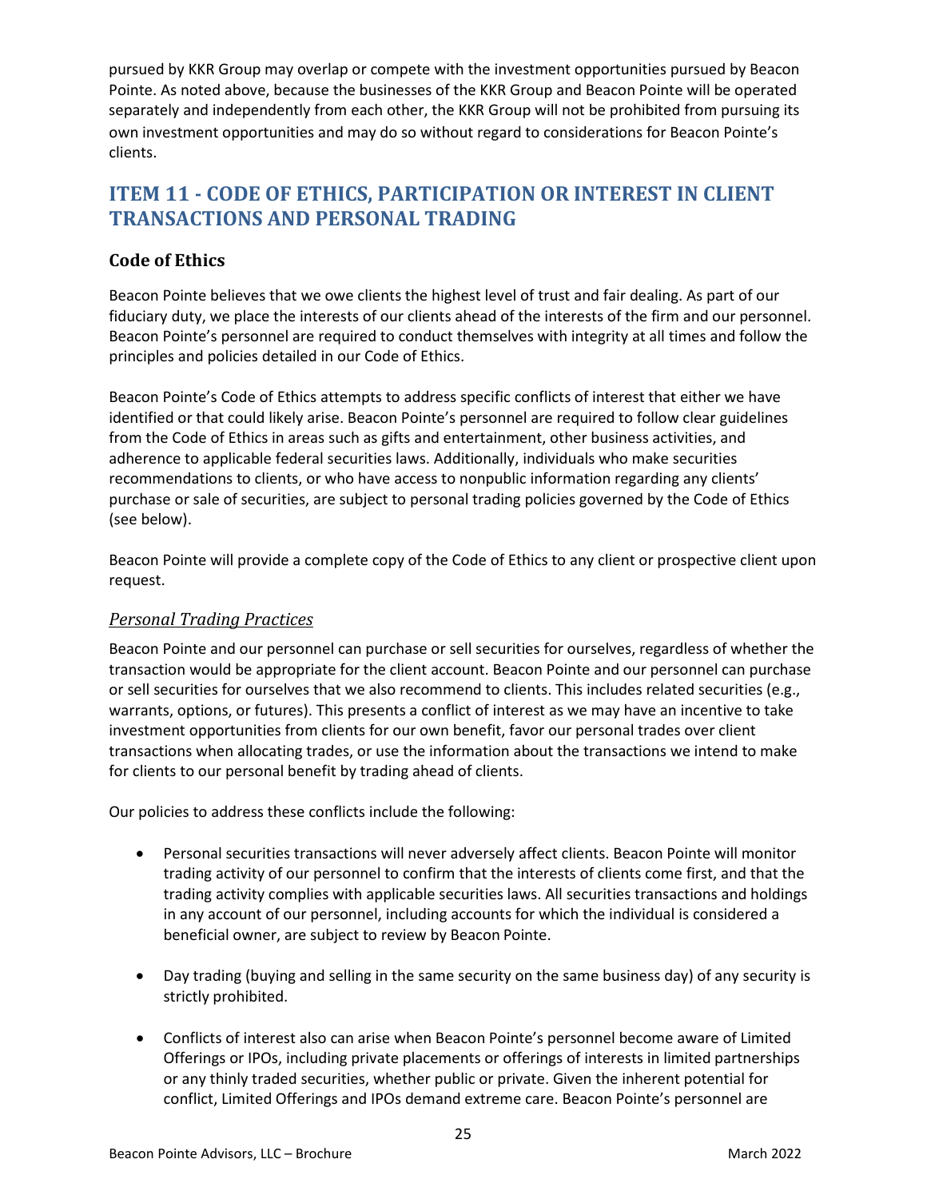pursued by KKR Group may overlap or compete with the investment opportunities pursued by Beacon Pointe. As noted above, because the businesses of the KKR Group and Beacon Pointe will be operated separately and independently from each other, the KKR Group will not be prohibited from pursuing its own investment opportunities and may do so without regard to considerations for Beacon Pointe's clients.

## ITEM 11 - CODE OF ETHICS, PARTICIPATION OR INTEREST IN CLIENT TRANSACTIONS AND PERSONAL TRADING

### Code of Ethics

Beacon Pointe believes that we owe clients the highest level of trust and fair dealing. As part of our fiduciary duty, we place the interests of our clients ahead of the interests of the firm and our personnel. Beacon Pointe's personnel are required to conduct themselves with integrity at all times and follow the principles and policies detailed in our Code of Ethics.

Beacon Pointe's Code of Ethics attempts to address specific conflicts of interest that either we have identified or that could likely arise. Beacon Pointe's personnel are required to follow clear guidelines from the Code of Ethics in areas such as gifts and entertainment, other business activities, and adherence to applicable federal securities laws. Additionally, individuals who make securities recommendations to clients, or who have access to nonpublic information regarding any clients' purchase or sale of securities, are subject to personal trading policies governed by the Code of Ethics (see below).

Beacon Pointe will provide a complete copy of the Code of Ethics to any client or prospective client upon request.

#### *Personal Trading Practices*

Beacon Pointe and our personnel can purchase or sell securities for ourselves, regardless of whether the transaction would be appropriate for the client account. Beacon Pointe and our personnel can purchase or sell securities for ourselves that we also recommend to clients. This includes related securities (e.g., warrants, options, or futures). This presents a conflict of interest as we may have an incentive to take investment opportunities from clients for our own benefit, favor our personal trades over client transactions when allocating trades, or use the information about the transactions we intend to make for clients to our personal benefit by trading ahead of clients.

Our policies to address these conflicts include the following:

- Personal securities transactions will never adversely affect clients. Beacon Pointe will monitor trading activity of our personnel to confirm that the interests of clients come first, and that the trading activity complies with applicable securities laws. All securities transactions and holdings in any account of our personnel, including accounts for which the individual is considered a beneficial owner, are subject to review by Beacon Pointe.

- Day trading (buying and selling in the same security on the same business day) of any security is strictly prohibited.

- Conflicts of interest also can arise when Beacon Pointe's personnel become aware of Limited Offerings or IPOs, including private placements or offerings of interests in limited partnerships or any thinly traded securities, whether public or private. Given the inherent potential for conflict, Limited Offerings and IPOs demand extreme care. Beacon Pointe's personnel are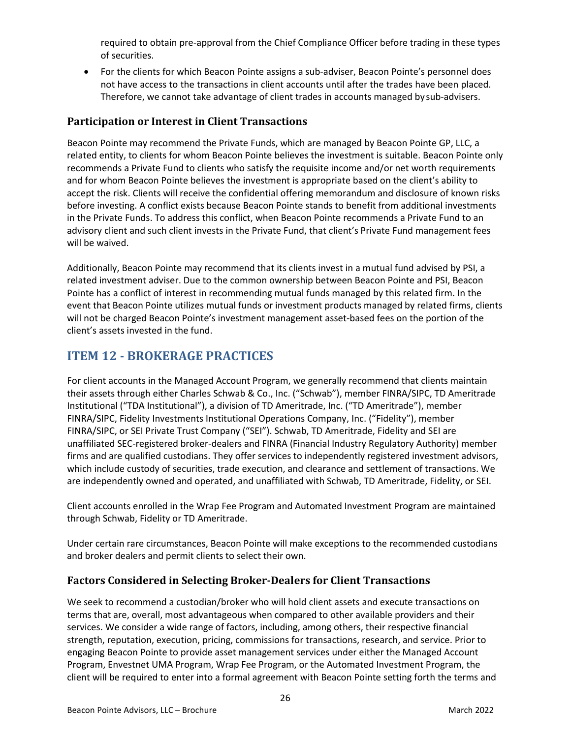required to obtain pre-approval from the Chief Compliance Officer before trading in these types of securities.

- For the clients for which Beacon Pointe assigns a sub-adviser, Beacon Pointe's personnel does not have access to the transactions in client accounts until after the trades have been placed. Therefore, we cannot take advantage of client trades in accounts managed by sub-advisers.

### Participation or Interest in Client Transactions

Beacon Pointe may recommend the Private Funds, which are managed by Beacon Pointe GP, LLC, a related entity, to clients for whom Beacon Pointe believes the investment is suitable. Beacon Pointe only recommends a Private Fund to clients who satisfy the requisite income and/or net worth requirements and for whom Beacon Pointe believes the investment is appropriate based on the client's ability to accept the risk. Clients will receive the confidential offering memorandum and disclosure of known risks before investing. A conflict exists because Beacon Pointe stands to benefit from additional investments in the Private Funds. To address this conflict, when Beacon Pointe recommends a Private Fund to an advisory client and such client invests in the Private Fund, that client's Private Fund management fees will be waived.

Additionally, Beacon Pointe may recommend that its clients invest in a mutual fund advised by PSI, a related investment adviser. Due to the common ownership between Beacon Pointe and PSI, Beacon Pointe has a conflict of interest in recommending mutual funds managed by this related firm. In the event that Beacon Pointe utilizes mutual funds or investment products managed by related firms, clients will not be charged Beacon Pointe's investment management asset-based fees on the portion of the client's assets invested in the fund.

## ITEM 12 - BROKERAGE PRACTICES

For client accounts in the Managed Account Program, we generally recommend that clients maintain their assets through either Charles Schwab & Co., Inc. ("Schwab"), member FINRA/SIPC, TD Ameritrade Institutional ("TDA Institutional"), a division of TD Ameritrade, Inc. ("TD Ameritrade"), member FINRA/SIPC, Fidelity Investments Institutional Operations Company, Inc. ("Fidelity"), member FINRA/SIPC, or SEI Private Trust Company ("SEI"). Schwab, TD Ameritrade, Fidelity and SEI are unaffiliated SEC-registered broker-dealers and FINRA (Financial Industry Regulatory Authority) member firms and are qualified custodians. They offer services to independently registered investment advisors, which include custody of securities, trade execution, and clearance and settlement of transactions. We are independently owned and operated, and unaffiliated with Schwab, TD Ameritrade, Fidelity, or SEI.

Client accounts enrolled in the Wrap Fee Program and Automated Investment Program are maintained through Schwab, Fidelity or TD Ameritrade.

Under certain rare circumstances, Beacon Pointe will make exceptions to the recommended custodians and broker dealers and permit clients to select their own.

### Factors Considered in Selecting Broker-Dealers for Client Transactions

We seek to recommend a custodian/broker who will hold client assets and execute transactions on terms that are, overall, most advantageous when compared to other available providers and their services. We consider a wide range of factors, including, among others, their respective financial strength, reputation, execution, pricing, commissions for transactions, research, and service. Prior to engaging Beacon Pointe to provide asset management services under either the Managed Account Program, Envestnet UMA Program, Wrap Fee Program, or the Automated Investment Program, the client will be required to enter into a formal agreement with Beacon Pointe setting forth the terms and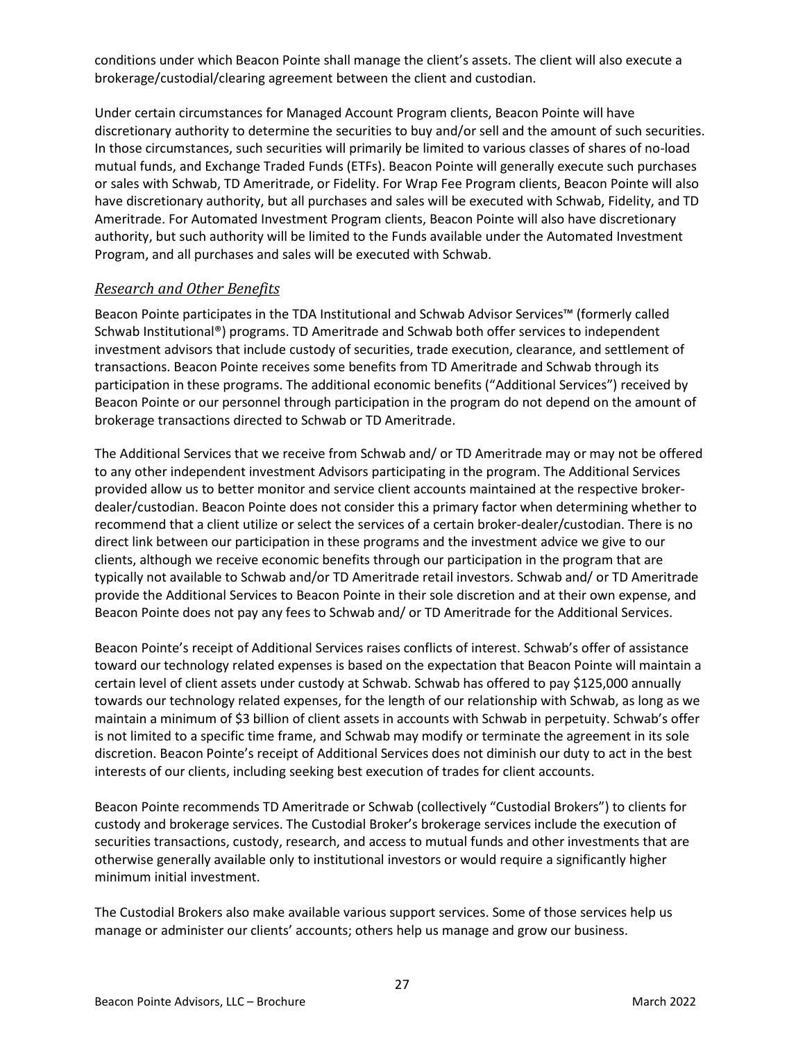conditions under which Beacon Pointe shall manage the client's assets. The client will also execute a brokerage/custodial/clearing agreement between the client and custodian.

Under certain circumstances for Managed Account Program clients, Beacon Pointe will have discretionary authority to determine the securities to buy and/or sell and the amount of such securities. In those circumstances, such securities will primarily be limited to various classes of shares of no-load mutual funds, and Exchange Traded Funds (ETFs). Beacon Pointe will generally execute such purchases or sales with Schwab, TD Ameritrade, or Fidelity. For Wrap Fee Program clients, Beacon Pointe will also have discretionary authority, but all purchases and sales will be executed with Schwab, Fidelity, and TD Ameritrade. For Automated Investment Program clients, Beacon Pointe will also have discretionary authority, but such authority will be limited to the Funds available under the Automated Investment Program, and all purchases and sales will be executed with Schwab.

### *Research and Other Benefits*

Beacon Pointe participates in the TDA Institutional and Schwab Advisor Services™ (formerly called Schwab Institutional®) programs. TD Ameritrade and Schwab both offer services to independent investment advisors that include custody of securities, trade execution, clearance, and settlement of transactions. Beacon Pointe receives some benefits from TD Ameritrade and Schwab through its participation in these programs. The additional economic benefits ("Additional Services") received by Beacon Pointe or our personnel through participation in the program do not depend on the amount of brokerage transactions directed to Schwab or TD Ameritrade.

The Additional Services that we receive from Schwab and/ or TD Ameritrade may or may not be offered to any other independent investment Advisors participating in the program. The Additional Services provided allow us to better monitor and service client accounts maintained at the respective broker-dealer/custodian. Beacon Pointe does not consider this a primary factor when determining whether to recommend that a client utilize or select the services of a certain broker-dealer/custodian. There is no direct link between our participation in these programs and the investment advice we give to our clients, although we receive economic benefits through our participation in the program that are typically not available to Schwab and/or TD Ameritrade retail investors. Schwab and/ or TD Ameritrade provide the Additional Services to Beacon Pointe in their sole discretion and at their own expense, and Beacon Pointe does not pay any fees to Schwab and/ or TD Ameritrade for the Additional Services.

Beacon Pointe's receipt of Additional Services raises conflicts of interest. Schwab's offer of assistance toward our technology related expenses is based on the expectation that Beacon Pointe will maintain a certain level of client assets under custody at Schwab. Schwab has offered to pay $125,000 annually towards our technology related expenses, for the length of our relationship with Schwab, as long as we maintain a minimum of $3 billion of client assets in accounts with Schwab in perpetuity. Schwab's offer is not limited to a specific time frame, and Schwab may modify or terminate the agreement in its sole discretion. Beacon Pointe's receipt of Additional Services does not diminish our duty to act in the best interests of our clients, including seeking best execution of trades for client accounts.

Beacon Pointe recommends TD Ameritrade or Schwab (collectively "Custodial Brokers") to clients for custody and brokerage services. The Custodial Broker's brokerage services include the execution of securities transactions, custody, research, and access to mutual funds and other investments that are otherwise generally available only to institutional investors or would require a significantly higher minimum initial investment.

The Custodial Brokers also make available various support services. Some of those services help us manage or administer our clients' accounts; others help us manage and grow our business.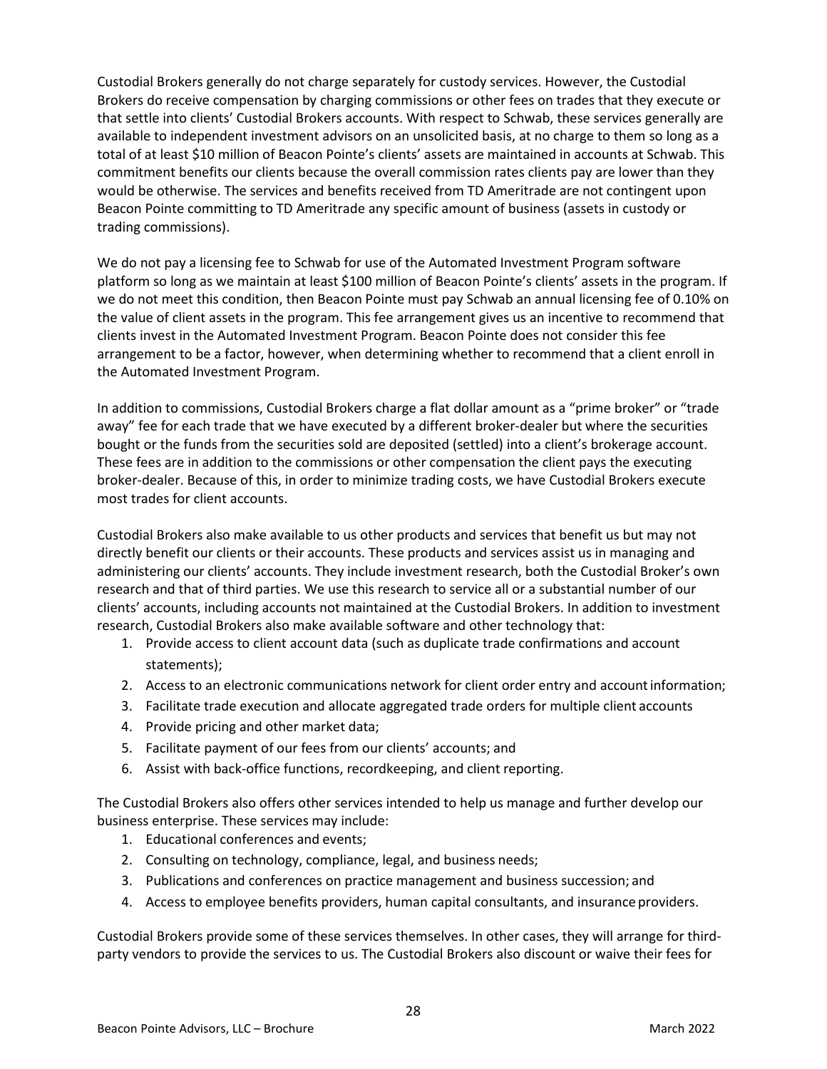Custodial Brokers generally do not charge separately for custody services. However, the Custodial Brokers do receive compensation by charging commissions or other fees on trades that they execute or that settle into clients' Custodial Brokers accounts. With respect to Schwab, these services generally are available to independent investment advisors on an unsolicited basis, at no charge to them so long as a total of at least $10 million of Beacon Pointe's clients' assets are maintained in accounts at Schwab. This commitment benefits our clients because the overall commission rates clients pay are lower than they would be otherwise. The services and benefits received from TD Ameritrade are not contingent upon Beacon Pointe committing to TD Ameritrade any specific amount of business (assets in custody or trading commissions).

We do not pay a licensing fee to Schwab for use of the Automated Investment Program software platform so long as we maintain at least $100 million of Beacon Pointe's clients' assets in the program. If we do not meet this condition, then Beacon Pointe must pay Schwab an annual licensing fee of 0.10% on the value of client assets in the program. This fee arrangement gives us an incentive to recommend that clients invest in the Automated Investment Program. Beacon Pointe does not consider this fee arrangement to be a factor, however, when determining whether to recommend that a client enroll in the Automated Investment Program.

In addition to commissions, Custodial Brokers charge a flat dollar amount as a "prime broker" or "trade away" fee for each trade that we have executed by a different broker-dealer but where the securities bought or the funds from the securities sold are deposited (settled) into a client's brokerage account. These fees are in addition to the commissions or other compensation the client pays the executing broker-dealer. Because of this, in order to minimize trading costs, we have Custodial Brokers execute most trades for client accounts.

Custodial Brokers also make available to us other products and services that benefit us but may not directly benefit our clients or their accounts. These products and services assist us in managing and administering our clients' accounts. They include investment research, both the Custodial Broker's own research and that of third parties. We use this research to service all or a substantial number of our clients' accounts, including accounts not maintained at the Custodial Brokers. In addition to investment research, Custodial Brokers also make available software and other technology that:

1. Provide access to client account data (such as duplicate trade confirmations and account statements);
2. Access to an electronic communications network for client order entry and account information;
3. Facilitate trade execution and allocate aggregated trade orders for multiple client accounts
4. Provide pricing and other market data;
5. Facilitate payment of our fees from our clients' accounts; and
6. Assist with back-office functions, recordkeeping, and client reporting.

The Custodial Brokers also offers other services intended to help us manage and further develop our business enterprise. These services may include:

1. Educational conferences and events;
2. Consulting on technology, compliance, legal, and business needs;
3. Publications and conferences on practice management and business succession; and
4. Access to employee benefits providers, human capital consultants, and insurance providers.

Custodial Brokers provide some of these services themselves. In other cases, they will arrange for third-party vendors to provide the services to us. The Custodial Brokers also discount or waive their fees for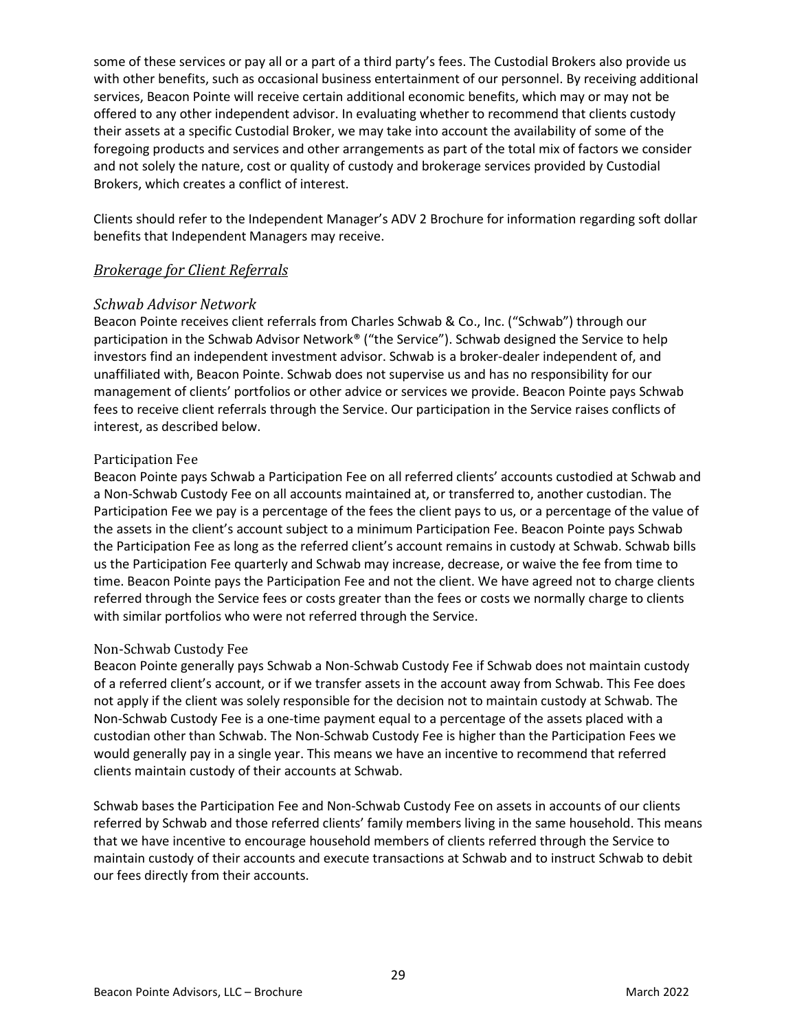some of these services or pay all or a part of a third party's fees. The Custodial Brokers also provide us with other benefits, such as occasional business entertainment of our personnel. By receiving additional services, Beacon Pointe will receive certain additional economic benefits, which may or may not be offered to any other independent advisor. In evaluating whether to recommend that clients custody their assets at a specific Custodial Broker, we may take into account the availability of some of the foregoing products and services and other arrangements as part of the total mix of factors we consider and not solely the nature, cost or quality of custody and brokerage services provided by Custodial Brokers, which creates a conflict of interest.

Clients should refer to the Independent Manager's ADV 2 Brochure for information regarding soft dollar benefits that Independent Managers may receive.

## *Brokerage for Client Referrals*

### *Schwab Advisor Network*

Beacon Pointe receives client referrals from Charles Schwab & Co., Inc. ("Schwab") through our participation in the Schwab Advisor Network® ("the Service"). Schwab designed the Service to help investors find an independent investment advisor. Schwab is a broker-dealer independent of, and unaffiliated with, Beacon Pointe. Schwab does not supervise us and has no responsibility for our management of clients' portfolios or other advice or services we provide. Beacon Pointe pays Schwab fees to receive client referrals through the Service. Our participation in the Service raises conflicts of interest, as described below.

#### Participation Fee

Beacon Pointe pays Schwab a Participation Fee on all referred clients' accounts custodied at Schwab and a Non-Schwab Custody Fee on all accounts maintained at, or transferred to, another custodian. The Participation Fee we pay is a percentage of the fees the client pays to us, or a percentage of the value of the assets in the client's account subject to a minimum Participation Fee. Beacon Pointe pays Schwab the Participation Fee as long as the referred client's account remains in custody at Schwab. Schwab bills us the Participation Fee quarterly and Schwab may increase, decrease, or waive the fee from time to time. Beacon Pointe pays the Participation Fee and not the client. We have agreed not to charge clients referred through the Service fees or costs greater than the fees or costs we normally charge to clients with similar portfolios who were not referred through the Service.

#### Non-Schwab Custody Fee

Beacon Pointe generally pays Schwab a Non-Schwab Custody Fee if Schwab does not maintain custody of a referred client's account, or if we transfer assets in the account away from Schwab. This Fee does not apply if the client was solely responsible for the decision not to maintain custody at Schwab. The Non-Schwab Custody Fee is a one-time payment equal to a percentage of the assets placed with a custodian other than Schwab. The Non-Schwab Custody Fee is higher than the Participation Fees we would generally pay in a single year. This means we have an incentive to recommend that referred clients maintain custody of their accounts at Schwab.

Schwab bases the Participation Fee and Non-Schwab Custody Fee on assets in accounts of our clients referred by Schwab and those referred clients' family members living in the same household. This means that we have incentive to encourage household members of clients referred through the Service to maintain custody of their accounts and execute transactions at Schwab and to instruct Schwab to debit our fees directly from their accounts.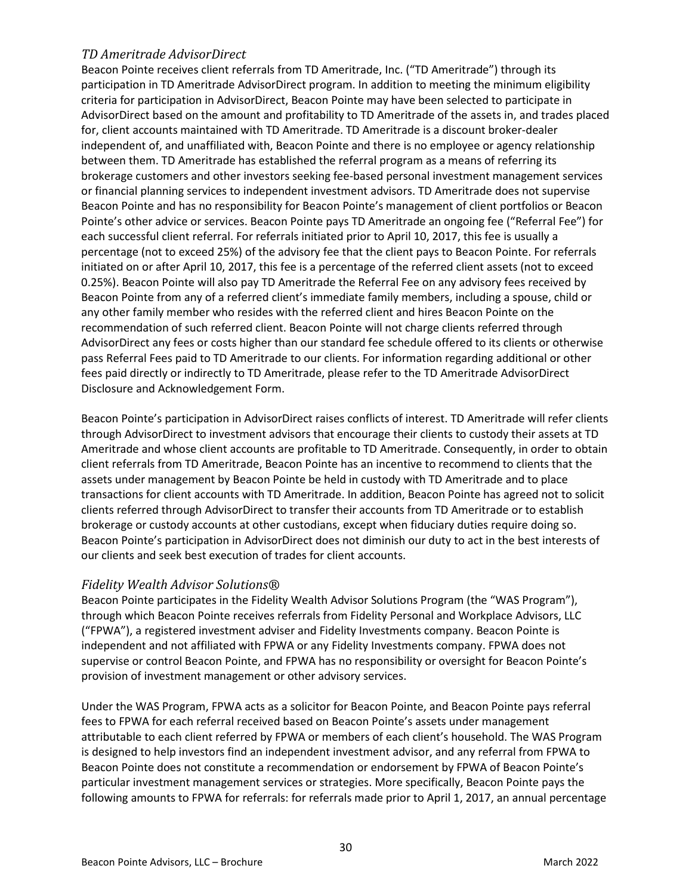### *TD Ameritrade AdvisorDirect*

Beacon Pointe receives client referrals from TD Ameritrade, Inc. ("TD Ameritrade") through its participation in TD Ameritrade AdvisorDirect program. In addition to meeting the minimum eligibility criteria for participation in AdvisorDirect, Beacon Pointe may have been selected to participate in AdvisorDirect based on the amount and profitability to TD Ameritrade of the assets in, and trades placed for, client accounts maintained with TD Ameritrade. TD Ameritrade is a discount broker-dealer independent of, and unaffiliated with, Beacon Pointe and there is no employee or agency relationship between them. TD Ameritrade has established the referral program as a means of referring its brokerage customers and other investors seeking fee-based personal investment management services or financial planning services to independent investment advisors. TD Ameritrade does not supervise Beacon Pointe and has no responsibility for Beacon Pointe's management of client portfolios or Beacon Pointe's other advice or services. Beacon Pointe pays TD Ameritrade an ongoing fee ("Referral Fee") for each successful client referral. For referrals initiated prior to April 10, 2017, this fee is usually a percentage (not to exceed 25%) of the advisory fee that the client pays to Beacon Pointe. For referrals initiated on or after April 10, 2017, this fee is a percentage of the referred client assets (not to exceed 0.25%). Beacon Pointe will also pay TD Ameritrade the Referral Fee on any advisory fees received by Beacon Pointe from any of a referred client's immediate family members, including a spouse, child or any other family member who resides with the referred client and hires Beacon Pointe on the recommendation of such referred client. Beacon Pointe will not charge clients referred through AdvisorDirect any fees or costs higher than our standard fee schedule offered to its clients or otherwise pass Referral Fees paid to TD Ameritrade to our clients. For information regarding additional or other fees paid directly or indirectly to TD Ameritrade, please refer to the TD Ameritrade AdvisorDirect Disclosure and Acknowledgement Form.

Beacon Pointe's participation in AdvisorDirect raises conflicts of interest. TD Ameritrade will refer clients through AdvisorDirect to investment advisors that encourage their clients to custody their assets at TD Ameritrade and whose client accounts are profitable to TD Ameritrade. Consequently, in order to obtain client referrals from TD Ameritrade, Beacon Pointe has an incentive to recommend to clients that the assets under management by Beacon Pointe be held in custody with TD Ameritrade and to place transactions for client accounts with TD Ameritrade. In addition, Beacon Pointe has agreed not to solicit clients referred through AdvisorDirect to transfer their accounts from TD Ameritrade or to establish brokerage or custody accounts at other custodians, except when fiduciary duties require doing so. Beacon Pointe's participation in AdvisorDirect does not diminish our duty to act in the best interests of our clients and seek best execution of trades for client accounts.

### *Fidelity Wealth Advisor Solutions®*

Beacon Pointe participates in the Fidelity Wealth Advisor Solutions Program (the "WAS Program"), through which Beacon Pointe receives referrals from Fidelity Personal and Workplace Advisors, LLC ("FPWA"), a registered investment adviser and Fidelity Investments company. Beacon Pointe is independent and not affiliated with FPWA or any Fidelity Investments company. FPWA does not supervise or control Beacon Pointe, and FPWA has no responsibility or oversight for Beacon Pointe's provision of investment management or other advisory services.

Under the WAS Program, FPWA acts as a solicitor for Beacon Pointe, and Beacon Pointe pays referral fees to FPWA for each referral received based on Beacon Pointe's assets under management attributable to each client referred by FPWA or members of each client's household. The WAS Program is designed to help investors find an independent investment advisor, and any referral from FPWA to Beacon Pointe does not constitute a recommendation or endorsement by FPWA of Beacon Pointe's particular investment management services or strategies. More specifically, Beacon Pointe pays the following amounts to FPWA for referrals: for referrals made prior to April 1, 2017, an annual percentage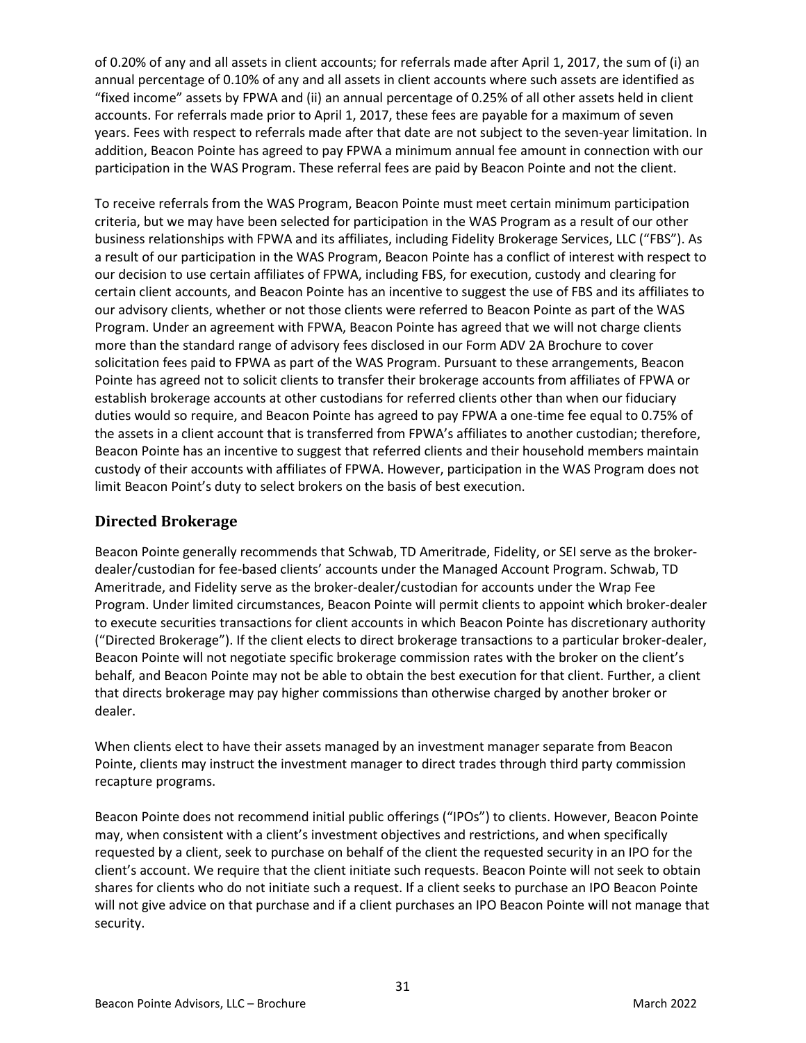of 0.20% of any and all assets in client accounts; for referrals made after April 1, 2017, the sum of (i) an annual percentage of 0.10% of any and all assets in client accounts where such assets are identified as "fixed income" assets by FPWA and (ii) an annual percentage of 0.25% of all other assets held in client accounts. For referrals made prior to April 1, 2017, these fees are payable for a maximum of seven years. Fees with respect to referrals made after that date are not subject to the seven-year limitation. In addition, Beacon Pointe has agreed to pay FPWA a minimum annual fee amount in connection with our participation in the WAS Program. These referral fees are paid by Beacon Pointe and not the client.

To receive referrals from the WAS Program, Beacon Pointe must meet certain minimum participation criteria, but we may have been selected for participation in the WAS Program as a result of our other business relationships with FPWA and its affiliates, including Fidelity Brokerage Services, LLC ("FBS"). As a result of our participation in the WAS Program, Beacon Pointe has a conflict of interest with respect to our decision to use certain affiliates of FPWA, including FBS, for execution, custody and clearing for certain client accounts, and Beacon Pointe has an incentive to suggest the use of FBS and its affiliates to our advisory clients, whether or not those clients were referred to Beacon Pointe as part of the WAS Program. Under an agreement with FPWA, Beacon Pointe has agreed that we will not charge clients more than the standard range of advisory fees disclosed in our Form ADV 2A Brochure to cover solicitation fees paid to FPWA as part of the WAS Program. Pursuant to these arrangements, Beacon Pointe has agreed not to solicit clients to transfer their brokerage accounts from affiliates of FPWA or establish brokerage accounts at other custodians for referred clients other than when our fiduciary duties would so require, and Beacon Pointe has agreed to pay FPWA a one-time fee equal to 0.75% of the assets in a client account that is transferred from FPWA's affiliates to another custodian; therefore, Beacon Pointe has an incentive to suggest that referred clients and their household members maintain custody of their accounts with affiliates of FPWA. However, participation in the WAS Program does not limit Beacon Point's duty to select brokers on the basis of best execution.

## Directed Brokerage

Beacon Pointe generally recommends that Schwab, TD Ameritrade, Fidelity, or SEI serve as the broker-dealer/custodian for fee-based clients' accounts under the Managed Account Program. Schwab, TD Ameritrade, and Fidelity serve as the broker-dealer/custodian for accounts under the Wrap Fee Program. Under limited circumstances, Beacon Pointe will permit clients to appoint which broker-dealer to execute securities transactions for client accounts in which Beacon Pointe has discretionary authority ("Directed Brokerage"). If the client elects to direct brokerage transactions to a particular broker-dealer, Beacon Pointe will not negotiate specific brokerage commission rates with the broker on the client's behalf, and Beacon Pointe may not be able to obtain the best execution for that client. Further, a client that directs brokerage may pay higher commissions than otherwise charged by another broker or dealer.

When clients elect to have their assets managed by an investment manager separate from Beacon Pointe, clients may instruct the investment manager to direct trades through third party commission recapture programs.

Beacon Pointe does not recommend initial public offerings ("IPOs") to clients. However, Beacon Pointe may, when consistent with a client's investment objectives and restrictions, and when specifically requested by a client, seek to purchase on behalf of the client the requested security in an IPO for the client's account. We require that the client initiate such requests. Beacon Pointe will not seek to obtain shares for clients who do not initiate such a request. If a client seeks to purchase an IPO Beacon Pointe will not give advice on that purchase and if a client purchases an IPO Beacon Pointe will not manage that security.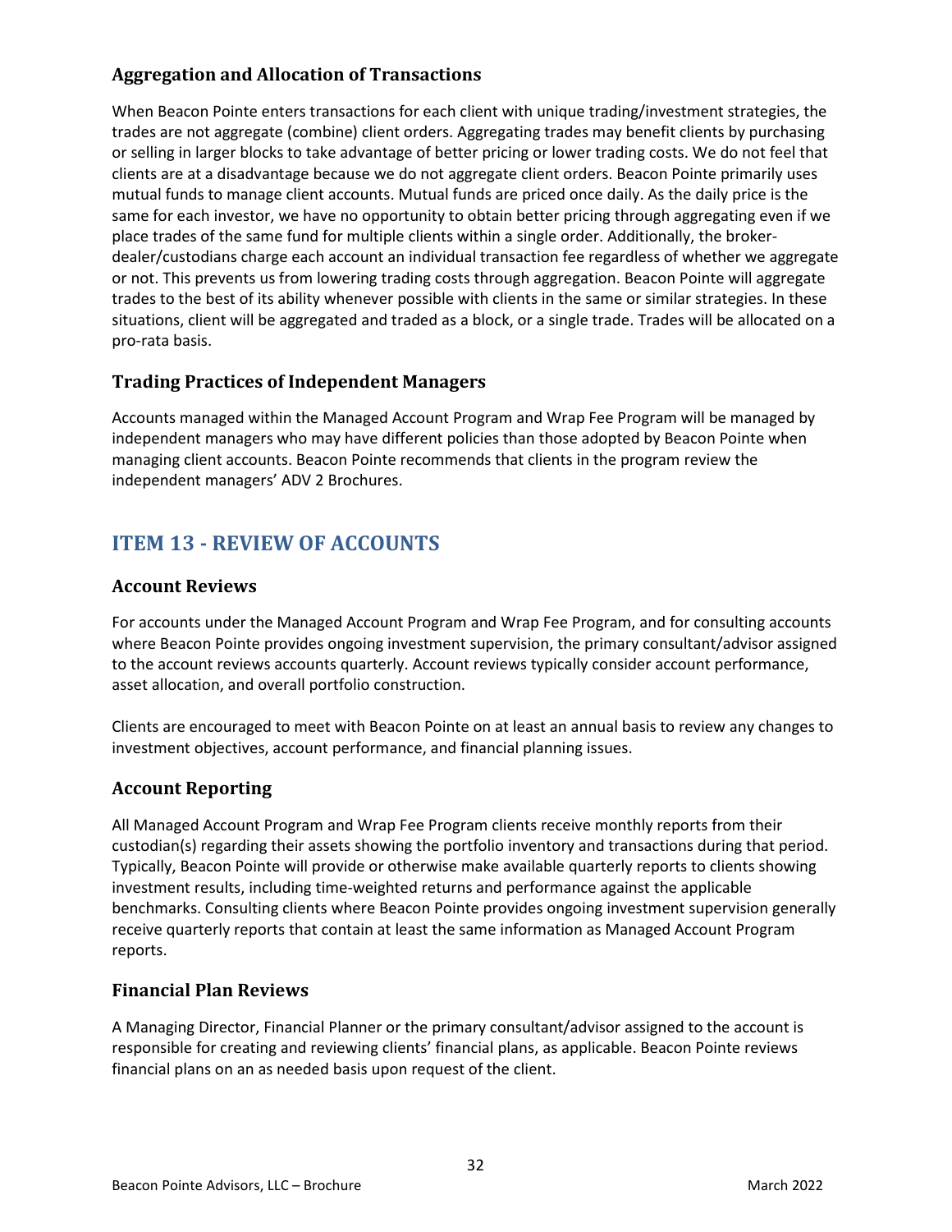### Aggregation and Allocation of Transactions

When Beacon Pointe enters transactions for each client with unique trading/investment strategies, the trades are not aggregate (combine) client orders. Aggregating trades may benefit clients by purchasing or selling in larger blocks to take advantage of better pricing or lower trading costs. We do not feel that clients are at a disadvantage because we do not aggregate client orders. Beacon Pointe primarily uses mutual funds to manage client accounts. Mutual funds are priced once daily. As the daily price is the same for each investor, we have no opportunity to obtain better pricing through aggregating even if we place trades of the same fund for multiple clients within a single order. Additionally, the broker-dealer/custodians charge each account an individual transaction fee regardless of whether we aggregate or not. This prevents us from lowering trading costs through aggregation. Beacon Pointe will aggregate trades to the best of its ability whenever possible with clients in the same or similar strategies. In these situations, client will be aggregated and traded as a block, or a single trade. Trades will be allocated on a pro-rata basis.

### Trading Practices of Independent Managers

Accounts managed within the Managed Account Program and Wrap Fee Program will be managed by independent managers who may have different policies than those adopted by Beacon Pointe when managing client accounts. Beacon Pointe recommends that clients in the program review the independent managers' ADV 2 Brochures.

## ITEM 13 - REVIEW OF ACCOUNTS

### Account Reviews

For accounts under the Managed Account Program and Wrap Fee Program, and for consulting accounts where Beacon Pointe provides ongoing investment supervision, the primary consultant/advisor assigned to the account reviews accounts quarterly. Account reviews typically consider account performance, asset allocation, and overall portfolio construction.

Clients are encouraged to meet with Beacon Pointe on at least an annual basis to review any changes to investment objectives, account performance, and financial planning issues.

### Account Reporting

All Managed Account Program and Wrap Fee Program clients receive monthly reports from their custodian(s) regarding their assets showing the portfolio inventory and transactions during that period. Typically, Beacon Pointe will provide or otherwise make available quarterly reports to clients showing investment results, including time-weighted returns and performance against the applicable benchmarks. Consulting clients where Beacon Pointe provides ongoing investment supervision generally receive quarterly reports that contain at least the same information as Managed Account Program reports.

### Financial Plan Reviews

A Managing Director, Financial Planner or the primary consultant/advisor assigned to the account is responsible for creating and reviewing clients' financial plans, as applicable. Beacon Pointe reviews financial plans on an as needed basis upon request of the client.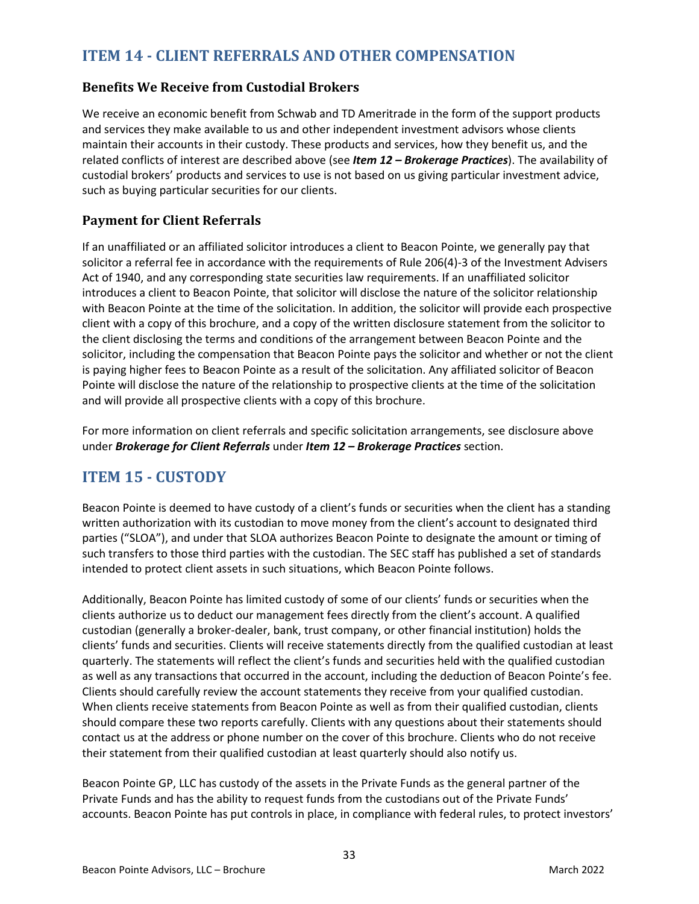## ITEM 14 - CLIENT REFERRALS AND OTHER COMPENSATION

### Benefits We Receive from Custodial Brokers

We receive an economic benefit from Schwab and TD Ameritrade in the form of the support products and services they make available to us and other independent investment advisors whose clients maintain their accounts in their custody. These products and services, how they benefit us, and the related conflicts of interest are described above (see ***Item 12 – Brokerage Practices***). The availability of custodial brokers' products and services to use is not based on us giving particular investment advice, such as buying particular securities for our clients.

### Payment for Client Referrals

If an unaffiliated or an affiliated solicitor introduces a client to Beacon Pointe, we generally pay that solicitor a referral fee in accordance with the requirements of Rule 206(4)-3 of the Investment Advisers Act of 1940, and any corresponding state securities law requirements. If an unaffiliated solicitor introduces a client to Beacon Pointe, that solicitor will disclose the nature of the solicitor relationship with Beacon Pointe at the time of the solicitation. In addition, the solicitor will provide each prospective client with a copy of this brochure, and a copy of the written disclosure statement from the solicitor to the client disclosing the terms and conditions of the arrangement between Beacon Pointe and the solicitor, including the compensation that Beacon Pointe pays the solicitor and whether or not the client is paying higher fees to Beacon Pointe as a result of the solicitation. Any affiliated solicitor of Beacon Pointe will disclose the nature of the relationship to prospective clients at the time of the solicitation and will provide all prospective clients with a copy of this brochure.

For more information on client referrals and specific solicitation arrangements, see disclosure above under ***Brokerage for Client Referrals*** under ***Item 12 – Brokerage Practices*** section.

## ITEM 15 - CUSTODY

Beacon Pointe is deemed to have custody of a client's funds or securities when the client has a standing written authorization with its custodian to move money from the client's account to designated third parties ("SLOA"), and under that SLOA authorizes Beacon Pointe to designate the amount or timing of such transfers to those third parties with the custodian. The SEC staff has published a set of standards intended to protect client assets in such situations, which Beacon Pointe follows.

Additionally, Beacon Pointe has limited custody of some of our clients' funds or securities when the clients authorize us to deduct our management fees directly from the client's account. A qualified custodian (generally a broker-dealer, bank, trust company, or other financial institution) holds the clients' funds and securities. Clients will receive statements directly from the qualified custodian at least quarterly. The statements will reflect the client's funds and securities held with the qualified custodian as well as any transactions that occurred in the account, including the deduction of Beacon Pointe's fee. Clients should carefully review the account statements they receive from your qualified custodian. When clients receive statements from Beacon Pointe as well as from their qualified custodian, clients should compare these two reports carefully. Clients with any questions about their statements should contact us at the address or phone number on the cover of this brochure. Clients who do not receive their statement from their qualified custodian at least quarterly should also notify us.

Beacon Pointe GP, LLC has custody of the assets in the Private Funds as the general partner of the Private Funds and has the ability to request funds from the custodians out of the Private Funds' accounts. Beacon Pointe has put controls in place, in compliance with federal rules, to protect investors'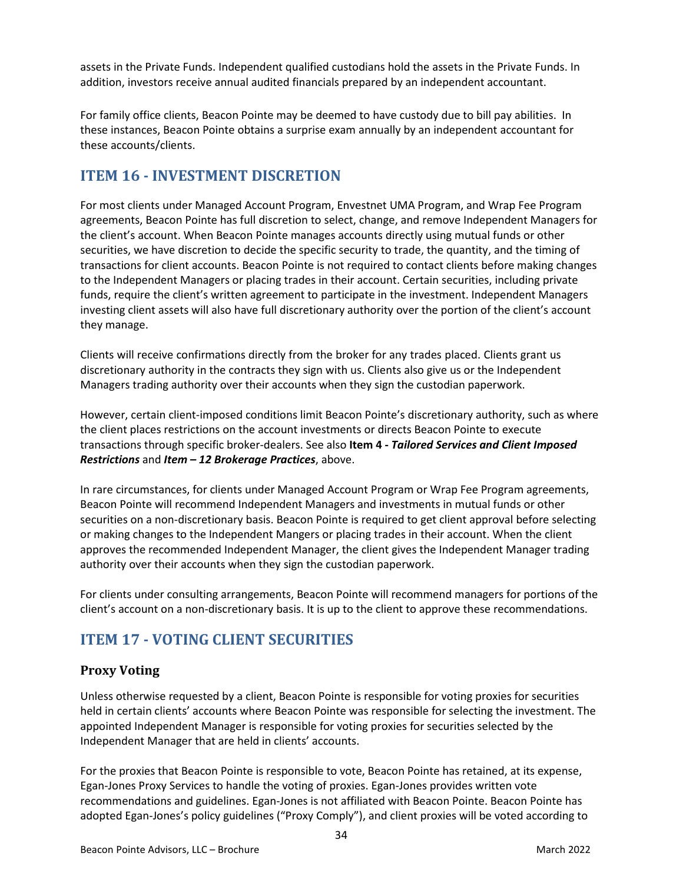assets in the Private Funds. Independent qualified custodians hold the assets in the Private Funds. In addition, investors receive annual audited financials prepared by an independent accountant.

For family office clients, Beacon Pointe may be deemed to have custody due to bill pay abilities. In these instances, Beacon Pointe obtains a surprise exam annually by an independent accountant for these accounts/clients.

## ITEM 16 - INVESTMENT DISCRETION

For most clients under Managed Account Program, Envestnet UMA Program, and Wrap Fee Program agreements, Beacon Pointe has full discretion to select, change, and remove Independent Managers for the client's account. When Beacon Pointe manages accounts directly using mutual funds or other securities, we have discretion to decide the specific security to trade, the quantity, and the timing of transactions for client accounts. Beacon Pointe is not required to contact clients before making changes to the Independent Managers or placing trades in their account. Certain securities, including private funds, require the client's written agreement to participate in the investment. Independent Managers investing client assets will also have full discretionary authority over the portion of the client's account they manage.

Clients will receive confirmations directly from the broker for any trades placed. Clients grant us discretionary authority in the contracts they sign with us. Clients also give us or the Independent Managers trading authority over their accounts when they sign the custodian paperwork.

However, certain client-imposed conditions limit Beacon Pointe's discretionary authority, such as where the client places restrictions on the account investments or directs Beacon Pointe to execute transactions through specific broker-dealers. See also **Item 4 - *Tailored Services and Client Imposed Restrictions*** and ***Item – 12 Brokerage Practices***, above.

In rare circumstances, for clients under Managed Account Program or Wrap Fee Program agreements, Beacon Pointe will recommend Independent Managers and investments in mutual funds or other securities on a non-discretionary basis. Beacon Pointe is required to get client approval before selecting or making changes to the Independent Mangers or placing trades in their account. When the client approves the recommended Independent Manager, the client gives the Independent Manager trading authority over their accounts when they sign the custodian paperwork.

For clients under consulting arrangements, Beacon Pointe will recommend managers for portions of the client's account on a non-discretionary basis. It is up to the client to approve these recommendations.

## ITEM 17 - VOTING CLIENT SECURITIES

### Proxy Voting

Unless otherwise requested by a client, Beacon Pointe is responsible for voting proxies for securities held in certain clients' accounts where Beacon Pointe was responsible for selecting the investment. The appointed Independent Manager is responsible for voting proxies for securities selected by the Independent Manager that are held in clients' accounts.

For the proxies that Beacon Pointe is responsible to vote, Beacon Pointe has retained, at its expense, Egan-Jones Proxy Services to handle the voting of proxies. Egan-Jones provides written vote recommendations and guidelines. Egan-Jones is not affiliated with Beacon Pointe. Beacon Pointe has adopted Egan-Jones's policy guidelines ("Proxy Comply"), and client proxies will be voted according to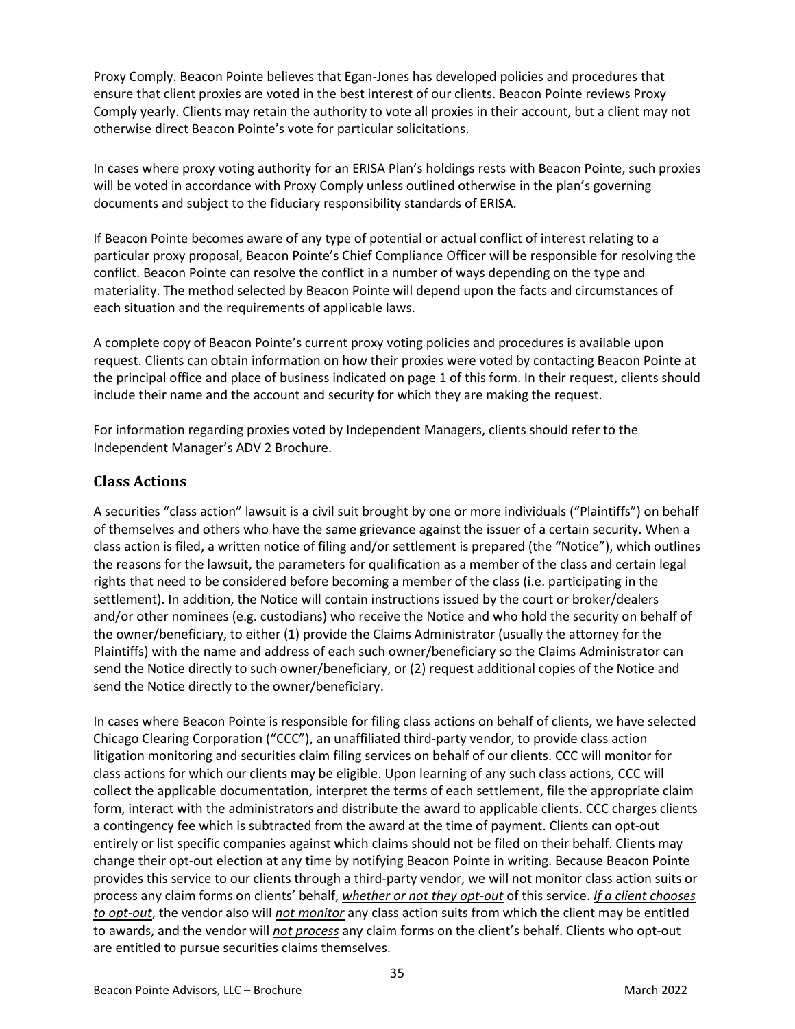Proxy Comply. Beacon Pointe believes that Egan-Jones has developed policies and procedures that ensure that client proxies are voted in the best interest of our clients. Beacon Pointe reviews Proxy Comply yearly. Clients may retain the authority to vote all proxies in their account, but a client may not otherwise direct Beacon Pointe's vote for particular solicitations.

In cases where proxy voting authority for an ERISA Plan's holdings rests with Beacon Pointe, such proxies will be voted in accordance with Proxy Comply unless outlined otherwise in the plan's governing documents and subject to the fiduciary responsibility standards of ERISA.

If Beacon Pointe becomes aware of any type of potential or actual conflict of interest relating to a particular proxy proposal, Beacon Pointe's Chief Compliance Officer will be responsible for resolving the conflict. Beacon Pointe can resolve the conflict in a number of ways depending on the type and materiality. The method selected by Beacon Pointe will depend upon the facts and circumstances of each situation and the requirements of applicable laws.

A complete copy of Beacon Pointe's current proxy voting policies and procedures is available upon request. Clients can obtain information on how their proxies were voted by contacting Beacon Pointe at the principal office and place of business indicated on page 1 of this form. In their request, clients should include their name and the account and security for which they are making the request.

For information regarding proxies voted by Independent Managers, clients should refer to the Independent Manager's ADV 2 Brochure.

## Class Actions

A securities "class action" lawsuit is a civil suit brought by one or more individuals ("Plaintiffs") on behalf of themselves and others who have the same grievance against the issuer of a certain security. When a class action is filed, a written notice of filing and/or settlement is prepared (the "Notice"), which outlines the reasons for the lawsuit, the parameters for qualification as a member of the class and certain legal rights that need to be considered before becoming a member of the class (i.e. participating in the settlement). In addition, the Notice will contain instructions issued by the court or broker/dealers and/or other nominees (e.g. custodians) who receive the Notice and who hold the security on behalf of the owner/beneficiary, to either (1) provide the Claims Administrator (usually the attorney for the Plaintiffs) with the name and address of each such owner/beneficiary so the Claims Administrator can send the Notice directly to such owner/beneficiary, or (2) request additional copies of the Notice and send the Notice directly to the owner/beneficiary.

In cases where Beacon Pointe is responsible for filing class actions on behalf of clients, we have selected Chicago Clearing Corporation ("CCC"), an unaffiliated third-party vendor, to provide class action litigation monitoring and securities claim filing services on behalf of our clients. CCC will monitor for class actions for which our clients may be eligible. Upon learning of any such class actions, CCC will collect the applicable documentation, interpret the terms of each settlement, file the appropriate claim form, interact with the administrators and distribute the award to applicable clients. CCC charges clients a contingency fee which is subtracted from the award at the time of payment. Clients can opt-out entirely or list specific companies against which claims should not be filed on their behalf. Clients may change their opt-out election at any time by notifying Beacon Pointe in writing. Because Beacon Pointe provides this service to our clients through a third-party vendor, we will not monitor class action suits or process any claim forms on clients' behalf, ***whether or not they opt-out*** of this service. ***If a client chooses to opt-out***, the vendor also will ***not monitor*** any class action suits from which the client may be entitled to awards, and the vendor will ***not process*** any claim forms on the client's behalf. Clients who opt-out are entitled to pursue securities claims themselves.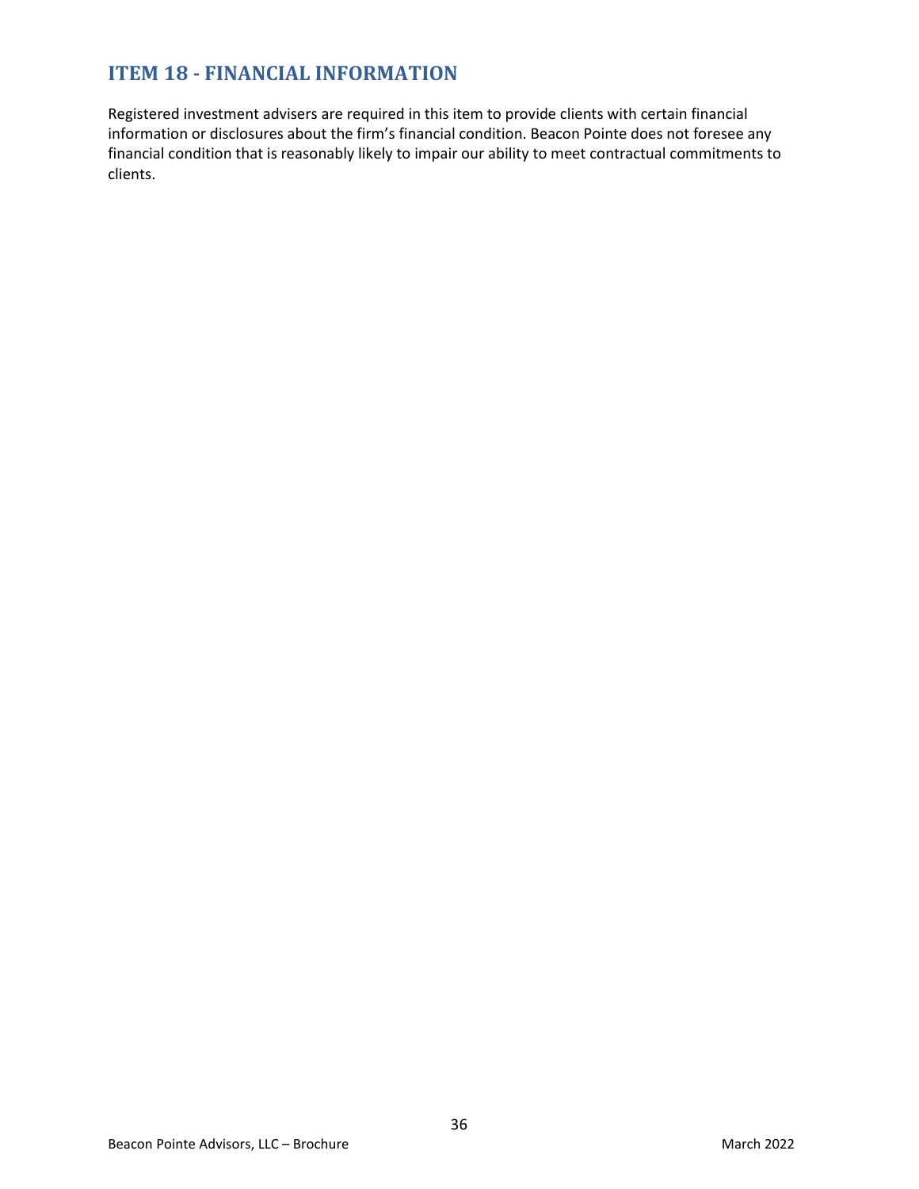## ITEM 18 - FINANCIAL INFORMATION

Registered investment advisers are required in this item to provide clients with certain financial information or disclosures about the firm's financial condition. Beacon Pointe does not foresee any financial condition that is reasonably likely to impair our ability to meet contractual commitments to clients.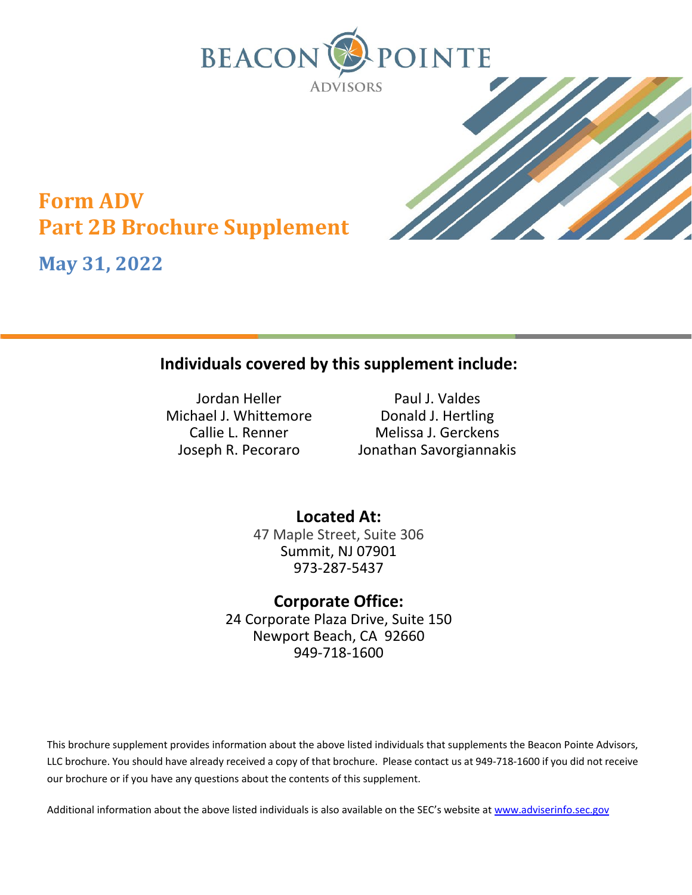BEACON POINTE

ADVISORS

# Form ADV
# Part 2B Brochure Supplement

## May 31, 2022

### Individuals covered by this supplement include:

Jordan Heller
Michael J. Whittemore
Callie L. Renner
Joseph R. Pecoraro
Paul J. Valdes
Donald J. Hertling
Melissa J. Gerckens
Jonathan Savorgiannakis

### Located At:

47 Maple Street, Suite 306
Summit, NJ 07901
973-287-5437

### Corporate Office:

24 Corporate Plaza Drive, Suite 150
Newport Beach, CA 92660
949-718-1600

This brochure supplement provides information about the above listed individuals that supplements the Beacon Pointe Advisors, LLC brochure. You should have already received a copy of that brochure. Please contact us at 949-718-1600 if you did not receive our brochure or if you have any questions about the contents of this supplement.

Additional information about the above listed individuals is also available on the SEC's website at www.adviserinfo.sec.gov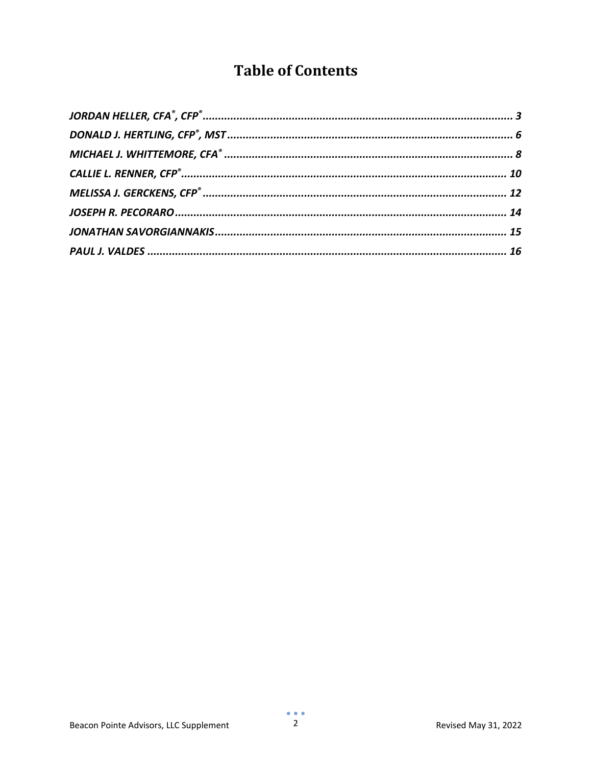# Table of Contents

*JORDAN HELLER, CFA®, CFP®* .................................................................................................... 3

*DONALD J. HERTLING, CFP®, MST* ............................................................................................ 6

*MICHAEL J. WHITTEMORE, CFA®* .............................................................................................. 8

*CALLIE L. RENNER, CFP®* ......................................................................................................... 10

*MELISSA J. GERCKENS, CFP®* .................................................................................................. 12

*JOSEPH R. PECORARO* ............................................................................................................ 14

*JONATHAN SAVORGIANNAKIS* ................................................................................................ 15

*PAUL J. VALDES* ..................................................................................................................... 16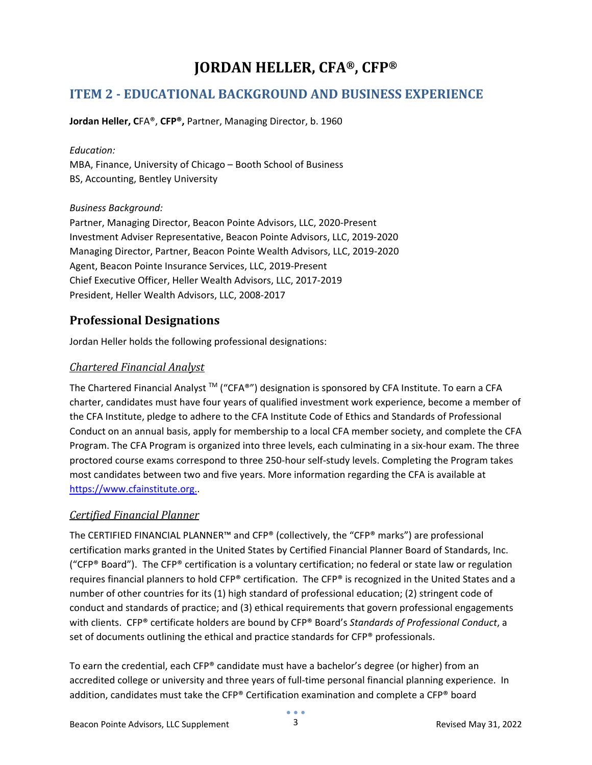# JORDAN HELLER, CFA®, CFP®

## ITEM 2 - EDUCATIONAL BACKGROUND AND BUSINESS EXPERIENCE

**Jordan Heller, C**FA®, **CFP®,** Partner, Managing Director, b. 1960

*Education:*
MBA, Finance, University of Chicago – Booth School of Business
BS, Accounting, Bentley University

*Business Background:*
Partner, Managing Director, Beacon Pointe Advisors, LLC, 2020-Present
Investment Adviser Representative, Beacon Pointe Advisors, LLC, 2019-2020
Managing Director, Partner, Beacon Pointe Wealth Advisors, LLC, 2019-2020
Agent, Beacon Pointe Insurance Services, LLC, 2019-Present
Chief Executive Officer, Heller Wealth Advisors, LLC, 2017-2019
President, Heller Wealth Advisors, LLC, 2008-2017

## Professional Designations

Jordan Heller holds the following professional designations:

### *Chartered Financial Analyst*

The Chartered Financial Analyst ™ ("CFA®") designation is sponsored by CFA Institute. To earn a CFA charter, candidates must have four years of qualified investment work experience, become a member of the CFA Institute, pledge to adhere to the CFA Institute Code of Ethics and Standards of Professional Conduct on an annual basis, apply for membership to a local CFA member society, and complete the CFA Program. The CFA Program is organized into three levels, each culminating in a six-hour exam. The three proctored course exams correspond to three 250-hour self-study levels. Completing the Program takes most candidates between two and five years. More information regarding the CFA is available at https://www.cfainstitute.org..

### *Certified Financial Planner*

The CERTIFIED FINANCIAL PLANNER™ and CFP® (collectively, the "CFP® marks") are professional certification marks granted in the United States by Certified Financial Planner Board of Standards, Inc. ("CFP® Board"). The CFP® certification is a voluntary certification; no federal or state law or regulation requires financial planners to hold CFP® certification. The CFP® is recognized in the United States and a number of other countries for its (1) high standard of professional education; (2) stringent code of conduct and standards of practice; and (3) ethical requirements that govern professional engagements with clients. CFP® certificate holders are bound by CFP® Board's *Standards of Professional Conduct*, a set of documents outlining the ethical and practice standards for CFP® professionals.

To earn the credential, each CFP® candidate must have a bachelor's degree (or higher) from an accredited college or university and three years of full-time personal financial planning experience. In addition, candidates must take the CFP® Certification examination and complete a CFP® board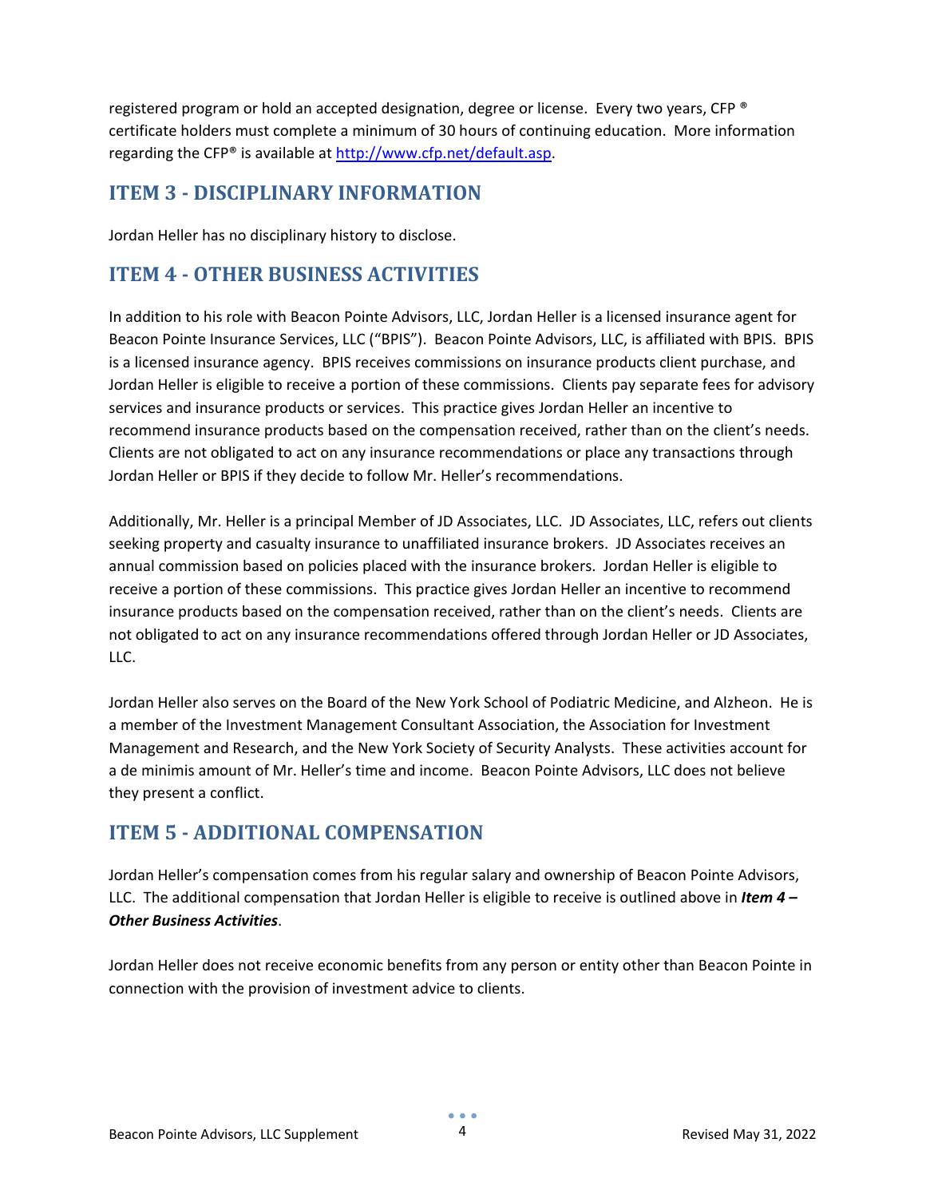registered program or hold an accepted designation, degree or license. Every two years, CFP ® certificate holders must complete a minimum of 30 hours of continuing education. More information regarding the CFP® is available at [http://www.cfp.net/default.asp](http://www.cfp.net/default.asp).

## ITEM 3 - DISCIPLINARY INFORMATION

Jordan Heller has no disciplinary history to disclose.

## ITEM 4 - OTHER BUSINESS ACTIVITIES

In addition to his role with Beacon Pointe Advisors, LLC, Jordan Heller is a licensed insurance agent for Beacon Pointe Insurance Services, LLC ("BPIS"). Beacon Pointe Advisors, LLC, is affiliated with BPIS. BPIS is a licensed insurance agency. BPIS receives commissions on insurance products client purchase, and Jordan Heller is eligible to receive a portion of these commissions. Clients pay separate fees for advisory services and insurance products or services. This practice gives Jordan Heller an incentive to recommend insurance products based on the compensation received, rather than on the client's needs. Clients are not obligated to act on any insurance recommendations or place any transactions through Jordan Heller or BPIS if they decide to follow Mr. Heller's recommendations.

Additionally, Mr. Heller is a principal Member of JD Associates, LLC. JD Associates, LLC, refers out clients seeking property and casualty insurance to unaffiliated insurance brokers. JD Associates receives an annual commission based on policies placed with the insurance brokers. Jordan Heller is eligible to receive a portion of these commissions. This practice gives Jordan Heller an incentive to recommend insurance products based on the compensation received, rather than on the client's needs. Clients are not obligated to act on any insurance recommendations offered through Jordan Heller or JD Associates, LLC.

Jordan Heller also serves on the Board of the New York School of Podiatric Medicine, and Alzheon. He is a member of the Investment Management Consultant Association, the Association for Investment Management and Research, and the New York Society of Security Analysts. These activities account for a de minimis amount of Mr. Heller's time and income. Beacon Pointe Advisors, LLC does not believe they present a conflict.

## ITEM 5 - ADDITIONAL COMPENSATION

Jordan Heller's compensation comes from his regular salary and ownership of Beacon Pointe Advisors, LLC. The additional compensation that Jordan Heller is eligible to receive is outlined above in ***Item 4 – Other Business Activities***.

Jordan Heller does not receive economic benefits from any person or entity other than Beacon Pointe in connection with the provision of investment advice to clients.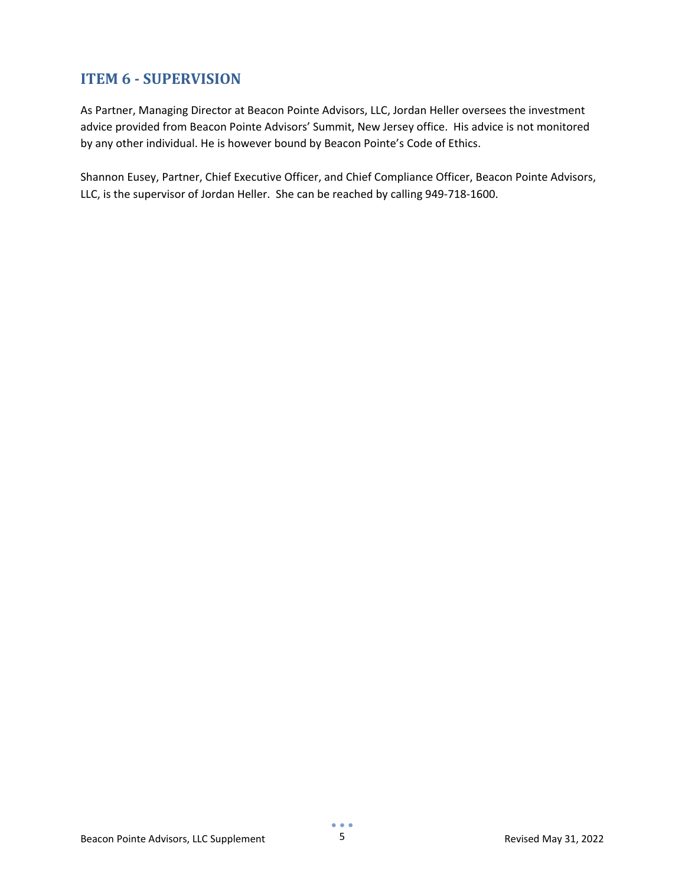## ITEM 6 - SUPERVISION

As Partner, Managing Director at Beacon Pointe Advisors, LLC, Jordan Heller oversees the investment advice provided from Beacon Pointe Advisors' Summit, New Jersey office. His advice is not monitored by any other individual. He is however bound by Beacon Pointe's Code of Ethics.

Shannon Eusey, Partner, Chief Executive Officer, and Chief Compliance Officer, Beacon Pointe Advisors, LLC, is the supervisor of Jordan Heller. She can be reached by calling 949-718-1600.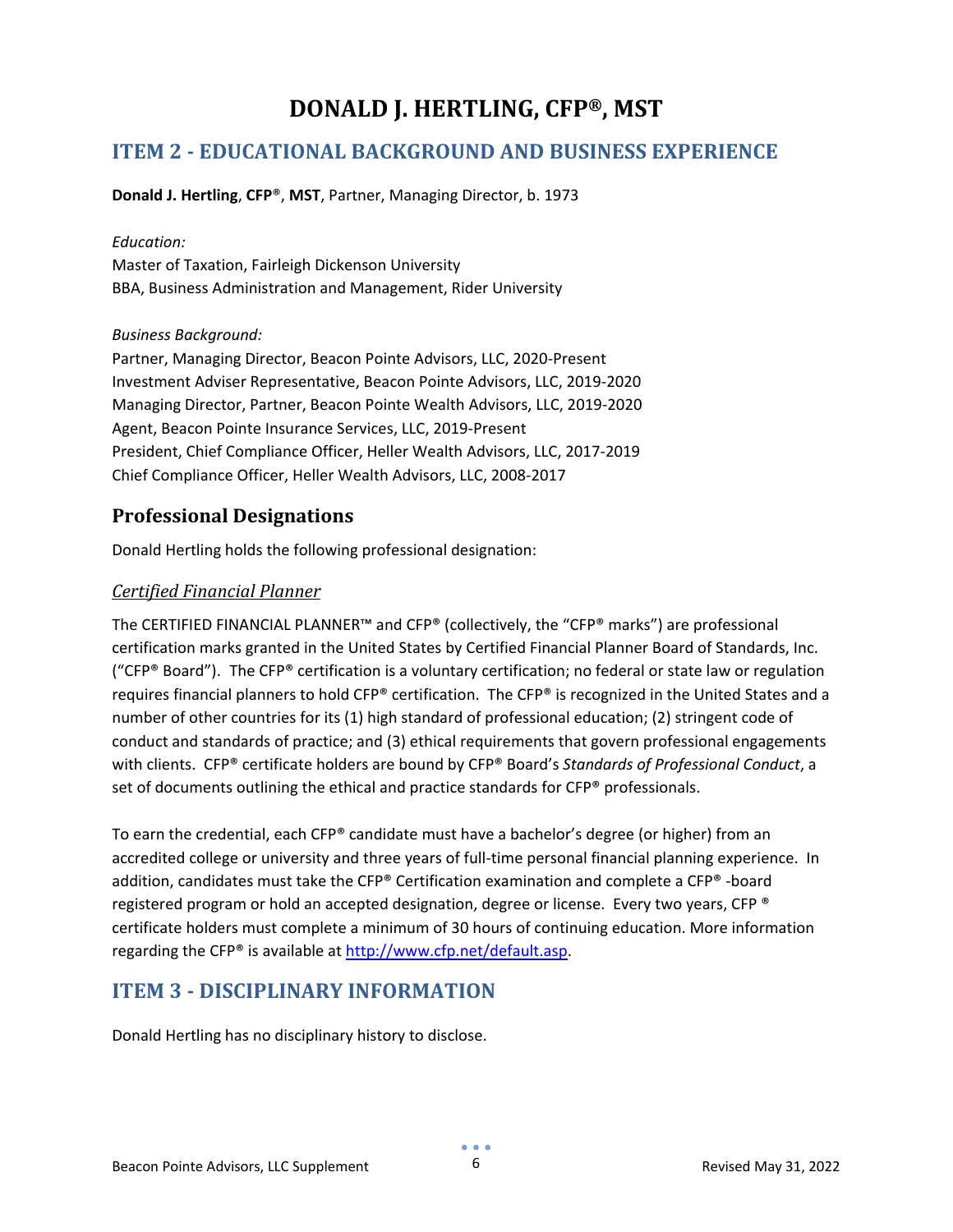# DONALD J. HERTLING, CFP®, MST

## ITEM 2 - EDUCATIONAL BACKGROUND AND BUSINESS EXPERIENCE

**Donald J. Hertling**, **CFP**®, **MST**, Partner, Managing Director, b. 1973

*Education:*
Master of Taxation, Fairleigh Dickenson University
BBA, Business Administration and Management, Rider University

*Business Background:*
Partner, Managing Director, Beacon Pointe Advisors, LLC, 2020-Present
Investment Adviser Representative, Beacon Pointe Advisors, LLC, 2019-2020
Managing Director, Partner, Beacon Pointe Wealth Advisors, LLC, 2019-2020
Agent, Beacon Pointe Insurance Services, LLC, 2019-Present
President, Chief Compliance Officer, Heller Wealth Advisors, LLC, 2017-2019
Chief Compliance Officer, Heller Wealth Advisors, LLC, 2008-2017

## Professional Designations

Donald Hertling holds the following professional designation:

### *Certified Financial Planner*

The CERTIFIED FINANCIAL PLANNER™ and CFP® (collectively, the "CFP® marks") are professional certification marks granted in the United States by Certified Financial Planner Board of Standards, Inc. ("CFP® Board"). The CFP® certification is a voluntary certification; no federal or state law or regulation requires financial planners to hold CFP® certification. The CFP® is recognized in the United States and a number of other countries for its (1) high standard of professional education; (2) stringent code of conduct and standards of practice; and (3) ethical requirements that govern professional engagements with clients. CFP® certificate holders are bound by CFP® Board's *Standards of Professional Conduct*, a set of documents outlining the ethical and practice standards for CFP® professionals.

To earn the credential, each CFP® candidate must have a bachelor's degree (or higher) from an accredited college or university and three years of full-time personal financial planning experience. In addition, candidates must take the CFP® Certification examination and complete a CFP® -board registered program or hold an accepted designation, degree or license. Every two years, CFP ® certificate holders must complete a minimum of 30 hours of continuing education. More information regarding the CFP® is available at http://www.cfp.net/default.asp.

## ITEM 3 - DISCIPLINARY INFORMATION

Donald Hertling has no disciplinary history to disclose.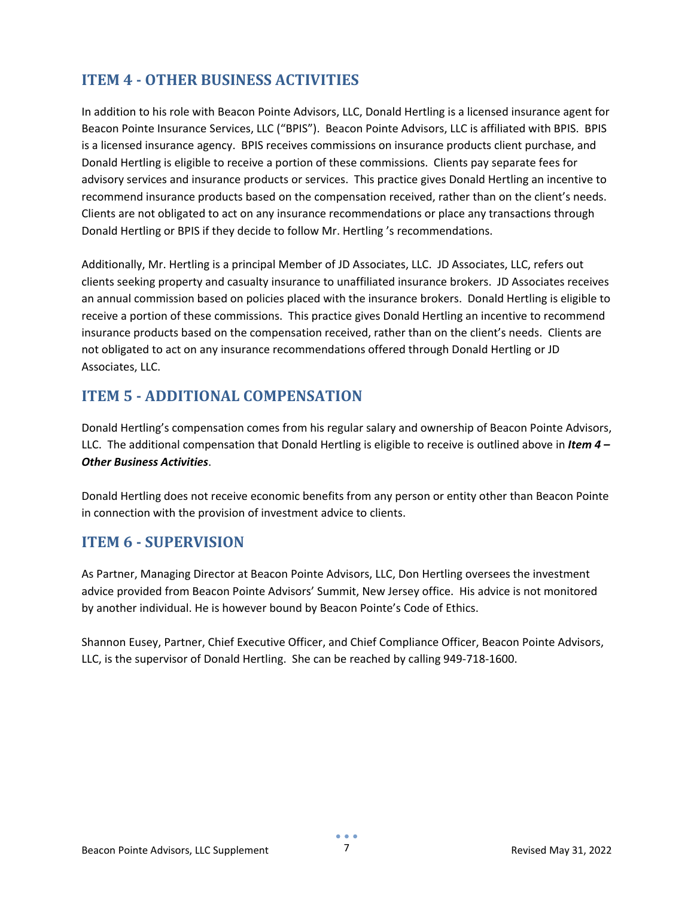## ITEM 4 - OTHER BUSINESS ACTIVITIES

In addition to his role with Beacon Pointe Advisors, LLC, Donald Hertling is a licensed insurance agent for Beacon Pointe Insurance Services, LLC ("BPIS"). Beacon Pointe Advisors, LLC is affiliated with BPIS. BPIS is a licensed insurance agency. BPIS receives commissions on insurance products client purchase, and Donald Hertling is eligible to receive a portion of these commissions. Clients pay separate fees for advisory services and insurance products or services. This practice gives Donald Hertling an incentive to recommend insurance products based on the compensation received, rather than on the client's needs. Clients are not obligated to act on any insurance recommendations or place any transactions through Donald Hertling or BPIS if they decide to follow Mr. Hertling 's recommendations.

Additionally, Mr. Hertling is a principal Member of JD Associates, LLC. JD Associates, LLC, refers out clients seeking property and casualty insurance to unaffiliated insurance brokers. JD Associates receives an annual commission based on policies placed with the insurance brokers. Donald Hertling is eligible to receive a portion of these commissions. This practice gives Donald Hertling an incentive to recommend insurance products based on the compensation received, rather than on the client's needs. Clients are not obligated to act on any insurance recommendations offered through Donald Hertling or JD Associates, LLC.

## ITEM 5 - ADDITIONAL COMPENSATION

Donald Hertling's compensation comes from his regular salary and ownership of Beacon Pointe Advisors, LLC. The additional compensation that Donald Hertling is eligible to receive is outlined above in ***Item 4 – Other Business Activities***.

Donald Hertling does not receive economic benefits from any person or entity other than Beacon Pointe in connection with the provision of investment advice to clients.

## ITEM 6 - SUPERVISION

As Partner, Managing Director at Beacon Pointe Advisors, LLC, Don Hertling oversees the investment advice provided from Beacon Pointe Advisors' Summit, New Jersey office. His advice is not monitored by another individual. He is however bound by Beacon Pointe's Code of Ethics.

Shannon Eusey, Partner, Chief Executive Officer, and Chief Compliance Officer, Beacon Pointe Advisors, LLC, is the supervisor of Donald Hertling. She can be reached by calling 949-718-1600.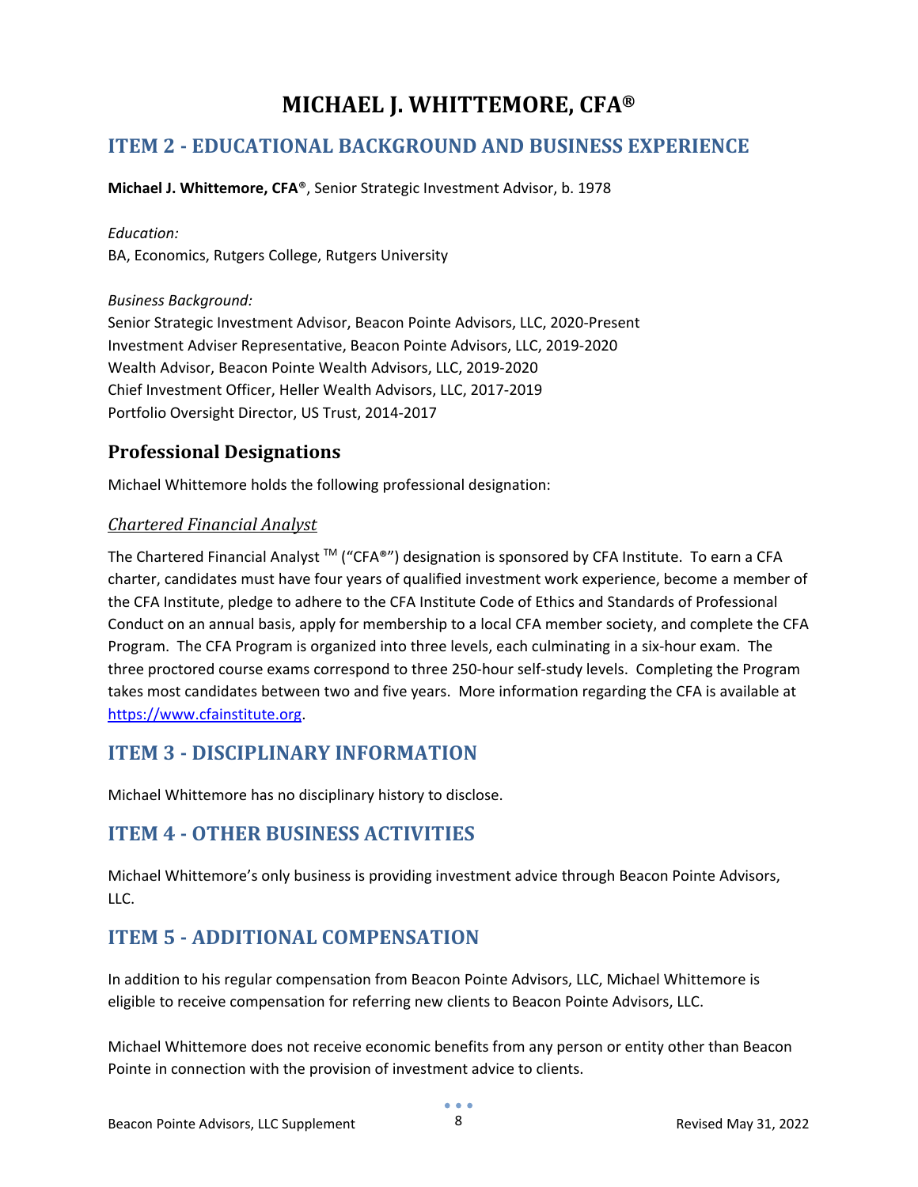# MICHAEL J. WHITTEMORE, CFA®

## ITEM 2 - EDUCATIONAL BACKGROUND AND BUSINESS EXPERIENCE

**Michael J. Whittemore, CFA**®, Senior Strategic Investment Advisor, b. 1978

*Education:*
BA, Economics, Rutgers College, Rutgers University

*Business Background:*
Senior Strategic Investment Advisor, Beacon Pointe Advisors, LLC, 2020-Present
Investment Adviser Representative, Beacon Pointe Advisors, LLC, 2019-2020
Wealth Advisor, Beacon Pointe Wealth Advisors, LLC, 2019-2020
Chief Investment Officer, Heller Wealth Advisors, LLC, 2017-2019
Portfolio Oversight Director, US Trust, 2014-2017

### Professional Designations

Michael Whittemore holds the following professional designation:

#### *Chartered Financial Analyst*

The Chartered Financial Analyst ™ ("CFA®") designation is sponsored by CFA Institute. To earn a CFA charter, candidates must have four years of qualified investment work experience, become a member of the CFA Institute, pledge to adhere to the CFA Institute Code of Ethics and Standards of Professional Conduct on an annual basis, apply for membership to a local CFA member society, and complete the CFA Program. The CFA Program is organized into three levels, each culminating in a six-hour exam. The three proctored course exams correspond to three 250-hour self-study levels. Completing the Program takes most candidates between two and five years. More information regarding the CFA is available at https://www.cfainstitute.org.

## ITEM 3 - DISCIPLINARY INFORMATION

Michael Whittemore has no disciplinary history to disclose.

## ITEM 4 - OTHER BUSINESS ACTIVITIES

Michael Whittemore's only business is providing investment advice through Beacon Pointe Advisors, LLC.

## ITEM 5 - ADDITIONAL COMPENSATION

In addition to his regular compensation from Beacon Pointe Advisors, LLC, Michael Whittemore is eligible to receive compensation for referring new clients to Beacon Pointe Advisors, LLC.

Michael Whittemore does not receive economic benefits from any person or entity other than Beacon Pointe in connection with the provision of investment advice to clients.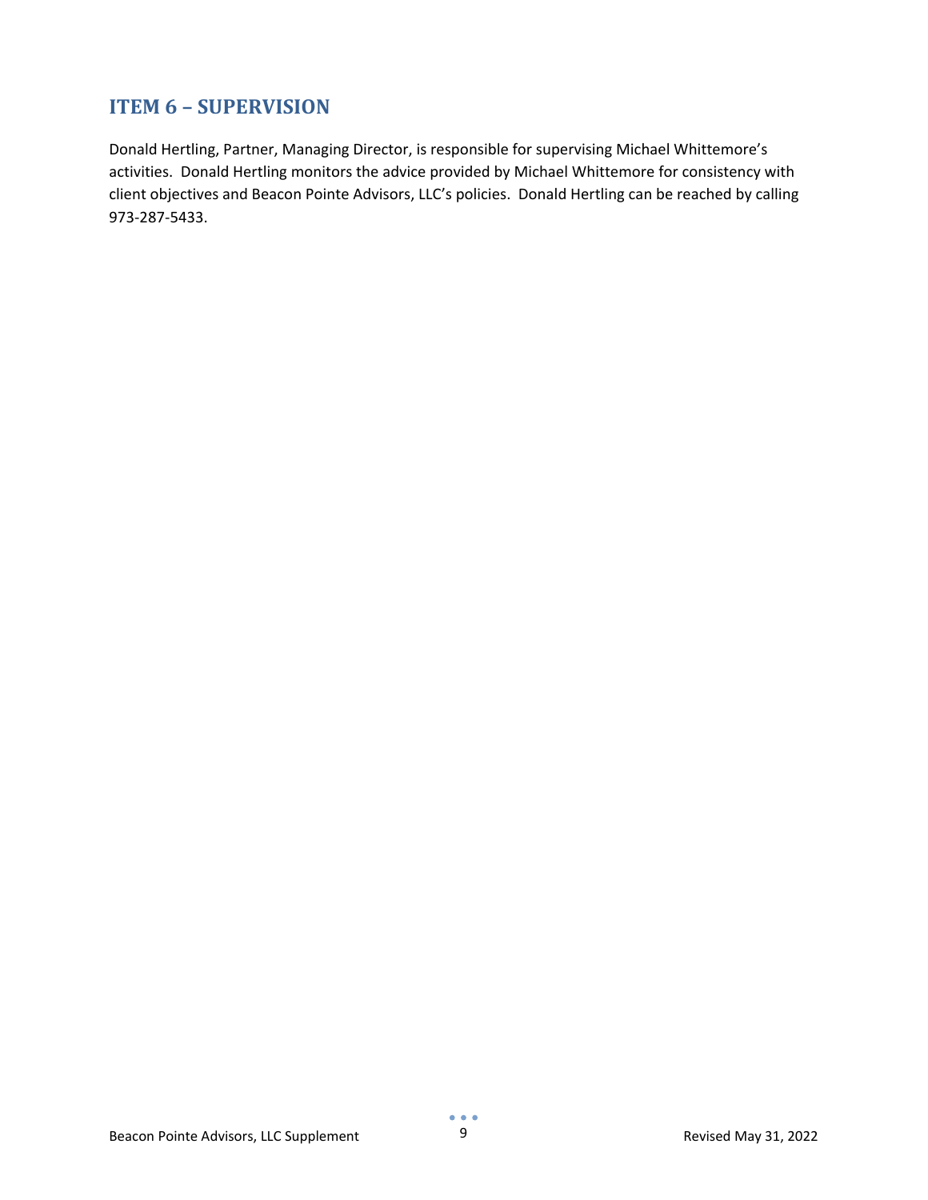## ITEM 6 – SUPERVISION

Donald Hertling, Partner, Managing Director, is responsible for supervising Michael Whittemore's activities. Donald Hertling monitors the advice provided by Michael Whittemore for consistency with client objectives and Beacon Pointe Advisors, LLC's policies. Donald Hertling can be reached by calling 973-287-5433.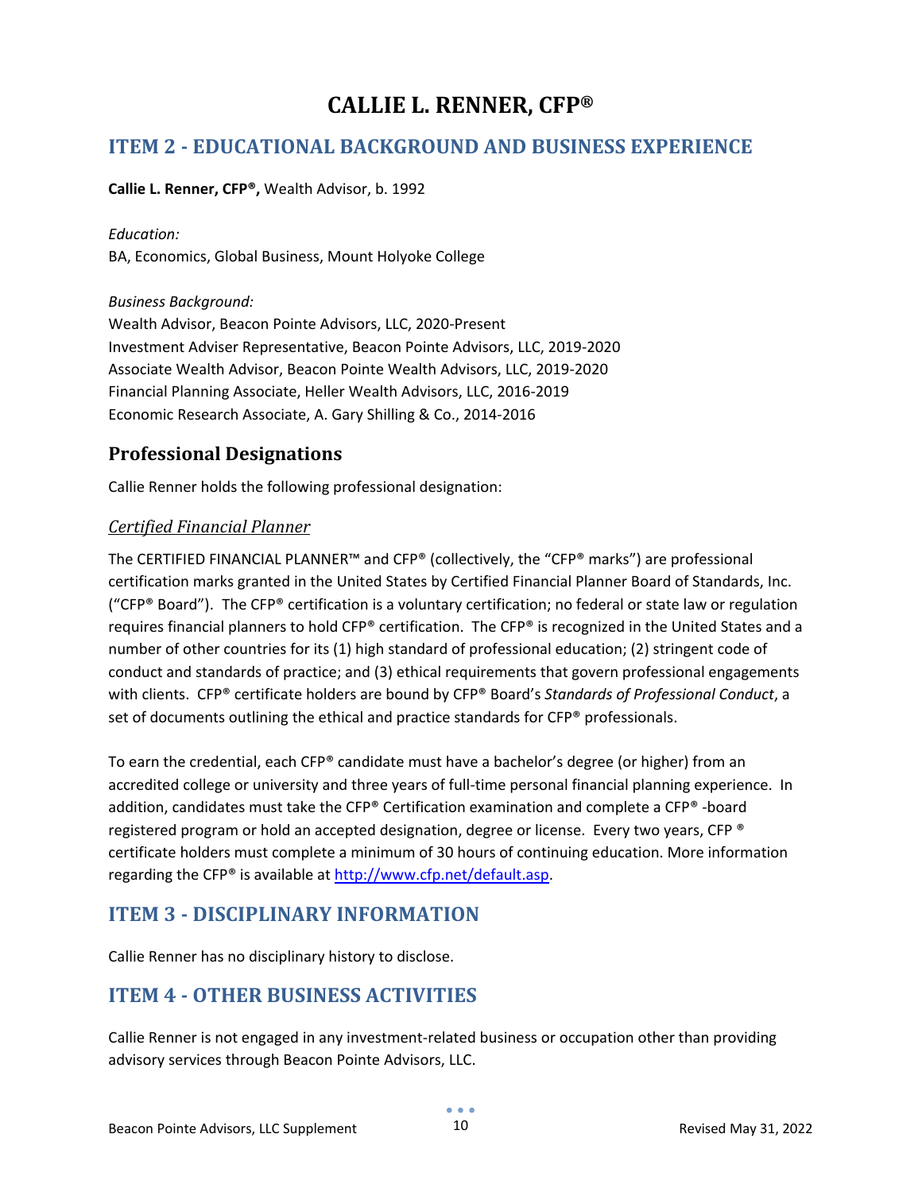# CALLIE L. RENNER, CFP®

## ITEM 2 - EDUCATIONAL BACKGROUND AND BUSINESS EXPERIENCE

**Callie L. Renner, CFP®,** Wealth Advisor, b. 1992

*Education:*
BA, Economics, Global Business, Mount Holyoke College

*Business Background:*
Wealth Advisor, Beacon Pointe Advisors, LLC, 2020-Present
Investment Adviser Representative, Beacon Pointe Advisors, LLC, 2019-2020
Associate Wealth Advisor, Beacon Pointe Wealth Advisors, LLC, 2019-2020
Financial Planning Associate, Heller Wealth Advisors, LLC, 2016-2019
Economic Research Associate, A. Gary Shilling & Co., 2014-2016

### Professional Designations

Callie Renner holds the following professional designation:

#### *Certified Financial Planner*

The CERTIFIED FINANCIAL PLANNER™ and CFP® (collectively, the "CFP® marks") are professional certification marks granted in the United States by Certified Financial Planner Board of Standards, Inc. ("CFP® Board"). The CFP® certification is a voluntary certification; no federal or state law or regulation requires financial planners to hold CFP® certification. The CFP® is recognized in the United States and a number of other countries for its (1) high standard of professional education; (2) stringent code of conduct and standards of practice; and (3) ethical requirements that govern professional engagements with clients. CFP® certificate holders are bound by CFP® Board's *Standards of Professional Conduct*, a set of documents outlining the ethical and practice standards for CFP® professionals.

To earn the credential, each CFP® candidate must have a bachelor's degree (or higher) from an accredited college or university and three years of full-time personal financial planning experience. In addition, candidates must take the CFP® Certification examination and complete a CFP® -board registered program or hold an accepted designation, degree or license. Every two years, CFP ® certificate holders must complete a minimum of 30 hours of continuing education. More information regarding the CFP® is available at http://www.cfp.net/default.asp.

## ITEM 3 - DISCIPLINARY INFORMATION

Callie Renner has no disciplinary history to disclose.

## ITEM 4 - OTHER BUSINESS ACTIVITIES

Callie Renner is not engaged in any investment-related business or occupation other than providing advisory services through Beacon Pointe Advisors, LLC.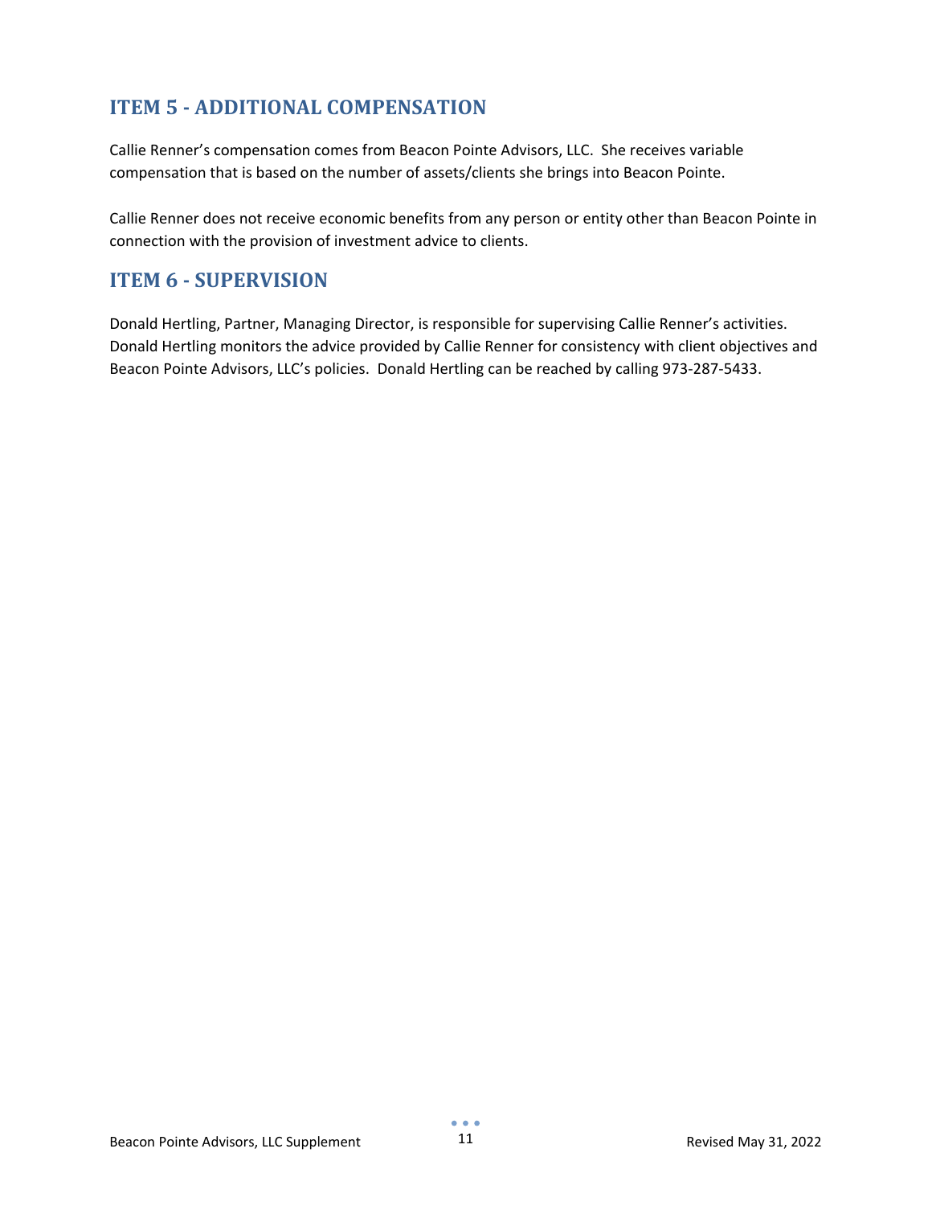## ITEM 5 - ADDITIONAL COMPENSATION

Callie Renner's compensation comes from Beacon Pointe Advisors, LLC. She receives variable compensation that is based on the number of assets/clients she brings into Beacon Pointe.

Callie Renner does not receive economic benefits from any person or entity other than Beacon Pointe in connection with the provision of investment advice to clients.

## ITEM 6 - SUPERVISION

Donald Hertling, Partner, Managing Director, is responsible for supervising Callie Renner's activities. Donald Hertling monitors the advice provided by Callie Renner for consistency with client objectives and Beacon Pointe Advisors, LLC's policies. Donald Hertling can be reached by calling 973-287-5433.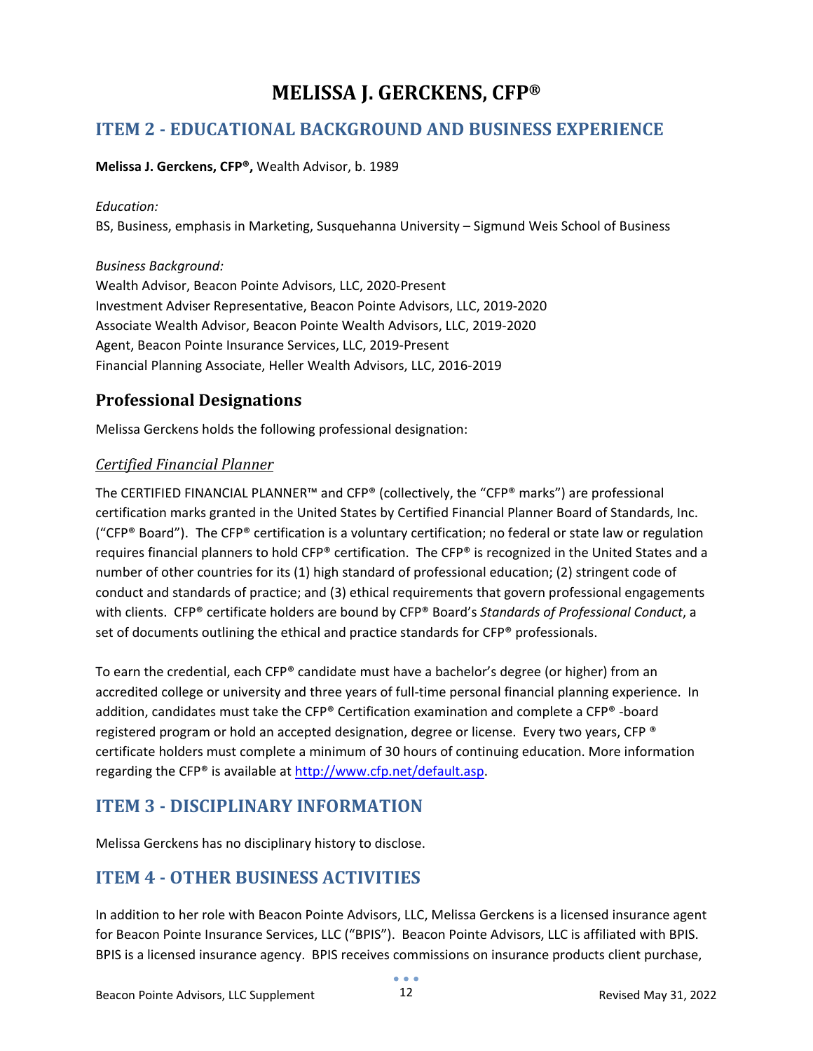# MELISSA J. GERCKENS, CFP®

## ITEM 2 - EDUCATIONAL BACKGROUND AND BUSINESS EXPERIENCE

**Melissa J. Gerckens, CFP®,** Wealth Advisor, b. 1989

*Education:*
BS, Business, emphasis in Marketing, Susquehanna University – Sigmund Weis School of Business

*Business Background:*
Wealth Advisor, Beacon Pointe Advisors, LLC, 2020-Present
Investment Adviser Representative, Beacon Pointe Advisors, LLC, 2019-2020
Associate Wealth Advisor, Beacon Pointe Wealth Advisors, LLC, 2019-2020
Agent, Beacon Pointe Insurance Services, LLC, 2019-Present
Financial Planning Associate, Heller Wealth Advisors, LLC, 2016-2019

### Professional Designations

Melissa Gerckens holds the following professional designation:

#### *Certified Financial Planner*

The CERTIFIED FINANCIAL PLANNER™ and CFP® (collectively, the "CFP® marks") are professional certification marks granted in the United States by Certified Financial Planner Board of Standards, Inc. ("CFP® Board"). The CFP® certification is a voluntary certification; no federal or state law or regulation requires financial planners to hold CFP® certification. The CFP® is recognized in the United States and a number of other countries for its (1) high standard of professional education; (2) stringent code of conduct and standards of practice; and (3) ethical requirements that govern professional engagements with clients. CFP® certificate holders are bound by CFP® Board's *Standards of Professional Conduct*, a set of documents outlining the ethical and practice standards for CFP® professionals.

To earn the credential, each CFP® candidate must have a bachelor's degree (or higher) from an accredited college or university and three years of full-time personal financial planning experience. In addition, candidates must take the CFP® Certification examination and complete a CFP® -board registered program or hold an accepted designation, degree or license. Every two years, CFP ® certificate holders must complete a minimum of 30 hours of continuing education. More information regarding the CFP® is available at http://www.cfp.net/default.asp.

## ITEM 3 - DISCIPLINARY INFORMATION

Melissa Gerckens has no disciplinary history to disclose.

## ITEM 4 - OTHER BUSINESS ACTIVITIES

In addition to her role with Beacon Pointe Advisors, LLC, Melissa Gerckens is a licensed insurance agent for Beacon Pointe Insurance Services, LLC ("BPIS"). Beacon Pointe Advisors, LLC is affiliated with BPIS. BPIS is a licensed insurance agency. BPIS receives commissions on insurance products client purchase,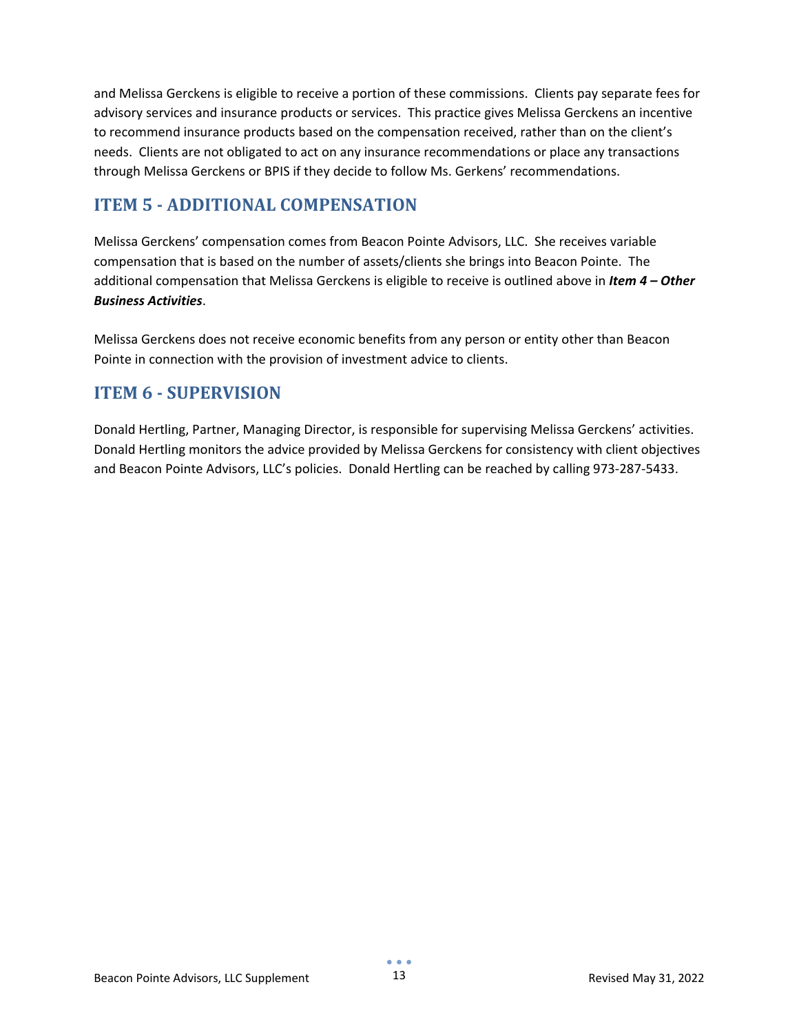and Melissa Gerckens is eligible to receive a portion of these commissions. Clients pay separate fees for advisory services and insurance products or services. This practice gives Melissa Gerckens an incentive to recommend insurance products based on the compensation received, rather than on the client's needs. Clients are not obligated to act on any insurance recommendations or place any transactions through Melissa Gerckens or BPIS if they decide to follow Ms. Gerkens' recommendations.

## ITEM 5 - ADDITIONAL COMPENSATION

Melissa Gerckens' compensation comes from Beacon Pointe Advisors, LLC. She receives variable compensation that is based on the number of assets/clients she brings into Beacon Pointe. The additional compensation that Melissa Gerckens is eligible to receive is outlined above in ***Item 4 – Other Business Activities***.

Melissa Gerckens does not receive economic benefits from any person or entity other than Beacon Pointe in connection with the provision of investment advice to clients.

## ITEM 6 - SUPERVISION

Donald Hertling, Partner, Managing Director, is responsible for supervising Melissa Gerckens' activities. Donald Hertling monitors the advice provided by Melissa Gerckens for consistency with client objectives and Beacon Pointe Advisors, LLC's policies. Donald Hertling can be reached by calling 973-287-5433.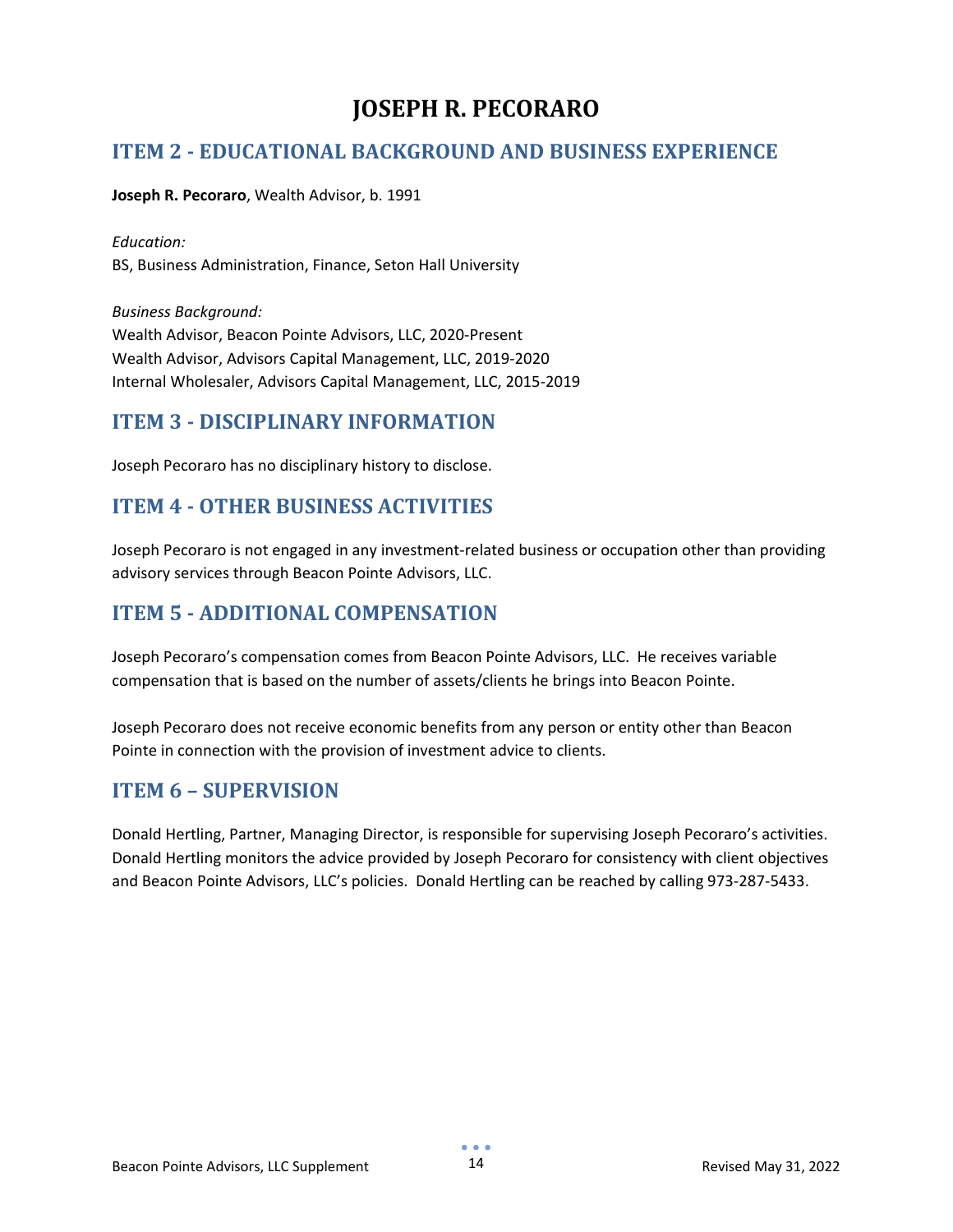# JOSEPH R. PECORARO

## ITEM 2 - EDUCATIONAL BACKGROUND AND BUSINESS EXPERIENCE

**Joseph R. Pecoraro**, Wealth Advisor, b. 1991

*Education:*
BS, Business Administration, Finance, Seton Hall University

*Business Background:*
Wealth Advisor, Beacon Pointe Advisors, LLC, 2020-Present
Wealth Advisor, Advisors Capital Management, LLC, 2019-2020
Internal Wholesaler, Advisors Capital Management, LLC, 2015-2019

## ITEM 3 - DISCIPLINARY INFORMATION

Joseph Pecoraro has no disciplinary history to disclose.

## ITEM 4 - OTHER BUSINESS ACTIVITIES

Joseph Pecoraro is not engaged in any investment-related business or occupation other than providing advisory services through Beacon Pointe Advisors, LLC.

## ITEM 5 - ADDITIONAL COMPENSATION

Joseph Pecoraro's compensation comes from Beacon Pointe Advisors, LLC. He receives variable compensation that is based on the number of assets/clients he brings into Beacon Pointe.

Joseph Pecoraro does not receive economic benefits from any person or entity other than Beacon Pointe in connection with the provision of investment advice to clients.

## ITEM 6 – SUPERVISION

Donald Hertling, Partner, Managing Director, is responsible for supervising Joseph Pecoraro's activities. Donald Hertling monitors the advice provided by Joseph Pecoraro for consistency with client objectives and Beacon Pointe Advisors, LLC's policies. Donald Hertling can be reached by calling 973-287-5433.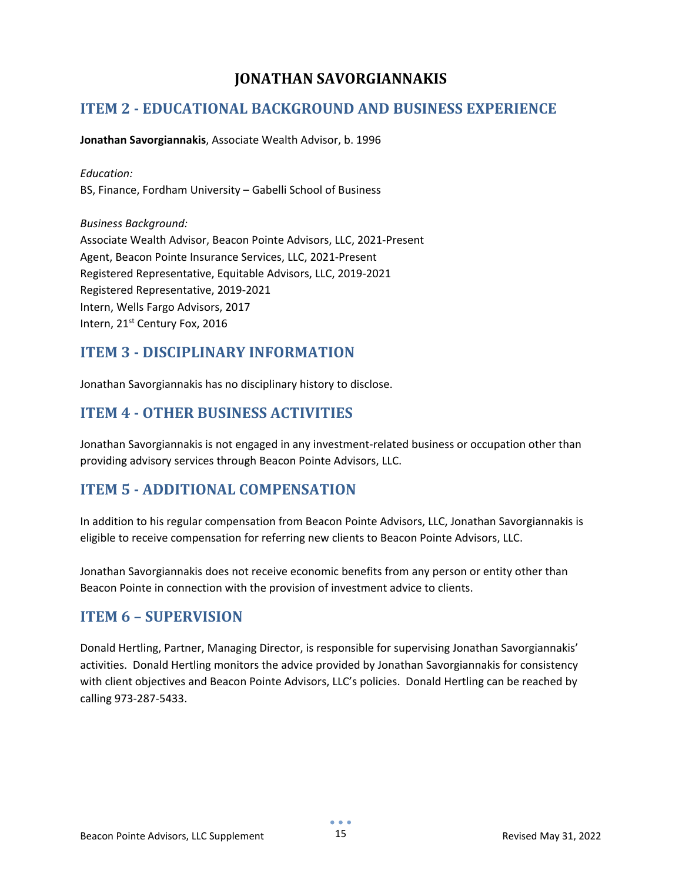# JONATHAN SAVORGIANNAKIS

## ITEM 2 - EDUCATIONAL BACKGROUND AND BUSINESS EXPERIENCE

**Jonathan Savorgiannakis**, Associate Wealth Advisor, b. 1996

*Education:*
BS, Finance, Fordham University – Gabelli School of Business

*Business Background:*
Associate Wealth Advisor, Beacon Pointe Advisors, LLC, 2021-Present
Agent, Beacon Pointe Insurance Services, LLC, 2021-Present
Registered Representative, Equitable Advisors, LLC, 2019-2021
Registered Representative, 2019-2021
Intern, Wells Fargo Advisors, 2017
Intern, 21st Century Fox, 2016

## ITEM 3 - DISCIPLINARY INFORMATION

Jonathan Savorgiannakis has no disciplinary history to disclose.

## ITEM 4 - OTHER BUSINESS ACTIVITIES

Jonathan Savorgiannakis is not engaged in any investment-related business or occupation other than providing advisory services through Beacon Pointe Advisors, LLC.

## ITEM 5 - ADDITIONAL COMPENSATION

In addition to his regular compensation from Beacon Pointe Advisors, LLC, Jonathan Savorgiannakis is eligible to receive compensation for referring new clients to Beacon Pointe Advisors, LLC.

Jonathan Savorgiannakis does not receive economic benefits from any person or entity other than Beacon Pointe in connection with the provision of investment advice to clients.

## ITEM 6 – SUPERVISION

Donald Hertling, Partner, Managing Director, is responsible for supervising Jonathan Savorgiannakis' activities. Donald Hertling monitors the advice provided by Jonathan Savorgiannakis for consistency with client objectives and Beacon Pointe Advisors, LLC's policies. Donald Hertling can be reached by calling 973-287-5433.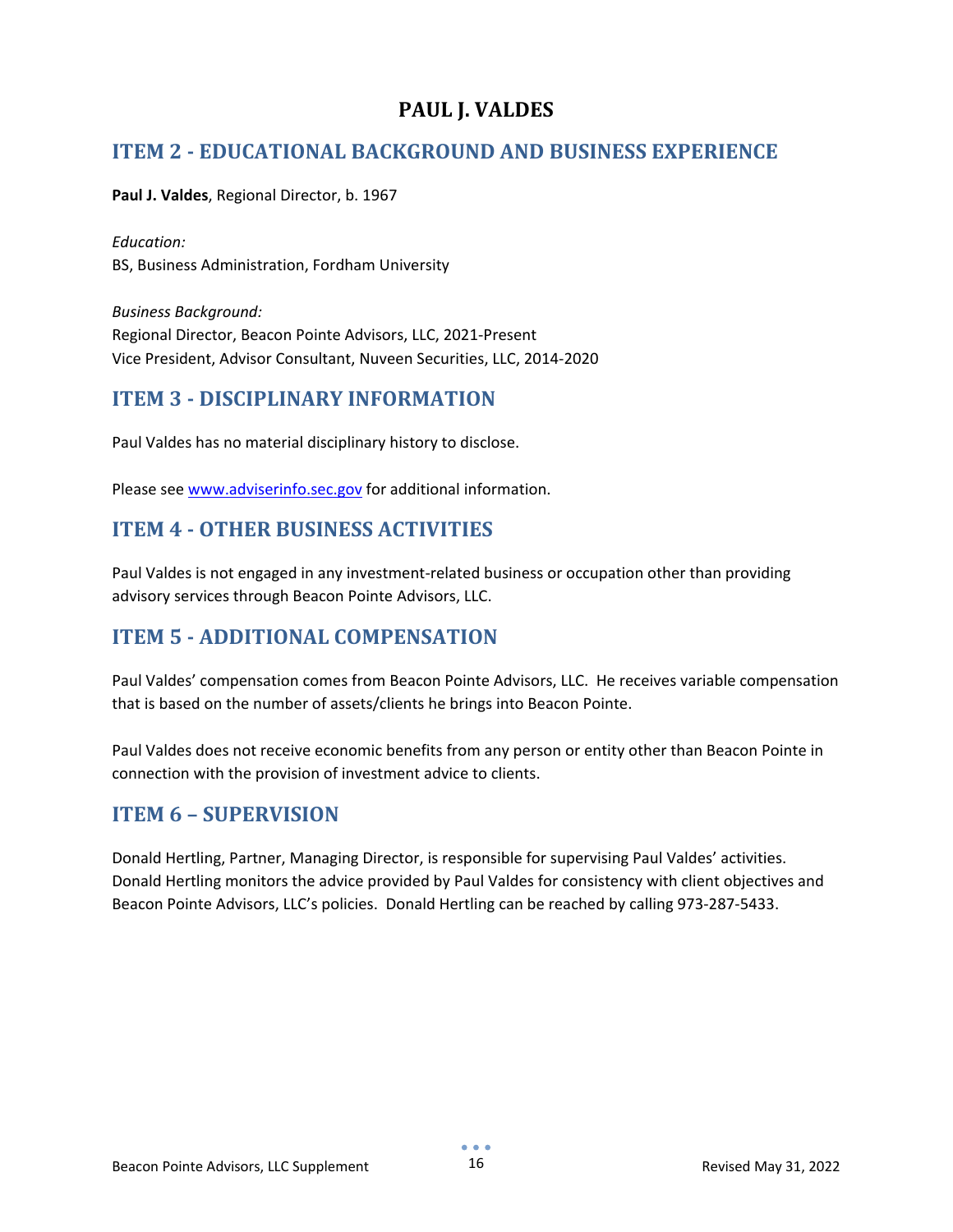# PAUL J. VALDES

## ITEM 2 - EDUCATIONAL BACKGROUND AND BUSINESS EXPERIENCE

**Paul J. Valdes**, Regional Director, b. 1967

*Education:*
BS, Business Administration, Fordham University

*Business Background:*
Regional Director, Beacon Pointe Advisors, LLC, 2021-Present
Vice President, Advisor Consultant, Nuveen Securities, LLC, 2014-2020

## ITEM 3 - DISCIPLINARY INFORMATION

Paul Valdes has no material disciplinary history to disclose.

Please see www.adviserinfo.sec.gov for additional information.

## ITEM 4 - OTHER BUSINESS ACTIVITIES

Paul Valdes is not engaged in any investment-related business or occupation other than providing advisory services through Beacon Pointe Advisors, LLC.

## ITEM 5 - ADDITIONAL COMPENSATION

Paul Valdes' compensation comes from Beacon Pointe Advisors, LLC. He receives variable compensation that is based on the number of assets/clients he brings into Beacon Pointe.

Paul Valdes does not receive economic benefits from any person or entity other than Beacon Pointe in connection with the provision of investment advice to clients.

## ITEM 6 – SUPERVISION

Donald Hertling, Partner, Managing Director, is responsible for supervising Paul Valdes' activities. Donald Hertling monitors the advice provided by Paul Valdes for consistency with client objectives and Beacon Pointe Advisors, LLC's policies. Donald Hertling can be reached by calling 973-287-5433.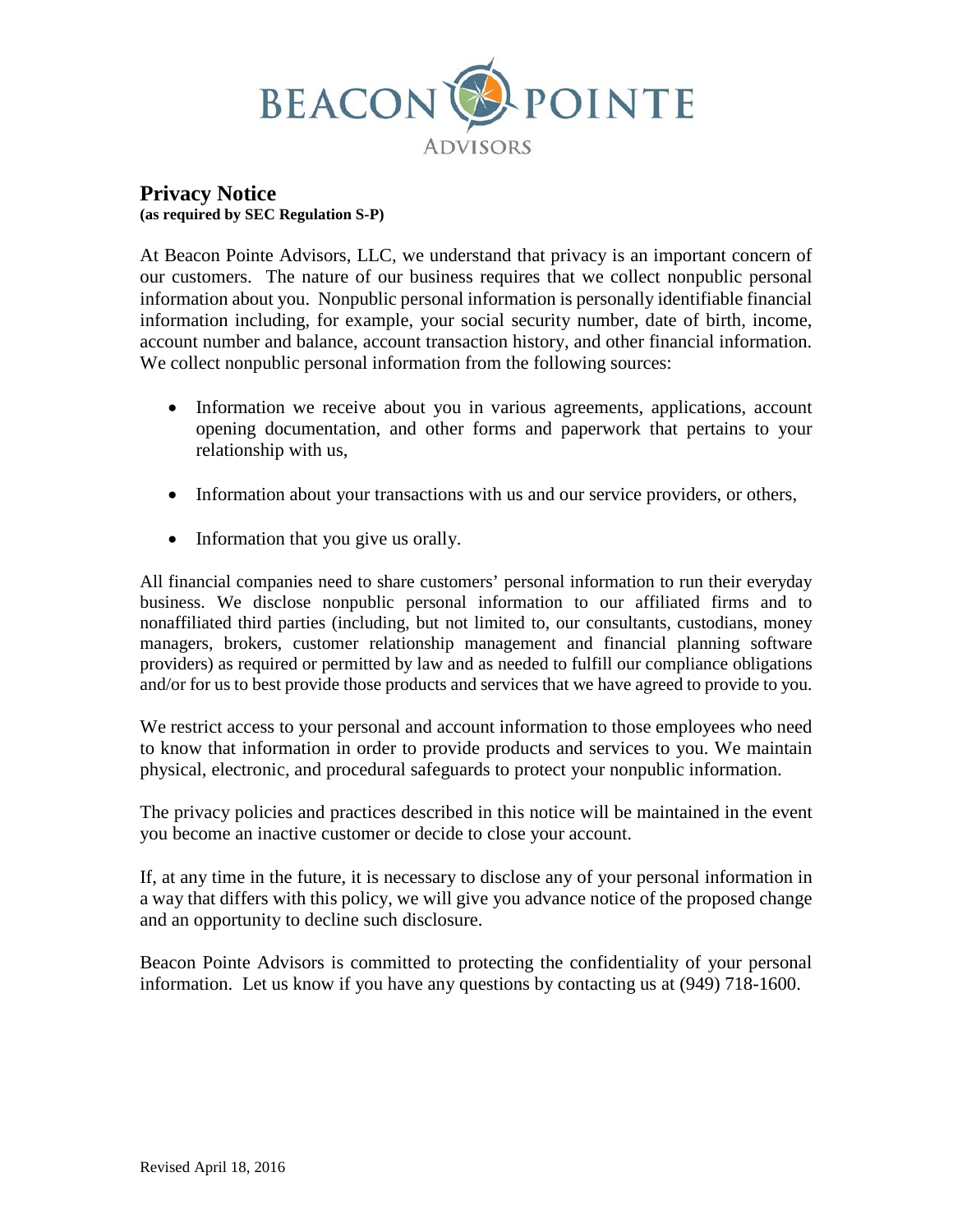BEACON POINTE
ADVISORS

# Privacy Notice

**(as required by SEC Regulation S-P)**

At Beacon Pointe Advisors, LLC, we understand that privacy is an important concern of our customers. The nature of our business requires that we collect nonpublic personal information about you. Nonpublic personal information is personally identifiable financial information including, for example, your social security number, date of birth, income, account number and balance, account transaction history, and other financial information. We collect nonpublic personal information from the following sources:

- Information we receive about you in various agreements, applications, account opening documentation, and other forms and paperwork that pertains to your relationship with us,
- Information about your transactions with us and our service providers, or others,
- Information that you give us orally.

All financial companies need to share customers' personal information to run their everyday business. We disclose nonpublic personal information to our affiliated firms and to nonaffiliated third parties (including, but not limited to, our consultants, custodians, money managers, brokers, customer relationship management and financial planning software providers) as required or permitted by law and as needed to fulfill our compliance obligations and/or for us to best provide those products and services that we have agreed to provide to you.

We restrict access to your personal and account information to those employees who need to know that information in order to provide products and services to you. We maintain physical, electronic, and procedural safeguards to protect your nonpublic information.

The privacy policies and practices described in this notice will be maintained in the event you become an inactive customer or decide to close your account.

If, at any time in the future, it is necessary to disclose any of your personal information in a way that differs with this policy, we will give you advance notice of the proposed change and an opportunity to decline such disclosure.

Beacon Pointe Advisors is committed to protecting the confidentiality of your personal information. Let us know if you have any questions by contacting us at (949) 718-1600.

Revised April 18, 2016